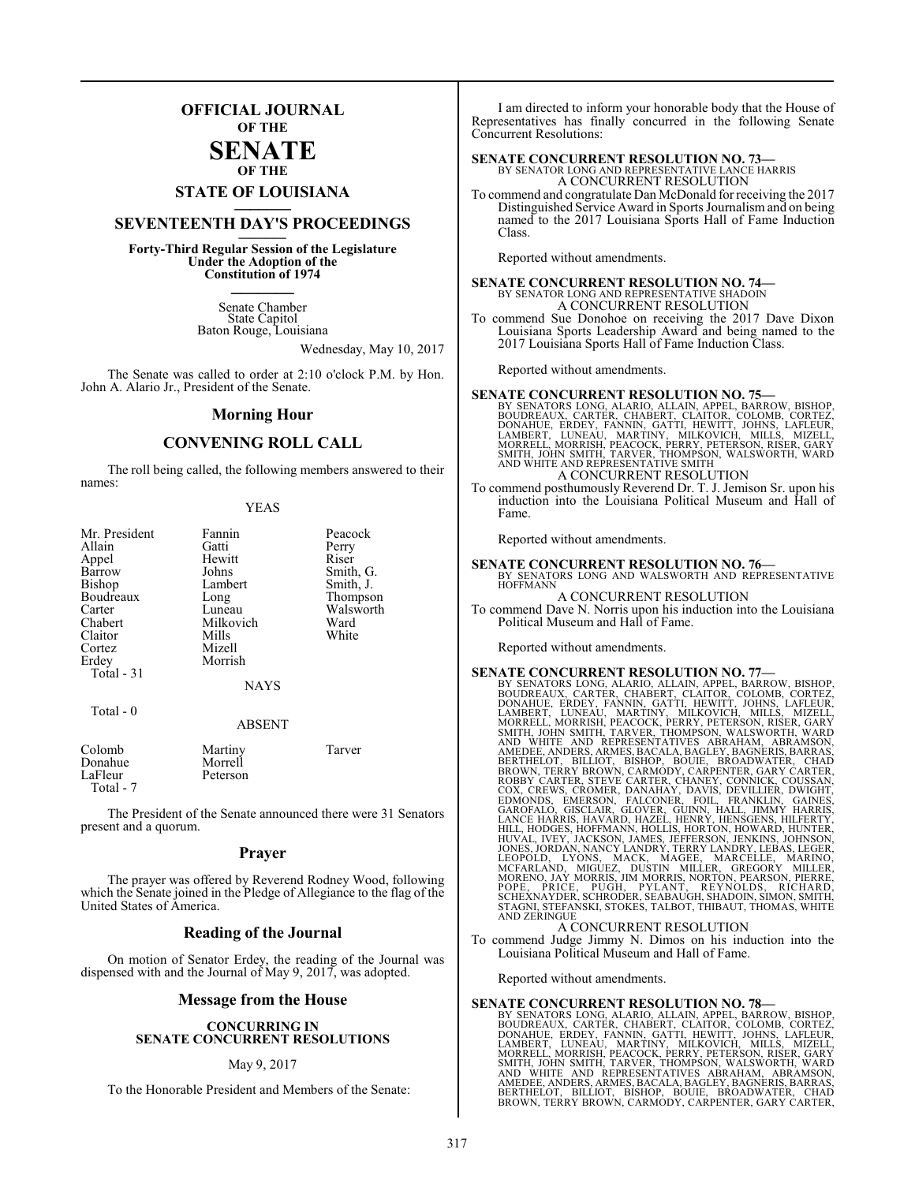# OFFICIAL JOURNAL
## OF THE
# SENATE
## OF THE
## STATE OF LOUISIANA

## SEVENTEENTH DAY'S PROCEEDINGS

**Forty-Third Regular Session of the Legislature Under the Adoption of the Constitution of 1974**

Senate Chamber
State Capitol
Baton Rouge, Louisiana

Wednesday, May 10, 2017

The Senate was called to order at 2:10 o'clock P.M. by Hon. John A. Alario Jr., President of the Senate.

## Morning Hour

## CONVENING ROLL CALL

The roll being called, the following members answered to their names:

YEAS

| | | |
|---|---|---|
| Mr. President | Fannin | Peacock |
| Allain | Gatti | Perry |
| Appel | Hewitt | Riser |
| Barrow | Johns | Smith, G. |
| Bishop | Lambert | Smith, J. |
| Boudreaux | Long | Thompson |
| Carter | Luneau | Walsworth |
| Chabert | Milkovich | Ward |
| Claitor | Mills | White |
| Cortez | Mizell | |
| Erdey | Morrish | |

Total - 31

NAYS

Total - 0

ABSENT

| | | |
|---|---|---|
| Colomb | Martiny | Tarver |
| Donahue | Morrell | |
| LaFleur | Peterson | |

Total - 7

The President of the Senate announced there were 31 Senators present and a quorum.

## Prayer

The prayer was offered by Reverend Rodney Wood, following which the Senate joined in the Pledge of Allegiance to the flag of the United States of America.

## Reading of the Journal

On motion of Senator Erdey, the reading of the Journal was dispensed with and the Journal of May 9, 2017, was adopted.

## Message from the House

**CONCURRING IN SENATE CONCURRENT RESOLUTIONS**

May 9, 2017

To the Honorable President and Members of the Senate:

I am directed to inform your honorable body that the House of Representatives has finally concurred in the following Senate Concurrent Resolutions:

**SENATE CONCURRENT RESOLUTION NO. 73—**
BY SENATOR LONG AND REPRESENTATIVE LANCE HARRIS
A CONCURRENT RESOLUTION
To commend and congratulate Dan McDonald for receiving the 2017 Distinguished Service Award in Sports Journalism and on being named to the 2017 Louisiana Sports Hall of Fame Induction Class.

Reported without amendments.

**SENATE CONCURRENT RESOLUTION NO. 74—**
BY SENATOR LONG AND REPRESENTATIVE SHADOIN
A CONCURRENT RESOLUTION
To commend Sue Donohoe on receiving the 2017 Dave Dixon Louisiana Sports Leadership Award and being named to the 2017 Louisiana Sports Hall of Fame Induction Class.

Reported without amendments.

**SENATE CONCURRENT RESOLUTION NO. 75—**
BY SENATORS LONG, ALARIO, ALLAIN, APPEL, BARROW, BISHOP, BOUDREAUX, CARTER, CHABERT, CLAITOR, COLOMB, CORTEZ, DONAHUE, ERDEY, FANNIN, GATTI, HEWITT, JOHNS, LAFLEUR, LAMBERT, LUNEAU, MARTINY, MILKOVICH, MILLS, MIZELL, MORRELL, MORRISH, PEACOCK, PERRY, PETERSON, RISER, GARY SMITH, JOHN SMITH, TARVER, THOMPSON, WALSWORTH, WARD AND WHITE AND REPRESENTATIVE SMITH
A CONCURRENT RESOLUTION
To commend posthumously Reverend Dr. T. J. Jemison Sr. upon his induction into the Louisiana Political Museum and Hall of Fame.

Reported without amendments.

**SENATE CONCURRENT RESOLUTION NO. 76—**
BY SENATORS LONG AND WALSWORTH AND REPRESENTATIVE HOFFMANN
A CONCURRENT RESOLUTION
To commend Dave N. Norris upon his induction into the Louisiana Political Museum and Hall of Fame.

Reported without amendments.

**SENATE CONCURRENT RESOLUTION NO. 77—**
BY SENATORS LONG, ALARIO, ALLAIN, APPEL, BARROW, BISHOP, BOUDREAUX, CARTER, CHABERT, CLAITOR, COLOMB, CORTEZ, DONAHUE, ERDEY, FANNIN, GATTI, HEWITT, JOHNS, LAFLEUR, LAMBERT, LUNEAU, MARTINY, MILKOVICH, MILLS, MIZELL, MORRELL, MORRISH, PEACOCK, PERRY, PETERSON, RISER, GARY SMITH, JOHN SMITH, TARVER, THOMPSON, WALSWORTH, WARD AND WHITE AND REPRESENTATIVES ABRAHAM, ABRAMSON, AMEDEE, ANDERS, ARMES, BACALA, BAGLEY, BAGNERIS, BARRAS, BERTHELOT, BILLIOT, BISHOP, BOUIE, BROADWATER, CHAD BROWN, TERRY BROWN, CARMODY, CARPENTER, GARY CARTER, ROBBY CARTER, STEVE CARTER, CHANEY, CONNICK, COUSSAN, COX, CREWS, CROMER, DANAHAY, DAVIS, DEVILLIER, DWIGHT, EDMONDS, EMERSON, FALCONER, FOIL, FRANKLIN, GAINES, GAROFALO, GISCLAIR, GLOVER, GUINN, HALL, JIMMY HARRIS, LANCE HARRIS, HAVARD, HAZEL, HENRY, HENSGENS, HILFERTY, HILL, HODGES, HOFFMANN, HOLLIS, HORTON, HOWARD, HUNTER, HUVAL, IVEY, JACKSON, JAMES, JEFFERSON, JENKINS, JOHNSON, JONES, JORDAN, NANCY LANDRY, TERRY LANDRY, LEBAS, LEGER, LEOPOLD, LYONS, MACK, MAGEE, MARCELLE, MARINO, MCFARLAND, MIGUEZ, DUSTIN MILLER, GREGORY MILLER, MORENO, JAY MORRIS, JIM MORRIS, NORTON, PEARSON, PIERRE, POPE, PRICE, PUGH, PYLANT, REYNOLDS, RICHARD, SCHEXNAYDER, SCHRODER, SEABAUGH, SHADOIN, SIMON, SMITH, STAGNI, STEFANSKI, STOKES, TALBOT, THIBAUT, THOMAS, WHITE AND ZERINGUE
A CONCURRENT RESOLUTION
To commend Judge Jimmy N. Dimos on his induction into the Louisiana Political Museum and Hall of Fame.

Reported without amendments.

**SENATE CONCURRENT RESOLUTION NO. 78—**
BY SENATORS LONG, ALARIO, ALLAIN, APPEL, BARROW, BISHOP, BOUDREAUX, CARTER, CHABERT, CLAITOR, COLOMB, CORTEZ, DONAHUE, ERDEY, FANNIN, GATTI, HEWITT, JOHNS, LAFLEUR, LAMBERT, LUNEAU, MARTINY, MILKOVICH, MILLS, MIZELL, MORRELL, MORRISH, PEACOCK, PERRY, PETERSON, RISER, GARY SMITH, JOHN SMITH, TARVER, THOMPSON, WALSWORTH, WARD AND WHITE AND REPRESENTATIVES ABRAHAM, ABRAMSON, AMEDEE, ANDERS, ARMES, BACALA, BAGLEY, BAGNERIS, BARRAS, BERTHELOT, BILLIOT, BISHOP, BOUIE, BROADWATER, CHAD BROWN, TERRY BROWN, CARMODY, CARPENTER, GARY CARTER,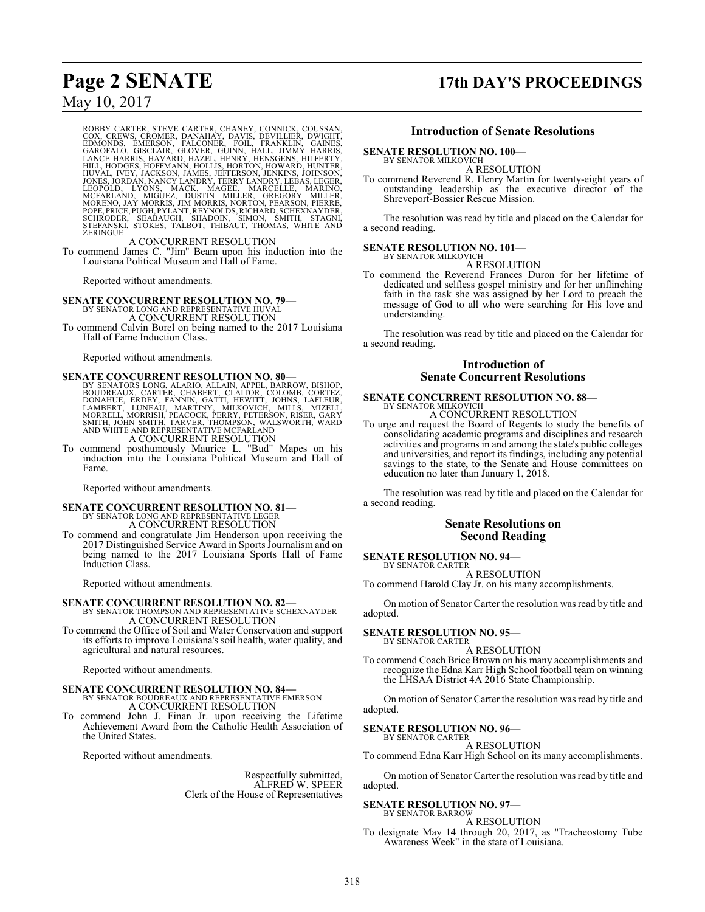ROBBY CARTER, STEVE CARTER, CHANEY, CONNICK, COUSSAN, COX, CREWS, CROMER, DANAHAY, DAVIS, DEVILLIER, DWIGHT, EDMONDS, EMERSON, FALCONER, FOIL, FRANKLIN, GAINES, GAROFALO, GISCLAIR, GLOVER, GUINN, HALL, JIMMY HARRIS, LANCE HARRIS, HAVARD, HAZEL, HENRY, HENSGENS, HILFERTY, HILL, HODGES, HOFFMANN, HOLLIS, HORTON, HOWARD, HUNTER, HUVAL, IVEY, JACKSON, JAMES, JEFFERSON, JENKINS, JOHNSON, JONES, JORDAN, NANCY LANDRY, TERRY LANDRY, LEBAS, LEGER, LEOPOLD, LYONS, MACK, MAGEE, MARCELLE, MARINO, MCFARLAND, MIGUEZ, DUSTIN MILLER, GREGORY MILLER, MORENO, JAY MORRIS, JIM MORRIS, NORTON, PEARSON, PIERRE, POPE, PRICE, PUGH, PYLANT, REYNOLDS, RICHARD, SCHEXNAYDER, SCHRODER, SEABAUGH, SHADOIN, SIMON, SMITH, STAGNI, STEFANSKI, STOKES, TALBOT, THIBAUT, THOMAS, WHITE AND ZERINGUE

A CONCURRENT RESOLUTION

To commend James C. "Jim" Beam upon his induction into the Louisiana Political Museum and Hall of Fame.

Reported without amendments.

**SENATE CONCURRENT RESOLUTION NO. 79—**
BY SENATOR LONG AND REPRESENTATIVE HUVAL
A CONCURRENT RESOLUTION

To commend Calvin Borel on being named to the 2017 Louisiana Hall of Fame Induction Class.

Reported without amendments.

**SENATE CONCURRENT RESOLUTION NO. 80—**
BY SENATORS LONG, ALARIO, ALLAIN, APPEL, BARROW, BISHOP, BOUDREAUX, CARTER, CHABERT, CLAITOR, COLOMB, CORTEZ, DONAHUE, ERDEY, FANNIN, GATTI, HEWITT, JOHNS, LAFLEUR, LAMBERT, LUNEAU, MARTINY, MILKOVICH, MILLS, MIZELL, MORRELL, MORRISH, PEACOCK, PERRY, PETERSON, RISER, GARY SMITH, JOHN SMITH, TARVER, THOMPSON, WALSWORTH, WARD AND WHITE AND REPRESENTATIVE MCFARLAND
A CONCURRENT RESOLUTION

To commend posthumously Maurice L. "Bud" Mapes on his induction into the Louisiana Political Museum and Hall of Fame.

Reported without amendments.

**SENATE CONCURRENT RESOLUTION NO. 81—**
BY SENATOR LONG AND REPRESENTATIVE LEGER
A CONCURRENT RESOLUTION

To commend and congratulate Jim Henderson upon receiving the 2017 Distinguished Service Award in Sports Journalism and on being named to the 2017 Louisiana Sports Hall of Fame Induction Class.

Reported without amendments.

**SENATE CONCURRENT RESOLUTION NO. 82—**
BY SENATOR THOMPSON AND REPRESENTATIVE SCHEXNAYDER
A CONCURRENT RESOLUTION

To commend the Office of Soil and Water Conservation and support its efforts to improve Louisiana's soil health, water quality, and agricultural and natural resources.

Reported without amendments.

**SENATE CONCURRENT RESOLUTION NO. 84—**
BY SENATOR BOUDREAUX AND REPRESENTATIVE EMERSON
A CONCURRENT RESOLUTION

To commend John J. Finan Jr. upon receiving the Lifetime Achievement Award from the Catholic Health Association of the United States.

Reported without amendments.

Respectfully submitted,
ALFRED W. SPEER
Clerk of the House of Representatives

## Introduction of Senate Resolutions

**SENATE RESOLUTION NO. 100—**
BY SENATOR MILKOVICH
A RESOLUTION

To commend Reverend R. Henry Martin for twenty-eight years of outstanding leadership as the executive director of the Shreveport-Bossier Rescue Mission.

The resolution was read by title and placed on the Calendar for a second reading.

**SENATE RESOLUTION NO. 101—**
BY SENATOR MILKOVICH
A RESOLUTION

To commend the Reverend Frances Duron for her lifetime of dedicated and selfless gospel ministry and for her unflinching faith in the task she was assigned by her Lord to preach the message of God to all who were searching for His love and understanding.

The resolution was read by title and placed on the Calendar for a second reading.

## Introduction of Senate Concurrent Resolutions

**SENATE CONCURRENT RESOLUTION NO. 88—**
BY SENATOR MILKOVICH
A CONCURRENT RESOLUTION

To urge and request the Board of Regents to study the benefits of consolidating academic programs and disciplines and research activities and programs in and among the state's public colleges and universities, and report its findings, including any potential savings to the state, to the Senate and House committees on education no later than January 1, 2018.

The resolution was read by title and placed on the Calendar for a second reading.

## Senate Resolutions on Second Reading

**SENATE RESOLUTION NO. 94—**
BY SENATOR CARTER
A RESOLUTION

To commend Harold Clay Jr. on his many accomplishments.

On motion of Senator Carter the resolution was read by title and adopted.

**SENATE RESOLUTION NO. 95—**
BY SENATOR CARTER
A RESOLUTION

To commend Coach Brice Brown on his many accomplishments and recognize the Edna Karr High School football team on winning the LHSAA District 4A 2016 State Championship.

On motion of Senator Carter the resolution was read by title and adopted.

**SENATE RESOLUTION NO. 96—**
BY SENATOR CARTER
A RESOLUTION

To commend Edna Karr High School on its many accomplishments.

On motion of Senator Carter the resolution was read by title and adopted.

**SENATE RESOLUTION NO. 97—**
BY SENATOR BARROW
A RESOLUTION

To designate May 14 through 20, 2017, as "Tracheostomy Tube Awareness Week" in the state of Louisiana.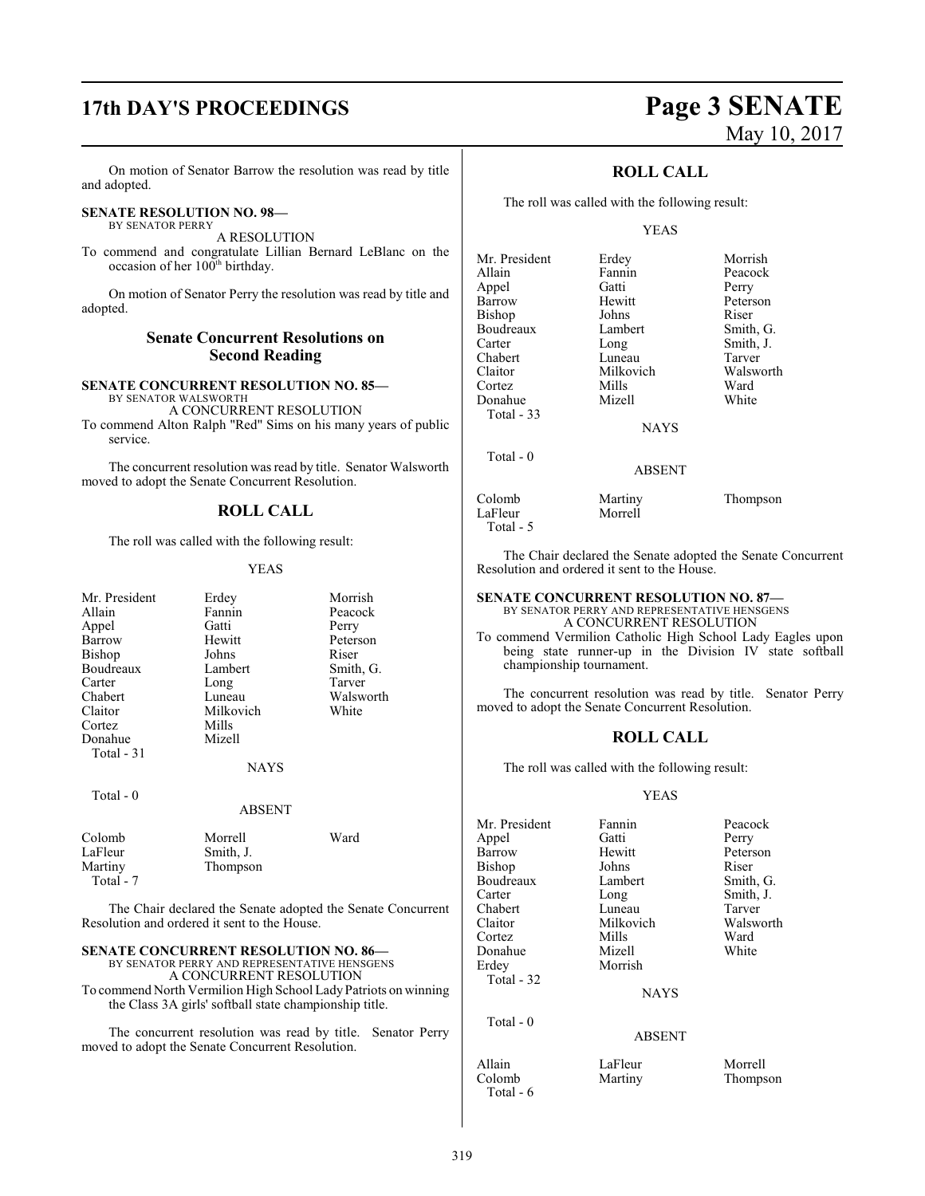On motion of Senator Barrow the resolution was read by title and adopted.

**SENATE RESOLUTION NO. 98—**
BY SENATOR PERRY
A RESOLUTION
To commend and congratulate Lillian Bernard LeBlanc on the occasion of her 100th birthday.

On motion of Senator Perry the resolution was read by title and adopted.

## Senate Concurrent Resolutions on Second Reading

**SENATE CONCURRENT RESOLUTION NO. 85—**
BY SENATOR WALSWORTH
A CONCURRENT RESOLUTION
To commend Alton Ralph "Red" Sims on his many years of public service.

The concurrent resolution was read by title. Senator Walsworth moved to adopt the Senate Concurrent Resolution.

### ROLL CALL

The roll was called with the following result:

YEAS

| | | |
|---|---|---|
| Mr. President | Erdey | Morrish |
| Allain | Fannin | Peacock |
| Appel | Gatti | Perry |
| Barrow | Hewitt | Peterson |
| Bishop | Johns | Riser |
| Boudreaux | Lambert | Smith, G. |
| Carter | Long | Tarver |
| Chabert | Luneau | Walsworth |
| Claitor | Milkovich | White |
| Cortez | Mills | |
| Donahue | Mizell | |

Total - 31

NAYS

Total - 0

ABSENT

| | | |
|---|---|---|
| Colomb | Morrell | Ward |
| LaFleur | Smith, J. | |
| Martiny | Thompson | |

Total - 7

The Chair declared the Senate adopted the Senate Concurrent Resolution and ordered it sent to the House.

**SENATE CONCURRENT RESOLUTION NO. 86—**
BY SENATOR PERRY AND REPRESENTATIVE HENSGENS
A CONCURRENT RESOLUTION
To commend North Vermilion High School Lady Patriots on winning the Class 3A girls' softball state championship title.

The concurrent resolution was read by title. Senator Perry moved to adopt the Senate Concurrent Resolution.

### ROLL CALL

The roll was called with the following result:

YEAS

| | | |
|---|---|---|
| Mr. President | Erdey | Morrish |
| Allain | Fannin | Peacock |
| Appel | Gatti | Perry |
| Barrow | Hewitt | Peterson |
| Bishop | Johns | Riser |
| Boudreaux | Lambert | Smith, G. |
| Carter | Long | Smith, J. |
| Chabert | Luneau | Tarver |
| Claitor | Milkovich | Walsworth |
| Cortez | Mills | Ward |
| Donahue | Mizell | White |

Total - 33

NAYS

Total - 0

ABSENT

| | | |
|---|---|---|
| Colomb | Martiny | Thompson |
| LaFleur | Morrell | |

Total - 5

The Chair declared the Senate adopted the Senate Concurrent Resolution and ordered it sent to the House.

**SENATE CONCURRENT RESOLUTION NO. 87—**
BY SENATOR PERRY AND REPRESENTATIVE HENSGENS
A CONCURRENT RESOLUTION
To commend Vermilion Catholic High School Lady Eagles upon being state runner-up in the Division IV state softball championship tournament.

The concurrent resolution was read by title. Senator Perry moved to adopt the Senate Concurrent Resolution.

### ROLL CALL

The roll was called with the following result:

YEAS

| | | |
|---|---|---|
| Mr. President | Fannin | Peacock |
| Appel | Gatti | Perry |
| Barrow | Hewitt | Peterson |
| Bishop | Johns | Riser |
| Boudreaux | Lambert | Smith, G. |
| Carter | Long | Smith, J. |
| Chabert | Luneau | Tarver |
| Claitor | Milkovich | Walsworth |
| Cortez | Mills | Ward |
| Donahue | Mizell | White |
| Erdey | Morrish | |

Total - 32

NAYS

Total - 0

ABSENT

| | | |
|---|---|---|
| Allain | LaFleur | Morrell |
| Colomb | Martiny | Thompson |

Total - 6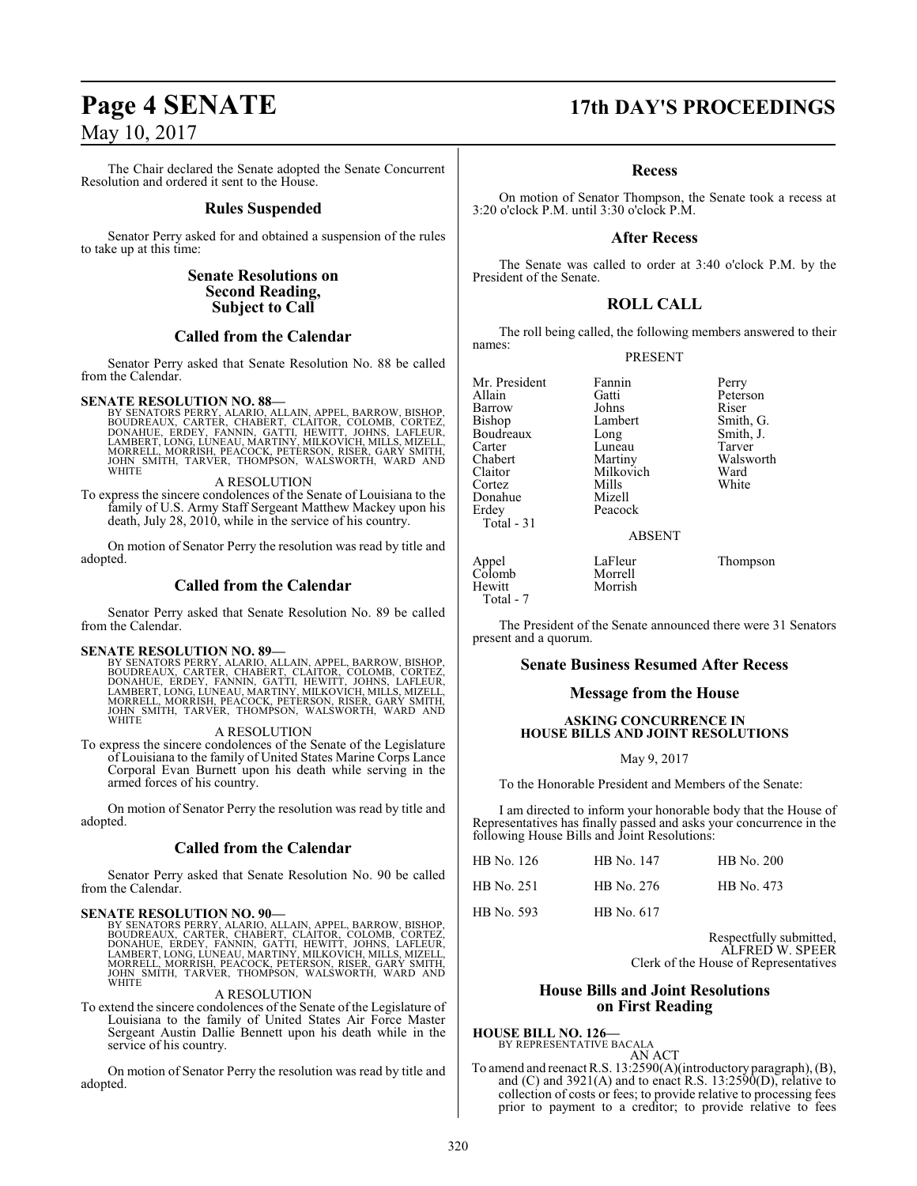The Chair declared the Senate adopted the Senate Concurrent Resolution and ordered it sent to the House.

## Rules Suspended

Senator Perry asked for and obtained a suspension of the rules to take up at this time:

## Senate Resolutions on Second Reading, Subject to Call

## Called from the Calendar

Senator Perry asked that Senate Resolution No. 88 be called from the Calendar.

**SENATE RESOLUTION NO. 88—**
BY SENATORS PERRY, ALARIO, ALLAIN, APPEL, BARROW, BISHOP, BOUDREAUX, CARTER, CHABERT, CLAITOR, COLOMB, CORTEZ, DONAHUE, ERDEY, FANNIN, GATTI, HEWITT, JOHNS, LAFLEUR, LAMBERT, LONG, LUNEAU, MARTINY, MILKOVICH, MILLS, MIZELL, MORRELL, MORRISH, PEACOCK, PETERSON, RISER, GARY SMITH, JOHN SMITH, TARVER, THOMPSON, WALSWORTH, WARD AND WHITE

A RESOLUTION

To express the sincere condolences of the Senate of Louisiana to the family of U.S. Army Staff Sergeant Matthew Mackey upon his death, July 28, 2010, while in the service of his country.

On motion of Senator Perry the resolution was read by title and adopted.

## Called from the Calendar

Senator Perry asked that Senate Resolution No. 89 be called from the Calendar.

**SENATE RESOLUTION NO. 89—**
BY SENATORS PERRY, ALARIO, ALLAIN, APPEL, BARROW, BISHOP, BOUDREAUX, CARTER, CHABERT, CLAITOR, COLOMB, CORTEZ, DONAHUE, ERDEY, FANNIN, GATTI, HEWITT, JOHNS, LAFLEUR, LAMBERT, LONG, LUNEAU, MARTINY, MILKOVICH, MILLS, MIZELL, MORRELL, MORRISH, PEACOCK, PETERSON, RISER, GARY SMITH, JOHN SMITH, TARVER, THOMPSON, WALSWORTH, WARD AND WHITE

A RESOLUTION

To express the sincere condolences of the Senate of the Legislature of Louisiana to the family of United States Marine Corps Lance Corporal Evan Burnett upon his death while serving in the armed forces of his country.

On motion of Senator Perry the resolution was read by title and adopted.

## Called from the Calendar

Senator Perry asked that Senate Resolution No. 90 be called from the Calendar.

**SENATE RESOLUTION NO. 90—**
BY SENATORS PERRY, ALARIO, ALLAIN, APPEL, BARROW, BISHOP, BOUDREAUX, CARTER, CHABERT, CLAITOR, COLOMB, CORTEZ, DONAHUE, ERDEY, FANNIN, GATTI, HEWITT, JOHNS, LAFLEUR, LAMBERT, LONG, LUNEAU, MARTINY, MILKOVICH, MILLS, MIZELL, MORRELL, MORRISH, PEACOCK, PETERSON, RISER, GARY SMITH, JOHN SMITH, TARVER, THOMPSON, WALSWORTH, WARD AND WHITE

A RESOLUTION

To extend the sincere condolences of the Senate of the Legislature of Louisiana to the family of United States Air Force Master Sergeant Austin Dallie Bennett upon his death while in the service of his country.

On motion of Senator Perry the resolution was read by title and adopted.

## Recess

On motion of Senator Thompson, the Senate took a recess at 3:20 o'clock P.M. until 3:30 o'clock P.M.

## After Recess

The Senate was called to order at 3:40 o'clock P.M. by the President of the Senate.

## ROLL CALL

The roll being called, the following members answered to their names:

PRESENT

| | | |
|---|---|---|
| Mr. President | Fannin | Perry |
| Allain | Gatti | Peterson |
| Barrow | Johns | Riser |
| Bishop | Lambert | Smith, G. |
| Boudreaux | Long | Smith, J. |
| Carter | Luneau | Tarver |
| Chabert | Martiny | Walsworth |
| Claitor | Milkovich | Ward |
| Cortez | Mills | White |
| Donahue | Mizell | |
| Erdey | Peacock | |

Total - 31

ABSENT

| | | |
|---|---|---|
| Appel | LaFleur | Thompson |
| Colomb | Morrell | |
| Hewitt | Morrish | |

Total - 7

The President of the Senate announced there were 31 Senators present and a quorum.

## Senate Business Resumed After Recess

## Message from the House

### ASKING CONCURRENCE IN HOUSE BILLS AND JOINT RESOLUTIONS

May 9, 2017

To the Honorable President and Members of the Senate:

I am directed to inform your honorable body that the House of Representatives has finally passed and asks your concurrence in the following House Bills and Joint Resolutions:

| | | |
|---|---|---|
| HB No. 126 | HB No. 147 | HB No. 200 |
| HB No. 251 | HB No. 276 | HB No. 473 |
| HB No. 593 | HB No. 617 | |

Respectfully submitted,
ALFRED W. SPEER
Clerk of the House of Representatives

## House Bills and Joint Resolutions on First Reading

**HOUSE BILL NO. 126—**
BY REPRESENTATIVE BACALA

AN ACT

To amend and reenact R.S. 13:2590(A)(introductory paragraph), (B), and (C) and 3921(A) and to enact R.S. 13:2590(D), relative to collection of costs or fees; to provide relative to processing fees prior to payment to a creditor; to provide relative to fees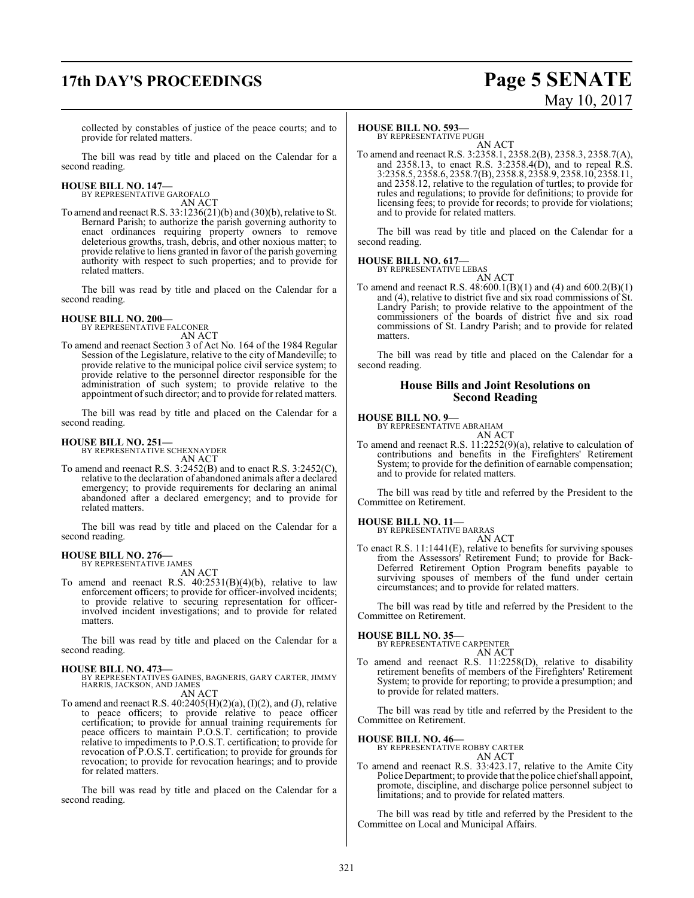collected by constables of justice of the peace courts; and to provide for related matters.

The bill was read by title and placed on the Calendar for a second reading.

**HOUSE BILL NO. 147—**
BY REPRESENTATIVE GAROFALO
AN ACT

To amend and reenact R.S. 33:1236(21)(b) and (30)(b), relative to St. Bernard Parish; to authorize the parish governing authority to enact ordinances requiring property owners to remove deleterious growths, trash, debris, and other noxious matter; to provide relative to liens granted in favor of the parish governing authority with respect to such properties; and to provide for related matters.

The bill was read by title and placed on the Calendar for a second reading.

**HOUSE BILL NO. 200—**
BY REPRESENTATIVE FALCONER
AN ACT

To amend and reenact Section 3 of Act No. 164 of the 1984 Regular Session of the Legislature, relative to the city of Mandeville; to provide relative to the municipal police civil service system; to provide relative to the personnel director responsible for the administration of such system; to provide relative to the appointment of such director; and to provide for related matters.

The bill was read by title and placed on the Calendar for a second reading.

**HOUSE BILL NO. 251—**
BY REPRESENTATIVE SCHEXNAYDER
AN ACT

To amend and reenact R.S. 3:2452(B) and to enact R.S. 3:2452(C), relative to the declaration of abandoned animals after a declared emergency; to provide requirements for declaring an animal abandoned after a declared emergency; and to provide for related matters.

The bill was read by title and placed on the Calendar for a second reading.

**HOUSE BILL NO. 276—**
BY REPRESENTATIVE JAMES
AN ACT

To amend and reenact R.S. 40:2531(B)(4)(b), relative to law enforcement officers; to provide for officer-involved incidents; to provide relative to securing representation for officer-involved incident investigations; and to provide for related matters.

The bill was read by title and placed on the Calendar for a second reading.

**HOUSE BILL NO. 473—**
BY REPRESENTATIVES GAINES, BAGNERIS, GARY CARTER, JIMMY HARRIS, JACKSON, AND JAMES
AN ACT

To amend and reenact R.S. 40:2405(H)(2)(a), (I)(2), and (J), relative to peace officers; to provide relative to peace officer certification; to provide for annual training requirements for peace officers to maintain P.O.S.T. certification; to provide relative to impediments to P.O.S.T. certification; to provide for revocation of P.O.S.T. certification; to provide for grounds for revocation; to provide for revocation hearings; and to provide for related matters.

The bill was read by title and placed on the Calendar for a second reading.

**HOUSE BILL NO. 593—**
BY REPRESENTATIVE PUGH
AN ACT

To amend and reenact R.S. 3:2358.1, 2358.2(B), 2358.3, 2358.7(A), and 2358.13, to enact R.S. 3:2358.4(D), and to repeal R.S. 3:2358.5, 2358.6, 2358.7(B), 2358.8, 2358.9, 2358.10, 2358.11, and 2358.12, relative to the regulation of turtles; to provide for rules and regulations; to provide for definitions; to provide for licensing fees; to provide for records; to provide for violations; and to provide for related matters.

The bill was read by title and placed on the Calendar for a second reading.

**HOUSE BILL NO. 617—**
BY REPRESENTATIVE LEBAS
AN ACT

To amend and reenact R.S. 48:600.1(B)(1) and (4) and 600.2(B)(1) and (4), relative to district five and six road commissions of St. Landry Parish; to provide relative to the appointment of the commissioners of the boards of district five and six road commissions of St. Landry Parish; and to provide for related matters.

The bill was read by title and placed on the Calendar for a second reading.

## House Bills and Joint Resolutions on Second Reading

**HOUSE BILL NO. 9—**
BY REPRESENTATIVE ABRAHAM
AN ACT

To amend and reenact R.S. 11:2252(9)(a), relative to calculation of contributions and benefits in the Firefighters' Retirement System; to provide for the definition of earnable compensation; and to provide for related matters.

The bill was read by title and referred by the President to the Committee on Retirement.

**HOUSE BILL NO. 11—**
BY REPRESENTATIVE BARRAS
AN ACT

To enact R.S. 11:1441(E), relative to benefits for surviving spouses from the Assessors' Retirement Fund; to provide for Back-Deferred Retirement Option Program benefits payable to surviving spouses of members of the fund under certain circumstances; and to provide for related matters.

The bill was read by title and referred by the President to the Committee on Retirement.

**HOUSE BILL NO. 35—**
BY REPRESENTATIVE CARPENTER
AN ACT

To amend and reenact R.S. 11:2258(D), relative to disability retirement benefits of members of the Firefighters' Retirement System; to provide for reporting; to provide a presumption; and to provide for related matters.

The bill was read by title and referred by the President to the Committee on Retirement.

**HOUSE BILL NO. 46—**
BY REPRESENTATIVE ROBBY CARTER
AN ACT

To amend and reenact R.S. 33:423.17, relative to the Amite City Police Department; to provide that the police chief shall appoint, promote, discipline, and discharge police personnel subject to limitations; and to provide for related matters.

The bill was read by title and referred by the President to the Committee on Local and Municipal Affairs.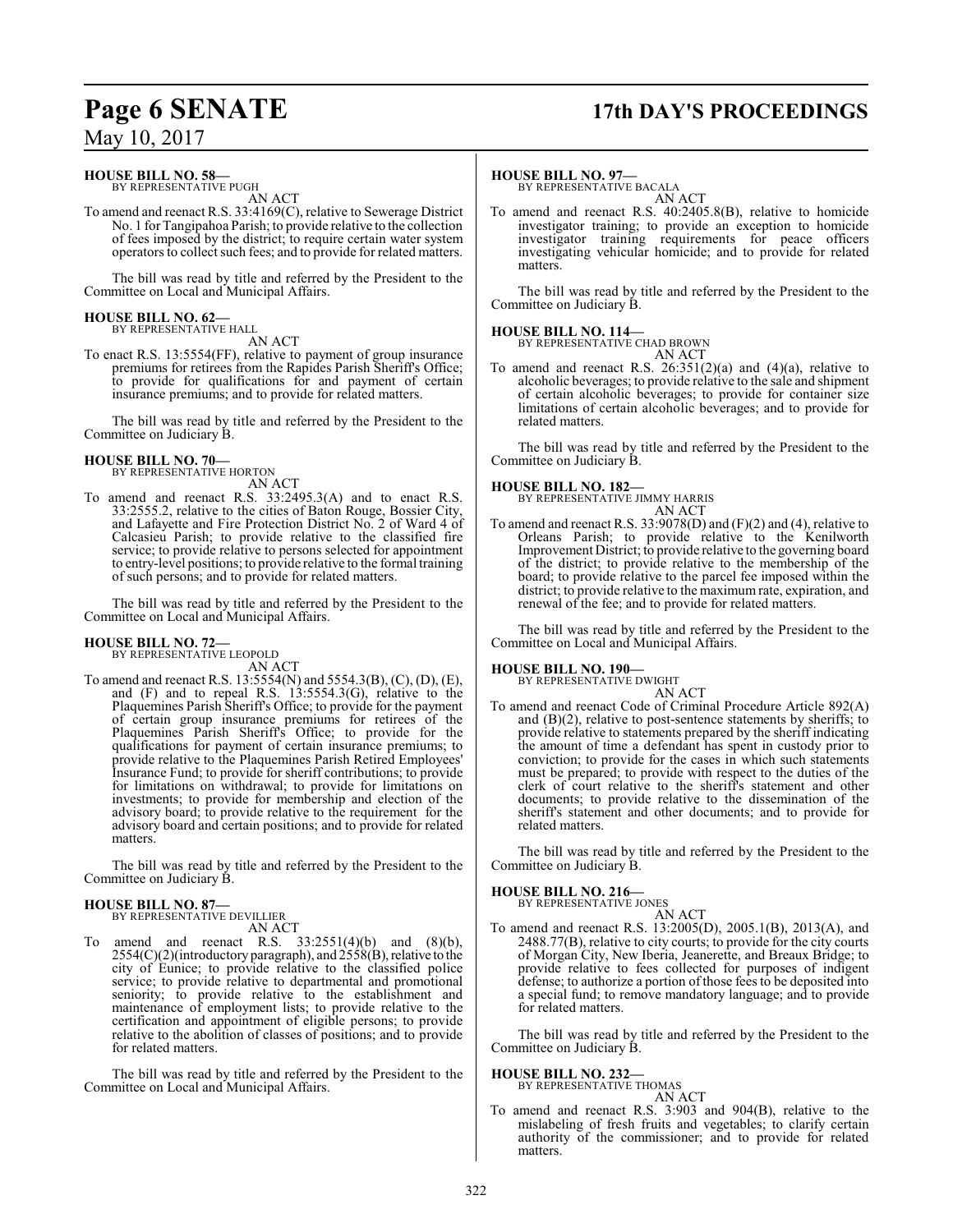**HOUSE BILL NO. 58—**
BY REPRESENTATIVE PUGH

AN ACT

To amend and reenact R.S. 33:4169(C), relative to Sewerage District No. 1 for Tangipahoa Parish; to provide relative to the collection of fees imposed by the district; to require certain water system operators to collect such fees; and to provide for related matters.

The bill was read by title and referred by the President to the Committee on Local and Municipal Affairs.

**HOUSE BILL NO. 62—**
BY REPRESENTATIVE HALL

AN ACT

To enact R.S. 13:5554(FF), relative to payment of group insurance premiums for retirees from the Rapides Parish Sheriff's Office; to provide for qualifications for and payment of certain insurance premiums; and to provide for related matters.

The bill was read by title and referred by the President to the Committee on Judiciary B.

**HOUSE BILL NO. 70—**
BY REPRESENTATIVE HORTON

AN ACT

To amend and reenact R.S. 33:2495.3(A) and to enact R.S. 33:2555.2, relative to the cities of Baton Rouge, Bossier City, and Lafayette and Fire Protection District No. 2 of Ward 4 of Calcasieu Parish; to provide relative to the classified fire service; to provide relative to persons selected for appointment to entry-level positions; to provide relative to the formal training of such persons; and to provide for related matters.

The bill was read by title and referred by the President to the Committee on Local and Municipal Affairs.

**HOUSE BILL NO. 72—**
BY REPRESENTATIVE LEOPOLD

AN ACT

To amend and reenact R.S. 13:5554(N) and 5554.3(B), (C), (D), (E), and (F) and to repeal R.S. 13:5554.3(G), relative to the Plaquemines Parish Sheriff's Office; to provide for the payment of certain group insurance premiums for retirees of the Plaquemines Parish Sheriff's Office; to provide for the qualifications for payment of certain insurance premiums; to provide relative to the Plaquemines Parish Retired Employees' Insurance Fund; to provide for sheriff contributions; to provide for limitations on withdrawal; to provide for limitations on investments; to provide for membership and election of the advisory board; to provide relative to the requirement for the advisory board and certain positions; and to provide for related matters.

The bill was read by title and referred by the President to the Committee on Judiciary B.

**HOUSE BILL NO. 87—**
BY REPRESENTATIVE DEVILLIER

AN ACT

To amend and reenact R.S. 33:2551(4)(b) and (8)(b), 2554(C)(2)(introductory paragraph), and 2558(B), relative to the city of Eunice; to provide relative to the classified police service; to provide relative to departmental and promotional seniority; to provide relative to the establishment and maintenance of employment lists; to provide relative to the certification and appointment of eligible persons; to provide relative to the abolition of classes of positions; and to provide for related matters.

The bill was read by title and referred by the President to the Committee on Local and Municipal Affairs.

**HOUSE BILL NO. 97—**
BY REPRESENTATIVE BACALA

AN ACT

To amend and reenact R.S. 40:2405.8(B), relative to homicide investigator training; to provide an exception to homicide investigator training requirements for peace officers investigating vehicular homicide; and to provide for related matters.

The bill was read by title and referred by the President to the Committee on Judiciary B.

**HOUSE BILL NO. 114—**
BY REPRESENTATIVE CHAD BROWN

AN ACT

To amend and reenact R.S. 26:351(2)(a) and (4)(a), relative to alcoholic beverages; to provide relative to the sale and shipment of certain alcoholic beverages; to provide for container size limitations of certain alcoholic beverages; and to provide for related matters.

The bill was read by title and referred by the President to the Committee on Judiciary B.

**HOUSE BILL NO. 182—**
BY REPRESENTATIVE JIMMY HARRIS

AN ACT

To amend and reenact R.S. 33:9078(D) and (F)(2) and (4), relative to Orleans Parish; to provide relative to the Kenilworth Improvement District; to provide relative to the governing board of the district; to provide relative to the membership of the board; to provide relative to the parcel fee imposed within the district; to provide relative to the maximum rate, expiration, and renewal of the fee; and to provide for related matters.

The bill was read by title and referred by the President to the Committee on Local and Municipal Affairs.

**HOUSE BILL NO. 190—**
BY REPRESENTATIVE DWIGHT

AN ACT

To amend and reenact Code of Criminal Procedure Article 892(A) and (B)(2), relative to post-sentence statements by sheriffs; to provide relative to statements prepared by the sheriff indicating the amount of time a defendant has spent in custody prior to conviction; to provide for the cases in which such statements must be prepared; to provide with respect to the duties of the clerk of court relative to the sheriff's statement and other documents; to provide relative to the dissemination of the sheriff's statement and other documents; and to provide for related matters.

The bill was read by title and referred by the President to the Committee on Judiciary B.

**HOUSE BILL NO. 216—**
BY REPRESENTATIVE JONES

AN ACT

To amend and reenact R.S. 13:2005(D), 2005.1(B), 2013(A), and 2488.77(B), relative to city courts; to provide for the city courts of Morgan City, New Iberia, Jeanerette, and Breaux Bridge; to provide relative to fees collected for purposes of indigent defense; to authorize a portion of those fees to be deposited into a special fund; to remove mandatory language; and to provide for related matters.

The bill was read by title and referred by the President to the Committee on Judiciary B.

**HOUSE BILL NO. 232—**
BY REPRESENTATIVE THOMAS

AN ACT

To amend and reenact R.S. 3:903 and 904(B), relative to the mislabeling of fresh fruits and vegetables; to clarify certain authority of the commissioner; and to provide for related matters.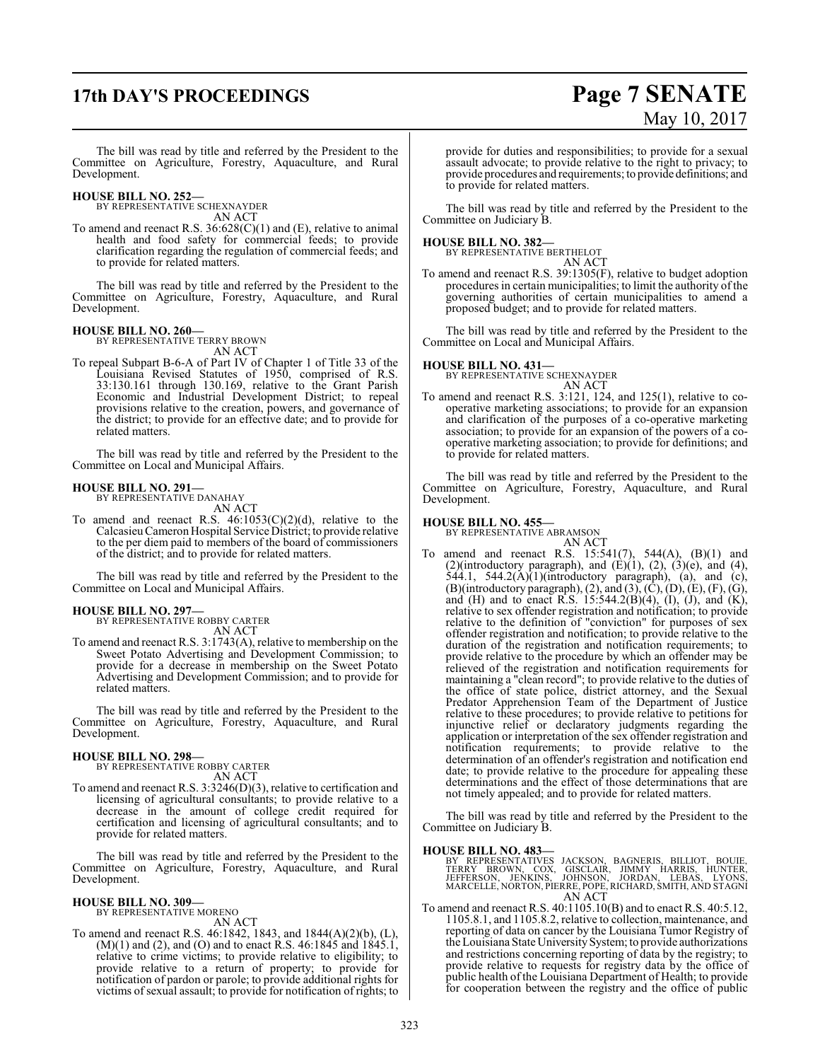The bill was read by title and referred by the President to the Committee on Agriculture, Forestry, Aquaculture, and Rural Development.

**HOUSE BILL NO. 252—**
BY REPRESENTATIVE SCHEXNAYDER
AN ACT

To amend and reenact R.S. 36:628(C)(1) and (E), relative to animal health and food safety for commercial feeds; to provide clarification regarding the regulation of commercial feeds; and to provide for related matters.

The bill was read by title and referred by the President to the Committee on Agriculture, Forestry, Aquaculture, and Rural Development.

**HOUSE BILL NO. 260—**
BY REPRESENTATIVE TERRY BROWN
AN ACT

To repeal Subpart B-6-A of Part IV of Chapter 1 of Title 33 of the Louisiana Revised Statutes of 1950, comprised of R.S. 33:130.161 through 130.169, relative to the Grant Parish Economic and Industrial Development District; to repeal provisions relative to the creation, powers, and governance of the district; to provide for an effective date; and to provide for related matters.

The bill was read by title and referred by the President to the Committee on Local and Municipal Affairs.

**HOUSE BILL NO. 291—**
BY REPRESENTATIVE DANAHAY
AN ACT

To amend and reenact R.S. 46:1053(C)(2)(d), relative to the Calcasieu Cameron Hospital Service District; to provide relative to the per diem paid to members of the board of commissioners of the district; and to provide for related matters.

The bill was read by title and referred by the President to the Committee on Local and Municipal Affairs.

**HOUSE BILL NO. 297—**
BY REPRESENTATIVE ROBBY CARTER
AN ACT

To amend and reenact R.S. 3:1743(A), relative to membership on the Sweet Potato Advertising and Development Commission; to provide for a decrease in membership on the Sweet Potato Advertising and Development Commission; and to provide for related matters.

The bill was read by title and referred by the President to the Committee on Agriculture, Forestry, Aquaculture, and Rural Development.

**HOUSE BILL NO. 298—**
BY REPRESENTATIVE ROBBY CARTER
AN ACT

To amend and reenact R.S. 3:3246(D)(3), relative to certification and licensing of agricultural consultants; to provide relative to a decrease in the amount of college credit required for certification and licensing of agricultural consultants; and to provide for related matters.

The bill was read by title and referred by the President to the Committee on Agriculture, Forestry, Aquaculture, and Rural Development.

**HOUSE BILL NO. 309—**
BY REPRESENTATIVE MORENO
AN ACT

To amend and reenact R.S. 46:1842, 1843, and 1844(A)(2)(b), (L), (M)(1) and (2), and (O) and to enact R.S. 46:1845 and 1845.1, relative to crime victims; to provide relative to eligibility; to provide relative to a return of property; to provide for notification of pardon or parole; to provide additional rights for victims of sexual assault; to provide for notification of rights; to provide for duties and responsibilities; to provide for a sexual assault advocate; to provide relative to the right to privacy; to provide procedures and requirements; to provide definitions; and to provide for related matters.

The bill was read by title and referred by the President to the Committee on Judiciary B.

**HOUSE BILL NO. 382—**
BY REPRESENTATIVE BERTHELOT
AN ACT

To amend and reenact R.S. 39:1305(F), relative to budget adoption procedures in certain municipalities; to limit the authority of the governing authorities of certain municipalities to amend a proposed budget; and to provide for related matters.

The bill was read by title and referred by the President to the Committee on Local and Municipal Affairs.

**HOUSE BILL NO. 431—**
BY REPRESENTATIVE SCHEXNAYDER
AN ACT

To amend and reenact R.S. 3:121, 124, and 125(1), relative to co-operative marketing associations; to provide for an expansion and clarification of the purposes of a co-operative marketing association; to provide for an expansion of the powers of a co-operative marketing association; to provide for definitions; and to provide for related matters.

The bill was read by title and referred by the President to the Committee on Agriculture, Forestry, Aquaculture, and Rural Development.

**HOUSE BILL NO. 455—**
BY REPRESENTATIVE ABRAMSON
AN ACT

To amend and reenact R.S. 15:541(7), 544(A), (B)(1) and (2)(introductory paragraph), and (E)(1), (2), (3)(e), and (4), 544.1, 544.2(A)(1)(introductory paragraph), (a), and (c), (B)(introductory paragraph), (2), and (3), (C), (D), (E), (F), (G), and (H) and to enact R.S. 15:544.2(B)(4), (I), (J), and (K), relative to sex offender registration and notification; to provide relative to the definition of "conviction" for purposes of sex offender registration and notification; to provide relative to the duration of the registration and notification requirements; to provide relative to the procedure by which an offender may be relieved of the registration and notification requirements for maintaining a "clean record"; to provide relative to the duties of the office of state police, district attorney, and the Sexual Predator Apprehension Team of the Department of Justice relative to these procedures; to provide relative to petitions for injunctive relief or declaratory judgments regarding the application or interpretation of the sex offender registration and notification requirements; to provide relative to the determination of an offender's registration and notification end date; to provide relative to the procedure for appealing these determinations and the effect of those determinations that are not timely appealed; and to provide for related matters.

The bill was read by title and referred by the President to the Committee on Judiciary B.

**HOUSE BILL NO. 483—**
BY REPRESENTATIVES JACKSON, BAGNERIS, BILLIOT, BOUIE, TERRY BROWN, COX, GISCLAIR, JIMMY HARRIS, HUNTER, JEFFERSON, JENKINS, JOHNSON, JORDAN, LEBAS, LYONS, MARCELLE, NORTON, PIERRE, POPE, RICHARD, SMITH, AND STAGNI
AN ACT

To amend and reenact R.S. 40:1105.10(B) and to enact R.S. 40:5.12, 1105.8.1, and 1105.8.2, relative to collection, maintenance, and reporting of data on cancer by the Louisiana Tumor Registry of the Louisiana State University System; to provide authorizations and restrictions concerning reporting of data by the registry; to provide relative to requests for registry data by the office of public health of the Louisiana Department of Health; to provide for cooperation between the registry and the office of public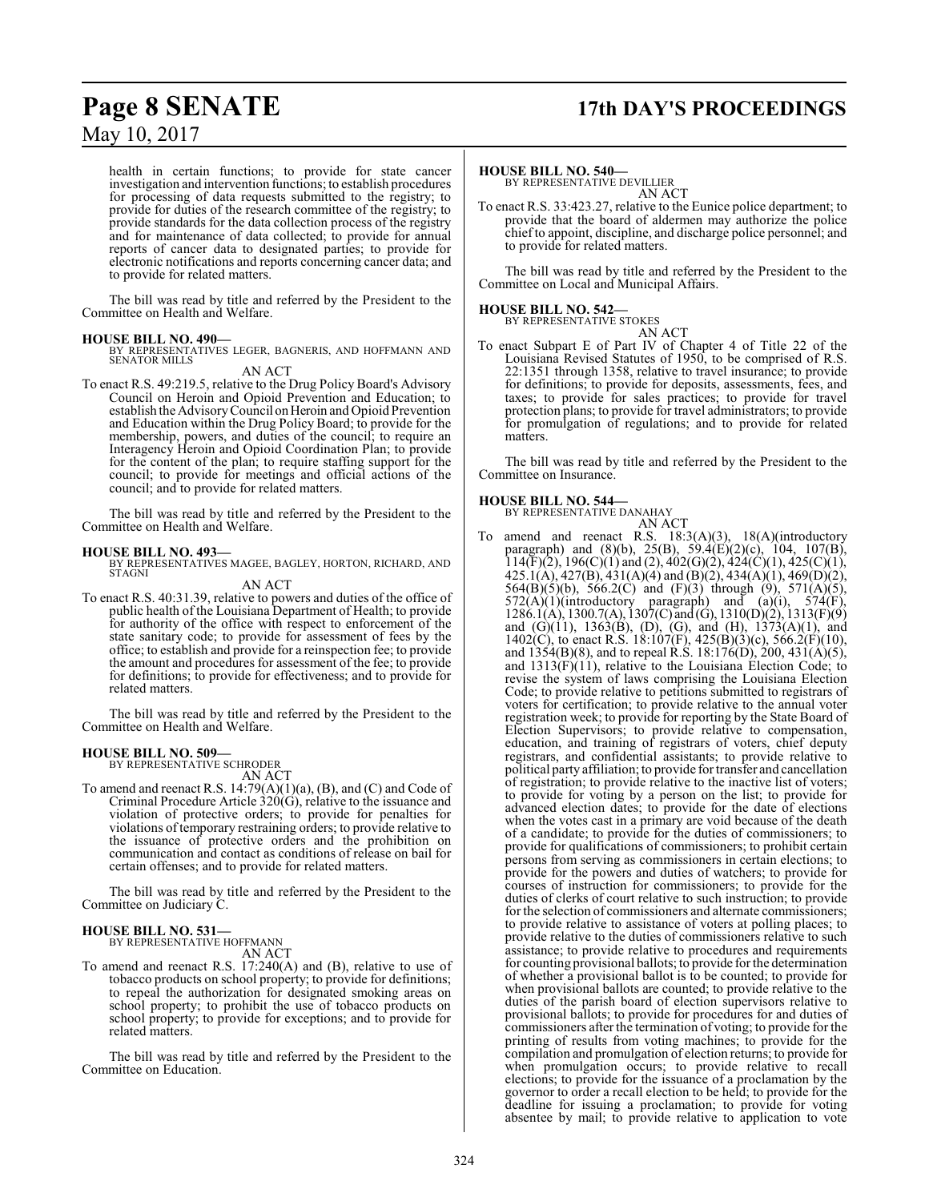health in certain functions; to provide for state cancer investigation and intervention functions; to establish procedures for processing of data requests submitted to the registry; to provide for duties of the research committee of the registry; to provide standards for the data collection process of the registry and for maintenance of data collected; to provide for annual reports of cancer data to designated parties; to provide for electronic notifications and reports concerning cancer data; and to provide for related matters.

The bill was read by title and referred by the President to the Committee on Health and Welfare.

**HOUSE BILL NO. 490—**
BY REPRESENTATIVES LEGER, BAGNERIS, AND HOFFMANN AND SENATOR MILLS

AN ACT

To enact R.S. 49:219.5, relative to the Drug Policy Board's Advisory Council on Heroin and Opioid Prevention and Education; to establish the Advisory Council on Heroin and Opioid Prevention and Education within the Drug Policy Board; to provide for the membership, powers, and duties of the council; to require an Interagency Heroin and Opioid Coordination Plan; to provide for the content of the plan; to require staffing support for the council; to provide for meetings and official actions of the council; and to provide for related matters.

The bill was read by title and referred by the President to the Committee on Health and Welfare.

**HOUSE BILL NO. 493—**
BY REPRESENTATIVES MAGEE, BAGLEY, HORTON, RICHARD, AND STAGNI

AN ACT

To enact R.S. 40:31.39, relative to powers and duties of the office of public health of the Louisiana Department of Health; to provide for authority of the office with respect to enforcement of the state sanitary code; to provide for assessment of fees by the office; to establish and provide for a reinspection fee; to provide the amount and procedures for assessment of the fee; to provide for definitions; to provide for effectiveness; and to provide for related matters.

The bill was read by title and referred by the President to the Committee on Health and Welfare.

**HOUSE BILL NO. 509—**
BY REPRESENTATIVE SCHRODER

AN ACT

To amend and reenact R.S. 14:79(A)(1)(a), (B), and (C) and Code of Criminal Procedure Article 320(G), relative to the issuance and violation of protective orders; to provide for penalties for violations of temporary restraining orders; to provide relative to the issuance of protective orders and the prohibition on communication and contact as conditions of release on bail for certain offenses; and to provide for related matters.

The bill was read by title and referred by the President to the Committee on Judiciary C.

**HOUSE BILL NO. 531—**
BY REPRESENTATIVE HOFFMANN

AN ACT

To amend and reenact R.S. 17:240(A) and (B), relative to use of tobacco products on school property; to provide for definitions; to repeal the authorization for designated smoking areas on school property; to prohibit the use of tobacco products on school property; to provide for exceptions; and to provide for related matters.

The bill was read by title and referred by the President to the Committee on Education.

**HOUSE BILL NO. 540—**
BY REPRESENTATIVE DEVILLIER

AN ACT

To enact R.S. 33:423.27, relative to the Eunice police department; to provide that the board of aldermen may authorize the police chief to appoint, discipline, and discharge police personnel; and to provide for related matters.

The bill was read by title and referred by the President to the Committee on Local and Municipal Affairs.

**HOUSE BILL NO. 542—**
BY REPRESENTATIVE STOKES

AN ACT

To enact Subpart E of Part IV of Chapter 4 of Title 22 of the Louisiana Revised Statutes of 1950, to be comprised of R.S. 22:1351 through 1358, relative to travel insurance; to provide for definitions; to provide for deposits, assessments, fees, and taxes; to provide for sales practices; to provide for travel protection plans; to provide for travel administrators; to provide for promulgation of regulations; and to provide for related matters.

The bill was read by title and referred by the President to the Committee on Insurance.

**HOUSE BILL NO. 544—**
BY REPRESENTATIVE DANAHAY

AN ACT

To amend and reenact R.S. 18:3(A)(3), 18(A)(introductory paragraph) and (8)(b), 25(B), 59.4(E)(2)(c), 104, 107(B), 114(F)(2), 196(C)(1) and (2), 402(G)(2), 424(C)(1), 425(C)(1), 425.1(A), 427(B), 431(A)(4) and (B)(2), 434(A)(1), 469(D)(2), 564(B)(5)(b), 566.2(C) and (F)(3) through (9), 571(A)(5), 572(A)(1)(introductory paragraph) and (a)(i), 574(F), 1286.1(A), 1300.7(A), 1307(C) and (G), 1310(D)(2), 1313(F)(9) and (G)(11), 1363(B), (D), (G), and (H), 1373(A)(1), and 1402(C), to enact R.S. 18:107(F), 425(B)(3)(c), 566.2(F)(10), and 1354(B)(8), and to repeal R.S. 18:176(D), 200, 431(A)(5), and 1313(F)(11), relative to the Louisiana Election Code; to revise the system of laws comprising the Louisiana Election Code; to provide relative to petitions submitted to registrars of voters for certification; to provide relative to the annual voter registration week; to provide for reporting by the State Board of Election Supervisors; to provide relative to compensation, education, and training of registrars of voters, chief deputy registrars, and confidential assistants; to provide relative to political party affiliation; to provide for transfer and cancellation of registration; to provide relative to the inactive list of voters; to provide for voting by a person on the list; to provide for advanced election dates; to provide for the date of elections when the votes cast in a primary are void because of the death of a candidate; to provide for the duties of commissioners; to provide for qualifications of commissioners; to prohibit certain persons from serving as commissioners in certain elections; to provide for the powers and duties of watchers; to provide for courses of instruction for commissioners; to provide for the duties of clerks of court relative to such instruction; to provide for the selection of commissioners and alternate commissioners; to provide relative to assistance of voters at polling places; to provide relative to the duties of commissioners relative to such assistance; to provide relative to procedures and requirements for counting provisional ballots; to provide for the determination of whether a provisional ballot is to be counted; to provide for when provisional ballots are counted; to provide relative to the duties of the parish board of election supervisors relative to provisional ballots; to provide for procedures for and duties of commissioners after the termination of voting; to provide for the printing of results from voting machines; to provide for the compilation and promulgation of election returns; to provide for when promulgation occurs; to provide relative to recall elections; to provide for the issuance of a proclamation by the governor to order a recall election to be held; to provide for the deadline for issuing a proclamation; to provide for voting absentee by mail; to provide relative to application to vote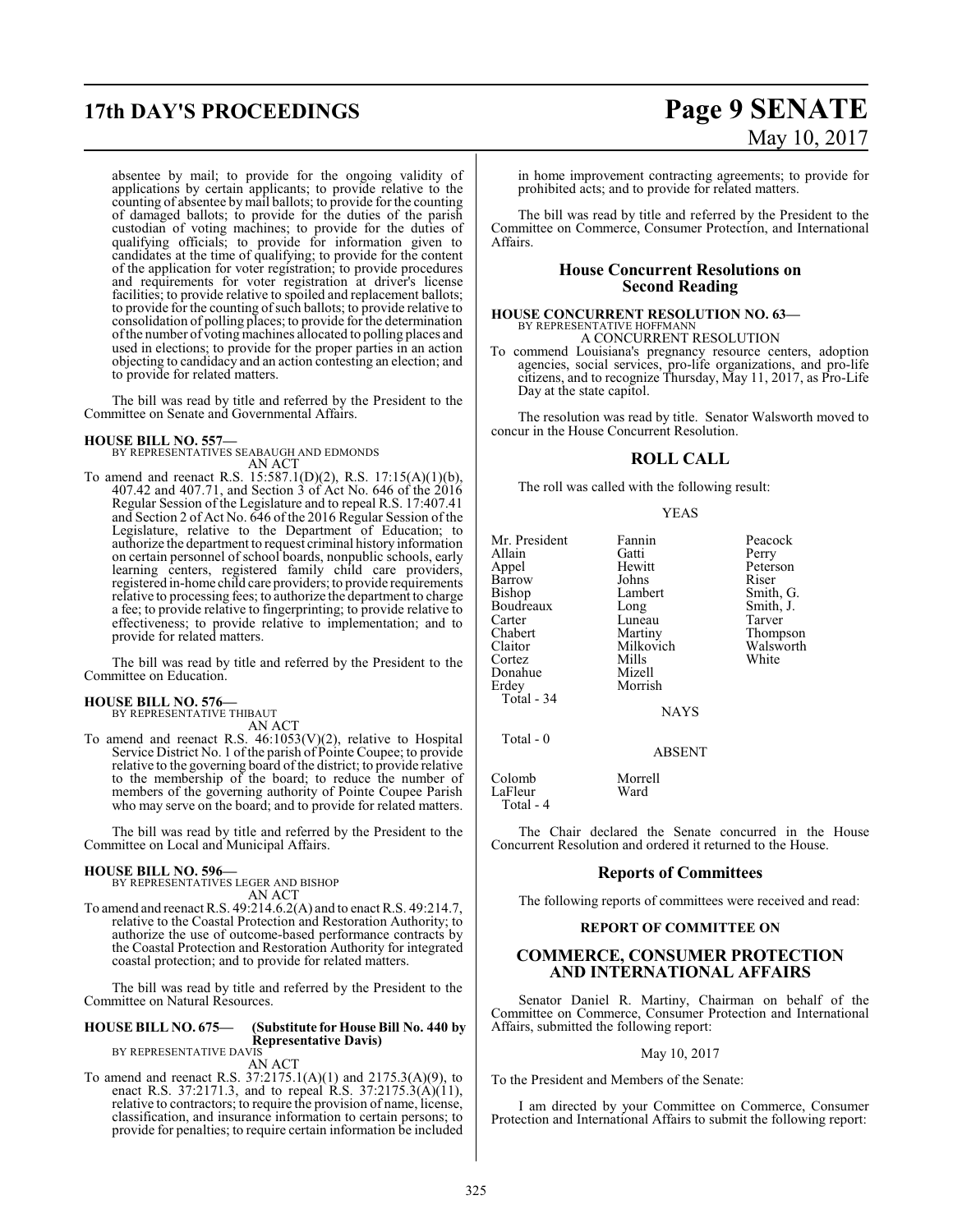absentee by mail; to provide for the ongoing validity of applications by certain applicants; to provide relative to the counting of absentee by mail ballots; to provide for the counting of damaged ballots; to provide for the duties of the parish custodian of voting machines; to provide for the duties of qualifying officials; to provide for information given to candidates at the time of qualifying; to provide for the content of the application for voter registration; to provide procedures and requirements for voter registration at driver's license facilities; to provide relative to spoiled and replacement ballots; to provide for the counting of such ballots; to provide relative to consolidation of polling places; to provide for the determination of the number of voting machines allocated to polling places and used in elections; to provide for the proper parties in an action objecting to candidacy and an action contesting an election; and to provide for related matters.

The bill was read by title and referred by the President to the Committee on Senate and Governmental Affairs.

**HOUSE BILL NO. 557—**
BY REPRESENTATIVES SEABAUGH AND EDMONDS
AN ACT

To amend and reenact R.S. 15:587.1(D)(2), R.S. 17:15(A)(1)(b), 407.42 and 407.71, and Section 3 of Act No. 646 of the 2016 Regular Session of the Legislature and to repeal R.S. 17:407.41 and Section 2 of Act No. 646 of the 2016 Regular Session of the Legislature, relative to the Department of Education; to authorize the department to request criminal history information on certain personnel of school boards, nonpublic schools, early learning centers, registered family child care providers, registered in-home child care providers; to provide requirements relative to processing fees; to authorize the department to charge a fee; to provide relative to fingerprinting; to provide relative to effectiveness; to provide relative to implementation; and to provide for related matters.

The bill was read by title and referred by the President to the Committee on Education.

**HOUSE BILL NO. 576—**
BY REPRESENTATIVE THIBAUT
AN ACT

To amend and reenact R.S. 46:1053(V)(2), relative to Hospital Service District No. 1 of the parish of Pointe Coupee; to provide relative to the governing board of the district; to provide relative to the membership of the board; to reduce the number of members of the governing authority of Pointe Coupee Parish who may serve on the board; and to provide for related matters.

The bill was read by title and referred by the President to the Committee on Local and Municipal Affairs.

**HOUSE BILL NO. 596—**
BY REPRESENTATIVES LEGER AND BISHOP
AN ACT

To amend and reenact R.S. 49:214.6.2(A) and to enact R.S. 49:214.7, relative to the Coastal Protection and Restoration Authority; to authorize the use of outcome-based performance contracts by the Coastal Protection and Restoration Authority for integrated coastal protection; and to provide for related matters.

The bill was read by title and referred by the President to the Committee on Natural Resources.

**HOUSE BILL NO. 675— (Substitute for House Bill No. 440 by Representative Davis)**
BY REPRESENTATIVE DAVIS
AN ACT

To amend and reenact R.S. 37:2175.1(A)(1) and 2175.3(A)(9), to enact R.S. 37:2171.3, and to repeal R.S. 37:2175.3(A)(11), relative to contractors; to require the provision of name, license, classification, and insurance information to certain persons; to provide for penalties; to require certain information be included in home improvement contracting agreements; to provide for prohibited acts; and to provide for related matters.

The bill was read by title and referred by the President to the Committee on Commerce, Consumer Protection, and International Affairs.

## House Concurrent Resolutions on Second Reading

**HOUSE CONCURRENT RESOLUTION NO. 63—**
BY REPRESENTATIVE HOFFMANN
A CONCURRENT RESOLUTION

To commend Louisiana's pregnancy resource centers, adoption agencies, social services, pro-life organizations, and pro-life citizens, and to recognize Thursday, May 11, 2017, as Pro-Life Day at the state capitol.

The resolution was read by title. Senator Walsworth moved to concur in the House Concurrent Resolution.

## ROLL CALL

The roll was called with the following result:

YEAS

| | | |
|---|---|---|
| Mr. President | Fannin | Peacock |
| Allain | Gatti | Perry |
| Appel | Hewitt | Peterson |
| Barrow | Johns | Riser |
| Bishop | Lambert | Smith, G. |
| Boudreaux | Long | Smith, J. |
| Carter | Luneau | Tarver |
| Chabert | Martiny | Thompson |
| Claitor | Milkovich | Walsworth |
| Cortez | Mills | White |
| Donahue | Mizell | |
| Erdey | Morrish | |

Total - 34

NAYS

Total - 0

ABSENT

| | |
|---|---|
| Colomb | Morrell |
| LaFleur | Ward |

Total - 4

The Chair declared the Senate concurred in the House Concurrent Resolution and ordered it returned to the House.

## Reports of Committees

The following reports of committees were received and read:

### REPORT OF COMMITTEE ON

## COMMERCE, CONSUMER PROTECTION AND INTERNATIONAL AFFAIRS

Senator Daniel R. Martiny, Chairman on behalf of the Committee on Commerce, Consumer Protection and International Affairs, submitted the following report:

May 10, 2017

To the President and Members of the Senate:

I am directed by your Committee on Commerce, Consumer Protection and International Affairs to submit the following report: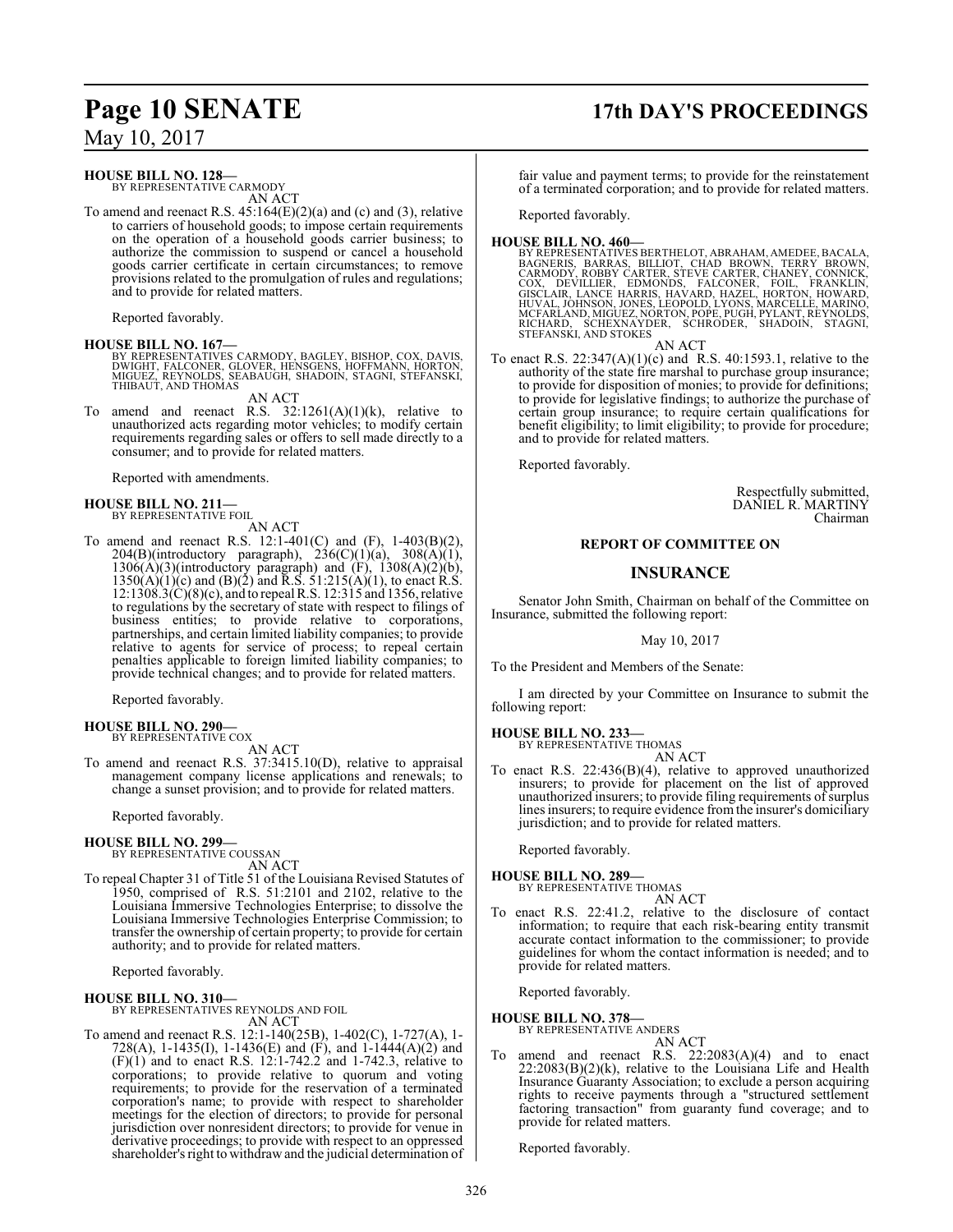**HOUSE BILL NO. 128—**
BY REPRESENTATIVE CARMODY

AN ACT

To amend and reenact R.S. 45:164(E)(2)(a) and (c) and (3), relative to carriers of household goods; to impose certain requirements on the operation of a household goods carrier business; to authorize the commission to suspend or cancel a household goods carrier certificate in certain circumstances; to remove provisions related to the promulgation of rules and regulations; and to provide for related matters.

Reported favorably.

**HOUSE BILL NO. 167—**
BY REPRESENTATIVES CARMODY, BAGLEY, BISHOP, COX, DAVIS, DWIGHT, FALCONER, GLOVER, HENSGENS, HOFFMANN, HORTON, MIGUEZ, REYNOLDS, SEABAUGH, SHADOIN, STAGNI, STEFANSKI, THIBAUT, AND THOMAS

AN ACT

To amend and reenact R.S. 32:1261(A)(1)(k), relative to unauthorized acts regarding motor vehicles; to modify certain requirements regarding sales or offers to sell made directly to a consumer; and to provide for related matters.

Reported with amendments.

**HOUSE BILL NO. 211—**
BY REPRESENTATIVE FOIL

AN ACT

To amend and reenact R.S. 12:1-401(C) and (F), 1-403(B)(2), 204(B)(introductory paragraph), 236(C)(1)(a), 308(A)(1), 1306(A)(3)(introductory paragraph) and (F), 1308(A)(2)(b), 1350(A)(1)(c) and (B)(2) and R.S. 51:215(A)(1), to enact R.S. 12:1308.3(C)(8)(c), and to repeal R.S. 12:315 and 1356, relative to regulations by the secretary of state with respect to filings of business entities; to provide relative to corporations, partnerships, and certain limited liability companies; to provide relative to agents for service of process; to repeal certain penalties applicable to foreign limited liability companies; to provide technical changes; and to provide for related matters.

Reported favorably.

**HOUSE BILL NO. 290—**
BY REPRESENTATIVE COX

AN ACT

To amend and reenact R.S. 37:3415.10(D), relative to appraisal management company license applications and renewals; to change a sunset provision; and to provide for related matters.

Reported favorably.

**HOUSE BILL NO. 299—**
BY REPRESENTATIVE COUSSAN

AN ACT

To repeal Chapter 31 of Title 51 of the Louisiana Revised Statutes of 1950, comprised of R.S. 51:2101 and 2102, relative to the Louisiana Immersive Technologies Enterprise; to dissolve the Louisiana Immersive Technologies Enterprise Commission; to transfer the ownership of certain property; to provide for certain authority; and to provide for related matters.

Reported favorably.

**HOUSE BILL NO. 310—**
BY REPRESENTATIVES REYNOLDS AND FOIL

AN ACT

To amend and reenact R.S. 12:1-140(25B), 1-402(C), 1-727(A), 1-728(A), 1-1435(I), 1-1436(E) and (F), and 1-1444(A)(2) and (F)(1) and to enact R.S. 12:1-742.2 and 1-742.3, relative to corporations; to provide relative to quorum and voting requirements; to provide for the reservation of a terminated corporation's name; to provide with respect to shareholder meetings for the election of directors; to provide for personal jurisdiction over nonresident directors; to provide for venue in derivative proceedings; to provide with respect to an oppressed shareholder's right to withdraw and the judicial determination of fair value and payment terms; to provide for the reinstatement of a terminated corporation; and to provide for related matters.

Reported favorably.

**HOUSE BILL NO. 460—**
BY REPRESENTATIVES BERTHELOT, ABRAHAM, AMEDEE, BACALA, BAGNERIS, BARRAS, BILLIOT, CHAD BROWN, TERRY BROWN, CARMODY, ROBBY CARTER, STEVE CARTER, CHANEY, CONNICK, COX, DEVILLIER, EDMONDS, FALCONER, FOIL, FRANKLIN, GISCLAIR, LANCE HARRIS, HAVARD, HAZEL, HORTON, HOWARD, HUVAL, JOHNSON, JONES, LEOPOLD, LYONS, MARCELLE, MARINO, MCFARLAND, MIGUEZ, NORTON, POPE, PUGH, PYLANT, REYNOLDS, RICHARD, SCHEXNAYDER, SCHRODER, SHADOIN, STAGNI, STEFANSKI, AND STOKES

AN ACT

To enact R.S. 22:347(A)(1)(c) and R.S. 40:1593.1, relative to the authority of the state fire marshal to purchase group insurance; to provide for disposition of monies; to provide for definitions; to provide for legislative findings; to authorize the purchase of certain group insurance; to require certain qualifications for benefit eligibility; to limit eligibility; to provide for procedure; and to provide for related matters.

Reported favorably.

Respectfully submitted,
DANIEL R. MARTINY
Chairman

**REPORT OF COMMITTEE ON**

## INSURANCE

Senator John Smith, Chairman on behalf of the Committee on Insurance, submitted the following report:

May 10, 2017

To the President and Members of the Senate:

I am directed by your Committee on Insurance to submit the following report:

**HOUSE BILL NO. 233—**
BY REPRESENTATIVE THOMAS

AN ACT

To enact R.S. 22:436(B)(4), relative to approved unauthorized insurers; to provide for placement on the list of approved unauthorized insurers; to provide filing requirements of surplus lines insurers; to require evidence from the insurer's domiciliary jurisdiction; and to provide for related matters.

Reported favorably.

**HOUSE BILL NO. 289—**
BY REPRESENTATIVE THOMAS

AN ACT

To enact R.S. 22:41.2, relative to the disclosure of contact information; to require that each risk-bearing entity transmit accurate contact information to the commissioner; to provide guidelines for whom the contact information is needed; and to provide for related matters.

Reported favorably.

**HOUSE BILL NO. 378—**
BY REPRESENTATIVE ANDERS

AN ACT

To amend and reenact R.S. 22:2083(A)(4) and to enact 22:2083(B)(2)(k), relative to the Louisiana Life and Health Insurance Guaranty Association; to exclude a person acquiring rights to receive payments through a "structured settlement factoring transaction" from guaranty fund coverage; and to provide for related matters.

Reported favorably.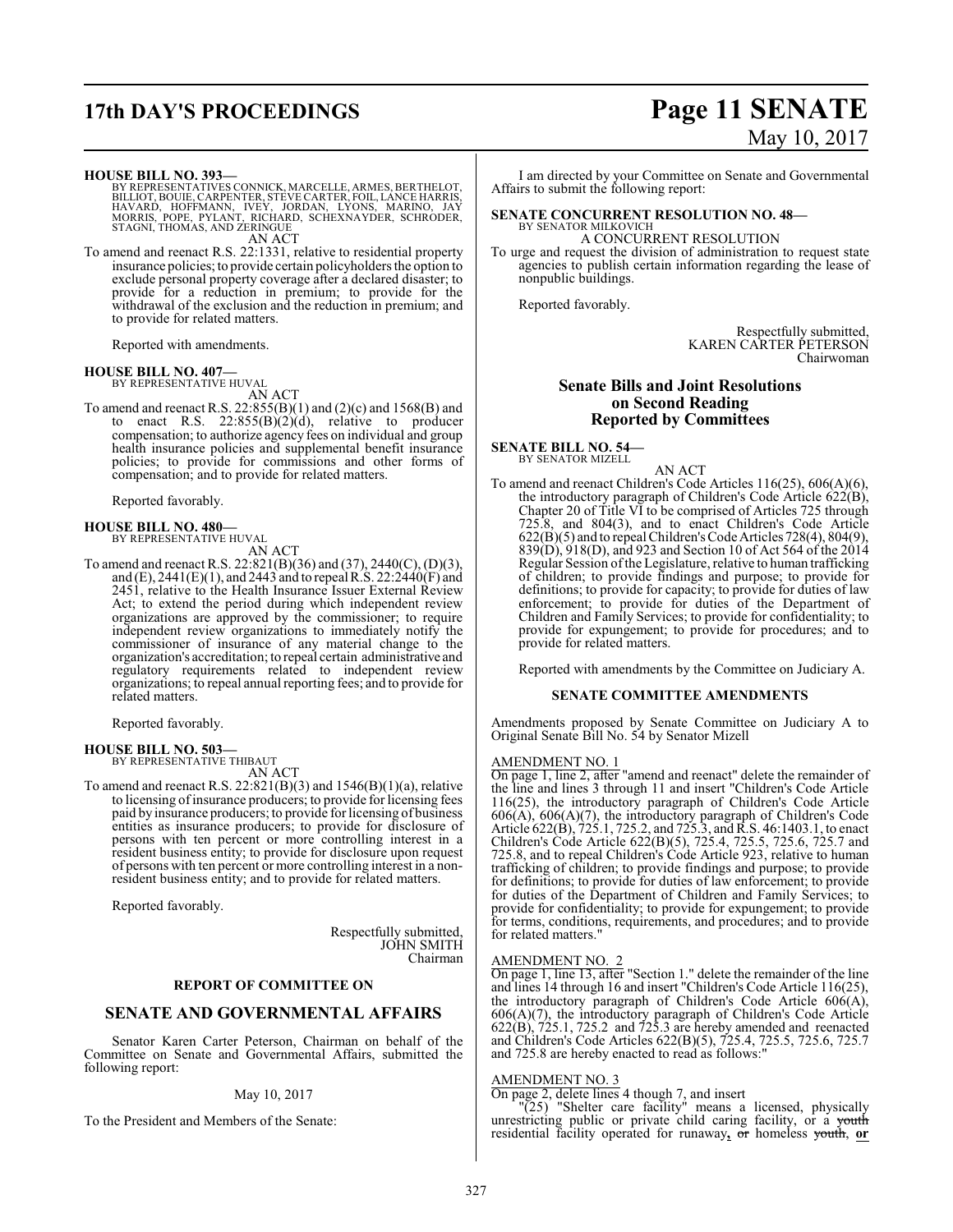**HOUSE BILL NO. 393—**
BY REPRESENTATIVES CONNICK, MARCELLE, ARMES, BERTHELOT, BILLIOT, BOUIE, CARPENTER, STEVE CARTER, FOIL, LANCE HARRIS, HAVARD, HOFFMANN, IVEY, JORDAN, LYONS, MARINO, JAY MORRIS, POPE, PYLANT, RICHARD, SCHEXNAYDER, SCHRODER, STAGNI, THOMAS, AND ZERINGUE

AN ACT

To amend and reenact R.S. 22:1331, relative to residential property insurance policies; to provide certain policyholders the option to exclude personal property coverage after a declared disaster; to provide for a reduction in premium; to provide for the withdrawal of the exclusion and the reduction in premium; and to provide for related matters.

Reported with amendments.

**HOUSE BILL NO. 407—**
BY REPRESENTATIVE HUVAL

AN ACT

To amend and reenact R.S. 22:855(B)(1) and (2)(c) and 1568(B) and to enact R.S. 22:855(B)(2)(d), relative to producer compensation; to authorize agency fees on individual and group health insurance policies and supplemental benefit insurance policies; to provide for commissions and other forms of compensation; and to provide for related matters.

Reported favorably.

**HOUSE BILL NO. 480—**
BY REPRESENTATIVE HUVAL

AN ACT

To amend and reenact R.S. 22:821(B)(36) and (37), 2440(C), (D)(3), and (E), 2441(E)(1), and 2443 and to repeal R.S. 22:2440(F) and 2451, relative to the Health Insurance Issuer External Review Act; to extend the period during which independent review organizations are approved by the commissioner; to require independent review organizations to immediately notify the commissioner of insurance of any material change to the organization's accreditation; to repeal certain administrative and regulatory requirements related to independent review organizations; to repeal annual reporting fees; and to provide for related matters.

Reported favorably.

**HOUSE BILL NO. 503—**
BY REPRESENTATIVE THIBAUT

AN ACT

To amend and reenact R.S. 22:821(B)(3) and 1546(B)(1)(a), relative to licensing of insurance producers; to provide for licensing fees paid by insurance producers; to provide for licensing of business entities as insurance producers; to provide for disclosure of persons with ten percent or more controlling interest in a resident business entity; to provide for disclosure upon request of persons with ten percent or more controlling interest in a non-resident business entity; and to provide for related matters.

Reported favorably.

Respectfully submitted,
JOHN SMITH
Chairman

## REPORT OF COMMITTEE ON

## SENATE AND GOVERNMENTAL AFFAIRS

Senator Karen Carter Peterson, Chairman on behalf of the Committee on Senate and Governmental Affairs, submitted the following report:

May 10, 2017

To the President and Members of the Senate:

I am directed by your Committee on Senate and Governmental Affairs to submit the following report:

**SENATE CONCURRENT RESOLUTION NO. 48—**
BY SENATOR MILKOVICH

A CONCURRENT RESOLUTION

To urge and request the division of administration to request state agencies to publish certain information regarding the lease of nonpublic buildings.

Reported favorably.

Respectfully submitted,
KAREN CARTER PETERSON
Chairwoman

## Senate Bills and Joint Resolutions on Second Reading Reported by Committees

**SENATE BILL NO. 54—**
BY SENATOR MIZELL

AN ACT

To amend and reenact Children's Code Articles 116(25), 606(A)(6), the introductory paragraph of Children's Code Article 622(B), Chapter 20 of Title VI to be comprised of Articles 725 through 725.8, and 804(3), and to enact Children's Code Article 622(B)(5) and to repeal Children's Code Articles 728(4), 804(9), 839(D), 918(D), and 923 and Section 10 of Act 564 of the 2014 Regular Session of the Legislature, relative to human trafficking of children; to provide findings and purpose; to provide for definitions; to provide for capacity; to provide for duties of law enforcement; to provide for duties of the Department of Children and Family Services; to provide for confidentiality; to provide for expungement; to provide for procedures; and to provide for related matters.

Reported with amendments by the Committee on Judiciary A.

### SENATE COMMITTEE AMENDMENTS

Amendments proposed by Senate Committee on Judiciary A to Original Senate Bill No. 54 by Senator Mizell

AMENDMENT NO. 1
On page 1, line 2, after "amend and reenact" delete the remainder of the line and lines 3 through 11 and insert "Children's Code Article 116(25), the introductory paragraph of Children's Code Article 606(A), 606(A)(7), the introductory paragraph of Children's Code Article 622(B), 725.1, 725.2, and 725.3, and R.S. 46:1403.1, to enact Children's Code Article 622(B)(5), 725.4, 725.5, 725.6, 725.7 and 725.8, and to repeal Children's Code Article 923, relative to human trafficking of children; to provide findings and purpose; to provide for definitions; to provide for duties of law enforcement; to provide for duties of the Department of Children and Family Services; to provide for confidentiality; to provide for expungement; to provide for terms, conditions, requirements, and procedures; and to provide for related matters."

AMENDMENT NO. 2
On page 1, line 13, after "Section 1." delete the remainder of the line and lines 14 through 16 and insert "Children's Code Article 116(25), the introductory paragraph of Children's Code Article 606(A), 606(A)(7), the introductory paragraph of Children's Code Article 622(B), 725.1, 725.2 and 725.3 are hereby amended and reenacted and Children's Code Articles 622(B)(5), 725.4, 725.5, 725.6, 725.7 and 725.8 are hereby enacted to read as follows:"

AMENDMENT NO. 3
On page 2, delete lines 4 though 7, and insert

"(25) "Shelter care facility" means a licensed, physically unrestricting public or private child caring facility, or a ~~youth~~ residential facility operated for runaway**,** ~~or~~ homeless ~~youth~~, **or**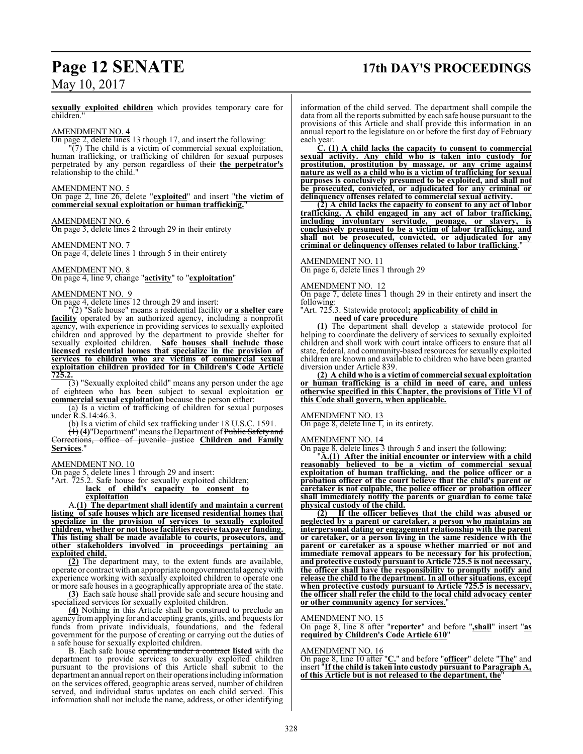**sexually exploited children** which provides temporary care for children."

AMENDMENT NO. 4

On page 2, delete lines 13 though 17, and insert the following:

"(7) The child is a victim of commercial sexual exploitation, human trafficking, or trafficking of children for sexual purposes perpetrated by any person regardless of ~~their~~ **the perpetrator's** relationship to the child."

AMENDMENT NO. 5

On page 2, line 26, delete "**exploited**" and insert "**the victim of commercial sexual exploitation or human trafficking.**"

AMENDMENT NO. 6

On page 3, delete lines 2 through 29 in their entirety

AMENDMENT NO. 7

On page 4, delete lines 1 through 5 in their entirety

AMENDMENT NO. 8

On page 4, line 9, change "**activity**" to "**exploitation**"

AMENDMENT NO. 9

On page 4, delete lines 12 through 29 and insert:

"(2) "Safe house" means a residential facility **or a shelter care facility** operated by an authorized agency, including a nonprofit agency, with experience in providing services to sexually exploited children and approved by the department to provide shelter for sexually exploited children. **Safe houses shall include those licensed residential homes that specialize in the provision of services to children who are victims of commercial sexual exploitation children provided for in Children's Code Article 725.2.**

(3) "Sexually exploited child" means any person under the age of eighteen who has been subject to sexual exploitation **or commercial sexual exploitation** because the person either:

(a) Is a victim of trafficking of children for sexual purposes under R.S.14:46.3.

(b) Is a victim of child sex trafficking under 18 U.S.C. 1591.

~~(1)~~ **(4)**"Department" means the Department of ~~Public Safety and Corrections, office of juvenile justice~~ **Children and Family Services**."

AMENDMENT NO. 10

On page 5, delete lines 1 through 29 and insert:

"Art. 725.2. Safe house for sexually exploited children; **lack of child's capacity to consent to exploitation**

A.**(1) The department shall identify and maintain a current listing of safe houses which are licensed residential homes that specialize in the provision of services to sexually exploited children, whether or not those facilities receive taxpayer funding. This listing shall be made available to courts, prosecutors, and other stakeholders involved in proceedings pertaining an exploited child.**

**(2)** The department may, to the extent funds are available, operate or contract with an appropriate nongovernmental agency with experience working with sexually exploited children to operate one or more safe houses in a geographically appropriate area of the state.

**(3)** Each safe house shall provide safe and secure housing and specialized services for sexually exploited children.

**(4)** Nothing in this Article shall be construed to preclude an agency from applying for and accepting grants, gifts, and bequests for funds from private individuals, foundations, and the federal government for the purpose of creating or carrying out the duties of a safe house for sexually exploited children.

B. Each safe house ~~operating under a contract~~ **listed** with the department to provide services to sexually exploited children pursuant to the provisions of this Article shall submit to the department an annual report on their operations including information on the services offered, geographic areas served, number of children served, and individual status updates on each child served. This information shall not include the name, address, or other identifying information of the child served. The department shall compile the data from all the reports submitted by each safe house pursuant to the provisions of this Article and shall provide this information in an annual report to the legislature on or before the first day of February each year.

**C. (1) A child lacks the capacity to consent to commercial sexual activity. Any child who is taken into custody for prostitution, prostitution by massage, or any crime against nature as well as a child who is a victim of trafficking for sexual purposes is conclusively presumed to be exploited, and shall not be prosecuted, convicted, or adjudicated for any criminal or delinquency offenses related to commercial sexual activity.**

**(2) A child lacks the capacity to consent to any act of labor trafficking. A child engaged in any act of labor trafficking, including involuntary servitude, peonage, or slavery, is conclusively presumed to be a victim of labor trafficking, and shall not be prosecuted, convicted, or adjudicated for any criminal or delinquency offenses related to labor trafficking**."

AMENDMENT NO. 11

On page 6, delete lines 1 through 29

AMENDMENT NO. 12

On page 7, delete lines 1 though 29 in their entirety and insert the following:

"Art. 725.3. Statewide protocol**; applicability of child in need of care procedure**

**(1)** The department shall develop a statewide protocol for helping to coordinate the delivery of services to sexually exploited children and shall work with court intake officers to ensure that all state, federal, and community-based resources for sexually exploited children are known and available to children who have been granted diversion under Article 839.

**(2) A child who is a victim of commercial sexual exploitation or human trafficking is a child in need of care, and unless otherwise specified in this Chapter, the provisions of Title VI of this Code shall govern, when applicable.**

AMENDMENT NO. 13

On page 8, delete line 1, in its entirety.

AMENDMENT NO. 14

On page 8, delete lines 3 through 5 and insert the following:

"**A.(1) After the initial encounter or interview with a child reasonably believed to be a victim of commercial sexual exploitation of human trafficking, and the police officer or a probation officer of the court believe that the child's parent or caretaker is not culpable, the police officer or probation officer shall immediately notify the parents or guardian to come take physical custody of the child.**

**(2) If the officer believes that the child was abused or neglected by a parent or caretaker, a person who maintains an interpersonal dating or engagement relationship with the parent or caretaker, or a person living in the same residence with the parent or caretaker as a spouse whether married or not and immediate removal appears to be necessary for his protection, and protective custody pursuant to Article 725.5 is not necessary, the officer shall have the responsibility to promptly notify and release the child to the department. In all other situations, except when protective custody pursuant to Article 725.5 is necessary, the officer shall refer the child to the local child advocacy center or other community agency for services**."

AMENDMENT NO. 15

On page 8, line 8 after "**reporter**" and before "**,shall**" insert "**as required by Children's Code Article 610**"

AMENDMENT NO. 16

On page 8, line 10 after "**C.**" and before "**officer**" delete "**The**" and insert "**If the child is taken into custody pursuant to Paragraph A, of this Article but is not released to the department, the**"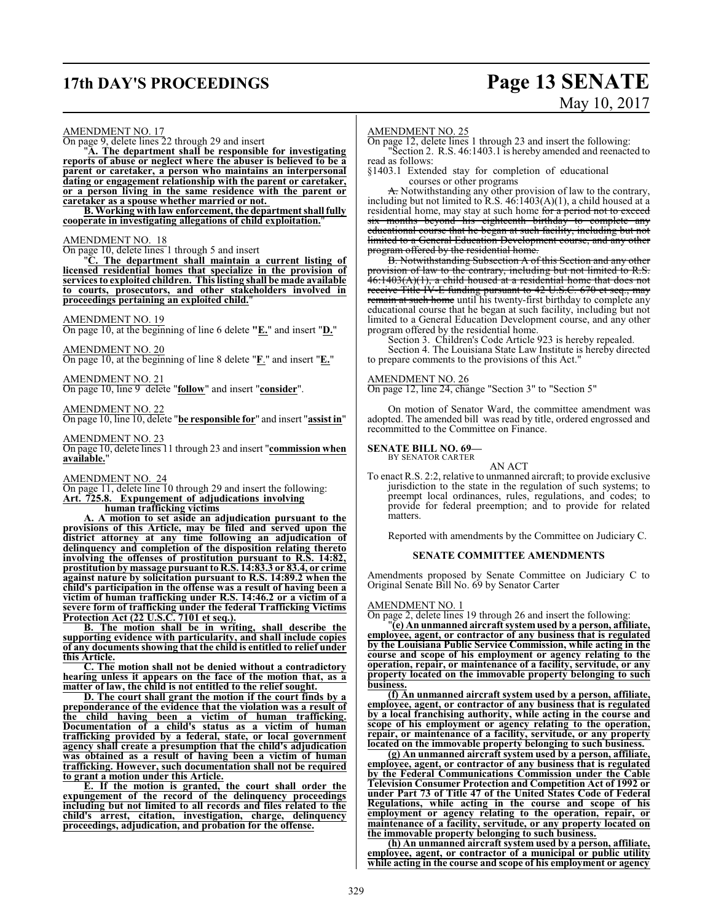AMENDMENT NO. 17

On page 9, delete lines 22 through 29 and insert

"**A. The department shall be responsible for investigating reports of abuse or neglect where the abuser is believed to be a parent or caretaker, a person who maintains an interpersonal dating or engagement relationship with the parent or caretaker, or a person living in the same residence with the parent or caretaker as a spouse whether married or not.**

**B. Working with law enforcement, the department shall fully cooperate in investigating allegations of child exploitation.**"

AMENDMENT NO. 18

On page 10, delete lines 1 through 5 and insert

"**C. The department shall maintain a current listing of licensed residential homes that specialize in the provision of services to exploited children. This listing shall be made available to courts, prosecutors, and other stakeholders involved in proceedings pertaining an exploited child.**"

AMENDMENT NO. 19

On page 10, at the beginning of line 6 delete "**E.**" and insert "**D.**"

AMENDMENT NO. 20

On page 10, at the beginning of line 8 delete "**F**." and insert "**E.**"

AMENDMENT NO. 21

On page 10, line 9 delete "**follow**" and insert "**consider**".

AMENDMENT NO. 22

On page 10, line 10, delete "**be responsible for**" and insert "**assist in**"

AMENDMENT NO. 23

On page 10, delete lines 11 through 23 and insert "**commission when available.**"

AMENDMENT NO. 24

On page 11, delete line 10 through 29 and insert the following:

**Art. 725.8. Expungement of adjudications involving human trafficking victims**

**A. A motion to set aside an adjudication pursuant to the provisions of this Article, may be filed and served upon the district attorney at any time following an adjudication of delinquency and completion of the disposition relating thereto involving the offenses of prostitution pursuant to R.S. 14:82, prostitution by massage pursuant to R.S. 14:83.3 or 83.4, or crime against nature by solicitation pursuant to R.S. 14:89.2 when the child's participation in the offense was a result of having been a victim of human trafficking under R.S. 14:46.2 or a victim of a severe form of trafficking under the federal Trafficking Victims Protection Act (22 U.S.C. 7101 et seq.).**

**B. The motion shall be in writing, shall describe the supporting evidence with particularity, and shall include copies of any documents showing that the child is entitled to relief under this Article.**

**C. The motion shall not be denied without a contradictory hearing unless it appears on the face of the motion that, as a matter of law, the child is not entitled to the relief sought.**

**D. The court shall grant the motion if the court finds by a preponderance of the evidence that the violation was a result of the child having been a victim of human trafficking. Documentation of a child's status as a victim of human trafficking provided by a federal, state, or local government agency shall create a presumption that the child's adjudication was obtained as a result of having been a victim of human trafficking. However, such documentation shall not be required to grant a motion under this Article.**

**E. If the motion is granted, the court shall order the expungement of the record of the delinquency proceedings including but not limited to all records and files related to the child's arrest, citation, investigation, charge, delinquency proceedings, adjudication, and probation for the offense.**

AMENDMENT NO. 25

On page 12, delete lines 1 through 23 and insert the following:

"Section 2. R.S. 46:1403.1 is hereby amended and reenacted to read as follows:

§1403.1 Extended stay for completion of educational courses or other programs

~~A.~~ Notwithstanding any other provision of law to the contrary, including but not limited to R.S. 46:1403(A)(1), a child housed at a residential home, may stay at such home ~~for a period not to exceed six months beyond his eighteenth birthday to complete any educational course that he began at such facility, including but not limited to a General Education Development course, and any other program offered by the residential home.~~

~~B. Notwithstanding Subsection A of this Section and any other provision of law to the contrary, including but not limited to R.S. 46:1403(A)(1), a child housed at a residential home that does not receive Title IV-E funding pursuant to 42 U.S.C. 670 et seq., may remain at such home~~ until his twenty-first birthday to complete any educational course that he began at such facility, including but not limited to a General Education Development course, and any other program offered by the residential home.

Section 3. Children's Code Article 923 is hereby repealed.

Section 4. The Louisiana State Law Institute is hereby directed to prepare comments to the provisions of this Act."

AMENDMENT NO. 26

On page 12, line 24, change "Section 3" to "Section 5"

On motion of Senator Ward, the committee amendment was adopted. The amended bill was read by title, ordered engrossed and recommitted to the Committee on Finance.

**SENATE BILL NO. 69—**
BY SENATOR CARTER

AN ACT

To enact R.S. 2:2, relative to unmanned aircraft; to provide exclusive jurisdiction to the state in the regulation of such systems; to preempt local ordinances, rules, regulations, and codes; to provide for federal preemption; and to provide for related matters.

Reported with amendments by the Committee on Judiciary C.

**SENATE COMMITTEE AMENDMENTS**

Amendments proposed by Senate Committee on Judiciary C to Original Senate Bill No. 69 by Senator Carter

AMENDMENT NO. 1

On page 2, delete lines 19 through 26 and insert the following:

"**(e) An unmanned aircraft system used by a person, affiliate, employee, agent, or contractor of any business that is regulated by the Louisiana Public Service Commission, while acting in the course and scope of his employment or agency relating to the operation, repair, or maintenance of a facility, servitude, or any property located on the immovable property belonging to such business.**

**(f) An unmanned aircraft system used by a person, affiliate, employee, agent, or contractor of any business that is regulated by a local franchising authority, while acting in the course and scope of his employment or agency relating to the operation, repair, or maintenance of a facility, servitude, or any property located on the immovable property belonging to such business.**

**(g) An unmanned aircraft system used by a person, affiliate, employee, agent, or contractor of any business that is regulated by the Federal Communications Commission under the Cable Television Consumer Protection and Competition Act of 1992 or under Part 73 of Title 47 of the United States Code of Federal Regulations, while acting in the course and scope of his employment or agency relating to the operation, repair, or maintenance of a facility, servitude, or any property located on the immovable property belonging to such business.**

**(h) An unmanned aircraft system used by a person, affiliate, employee, agent, or contractor of a municipal or public utility while acting in the course and scope of his employment or agency**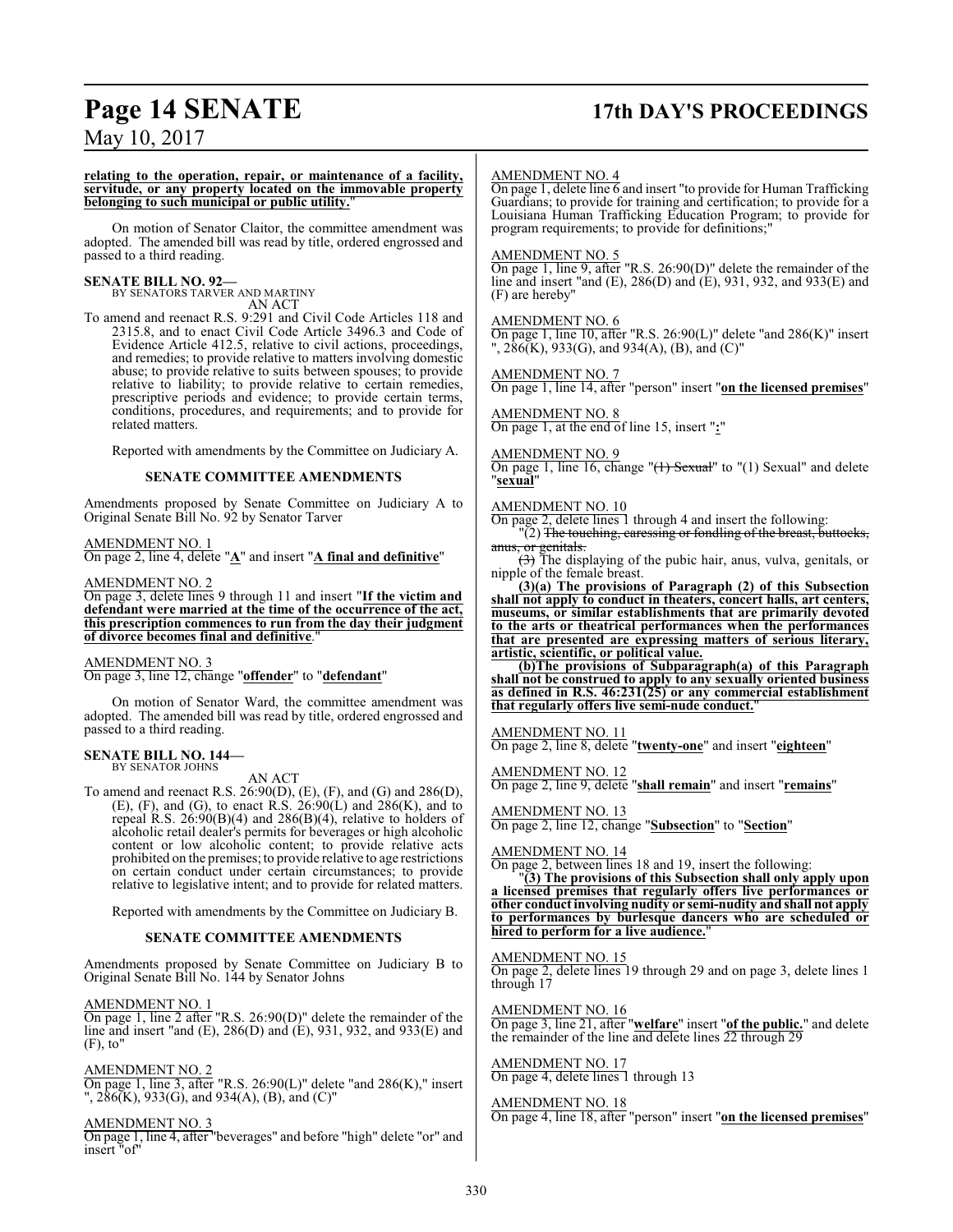**relating to the operation, repair, or maintenance of a facility, servitude, or any property located on the immovable property belonging to such municipal or public utility.**"

On motion of Senator Claitor, the committee amendment was adopted. The amended bill was read by title, ordered engrossed and passed to a third reading.

**SENATE BILL NO. 92—**
BY SENATORS TARVER AND MARTINY

AN ACT

To amend and reenact R.S. 9:291 and Civil Code Articles 118 and 2315.8, and to enact Civil Code Article 3496.3 and Code of Evidence Article 412.5, relative to civil actions, proceedings, and remedies; to provide relative to matters involving domestic abuse; to provide relative to suits between spouses; to provide relative to liability; to provide relative to certain remedies, prescriptive periods and evidence; to provide certain terms, conditions, procedures, and requirements; and to provide for related matters.

Reported with amendments by the Committee on Judiciary A.

**SENATE COMMITTEE AMENDMENTS**

Amendments proposed by Senate Committee on Judiciary A to Original Senate Bill No. 92 by Senator Tarver

AMENDMENT NO. 1
On page 2, line 4, delete "**A**" and insert "**A final and definitive**"

AMENDMENT NO. 2
On page 3, delete lines 9 through 11 and insert "**If the victim and defendant were married at the time of the occurrence of the act, this prescription commences to run from the day their judgment of divorce becomes final and definitive**."

AMENDMENT NO. 3
On page 3, line 12, change "**offender**" to "**defendant**"

On motion of Senator Ward, the committee amendment was adopted. The amended bill was read by title, ordered engrossed and passed to a third reading.

**SENATE BILL NO. 144—**
BY SENATOR JOHNS

AN ACT

To amend and reenact R.S. 26:90(D), (E), (F), and (G) and 286(D), (E), (F), and (G), to enact R.S. 26:90(L) and 286(K), and to repeal R.S. 26:90(B)(4) and 286(B)(4), relative to holders of alcoholic retail dealer's permits for beverages or high alcoholic content or low alcoholic content; to provide relative acts prohibited on the premises; to provide relative to age restrictions on certain conduct under certain circumstances; to provide relative to legislative intent; and to provide for related matters.

Reported with amendments by the Committee on Judiciary B.

**SENATE COMMITTEE AMENDMENTS**

Amendments proposed by Senate Committee on Judiciary B to Original Senate Bill No. 144 by Senator Johns

AMENDMENT NO. 1
On page 1, line 2 after "R.S. 26:90(D)" delete the remainder of the line and insert "and (E), 286(D) and (E), 931, 932, and 933(E) and (F), to"

AMENDMENT NO. 2
On page 1, line 3, after "R.S. 26:90(L)" delete "and 286(K)," insert ", 286(K), 933(G), and 934(A), (B), and (C)"

AMENDMENT NO. 3
On page 1, line 4, after "beverages" and before "high" delete "or" and insert "of"

AMENDMENT NO. 4
On page 1, delete line 6 and insert "to provide for Human Trafficking Guardians; to provide for training and certification; to provide for a Louisiana Human Trafficking Education Program; to provide for program requirements; to provide for definitions;"

AMENDMENT NO. 5
On page 1, line 9, after "R.S. 26:90(D)" delete the remainder of the line and insert "and (E), 286(D) and (E), 931, 932, and 933(E) and (F) are hereby"

AMENDMENT NO. 6
On page 1, line 10, after "R.S. 26:90(L)" delete "and 286(K)" insert ", 286(K), 933(G), and 934(A), (B), and (C)"

AMENDMENT NO. 7
On page 1, line 14, after "person" insert "**on the licensed premises**"

AMENDMENT NO. 8
On page 1, at the end of line 15, insert "**:**"

AMENDMENT NO. 9
On page 1, line 16, change "~~(1) Sexual~~" to "(1) Sexual" and delete "**sexual**"

AMENDMENT NO. 10
On page 2, delete lines 1 through 4 and insert the following:

"(2) ~~The touching, caressing or fondling of the breast, buttocks, anus, or genitals.~~

~~(3)~~ The displaying of the pubic hair, anus, vulva, genitals, or nipple of the female breast.

**(3)(a) The provisions of Paragraph (2) of this Subsection shall not apply to conduct in theaters, concert halls, art centers, museums, or similar establishments that are primarily devoted to the arts or theatrical performances when the performances that are presented are expressing matters of serious literary, artistic, scientific, or political value.**

**(b)The provisions of Subparagraph(a) of this Paragraph shall not be construed to apply to any sexually oriented business as defined in R.S. 46:231(25) or any commercial establishment that regularly offers live semi-nude conduct.**"

AMENDMENT NO. 11
On page 2, line 8, delete "**twenty-one**" and insert "**eighteen**"

AMENDMENT NO. 12
On page 2, line 9, delete "**shall remain**" and insert "**remains**"

AMENDMENT NO. 13
On page 2, line 12, change "**Subsection**" to "**Section**"

AMENDMENT NO. 14
On page 2, between lines 18 and 19, insert the following:

"**(3) The provisions of this Subsection shall only apply upon a licensed premises that regularly offers live performances or other conduct involving nudity or semi-nudity and shall not apply to performances by burlesque dancers who are scheduled or hired to perform for a live audience.**"

AMENDMENT NO. 15
On page 2, delete lines 19 through 29 and on page 3, delete lines 1 through 17

AMENDMENT NO. 16
On page 3, line 21, after "**welfare**" insert "**of the public.**" and delete the remainder of the line and delete lines 22 through 29

AMENDMENT NO. 17
On page 4, delete lines 1 through 13

AMENDMENT NO. 18
On page 4, line 18, after "person" insert "**on the licensed premises**"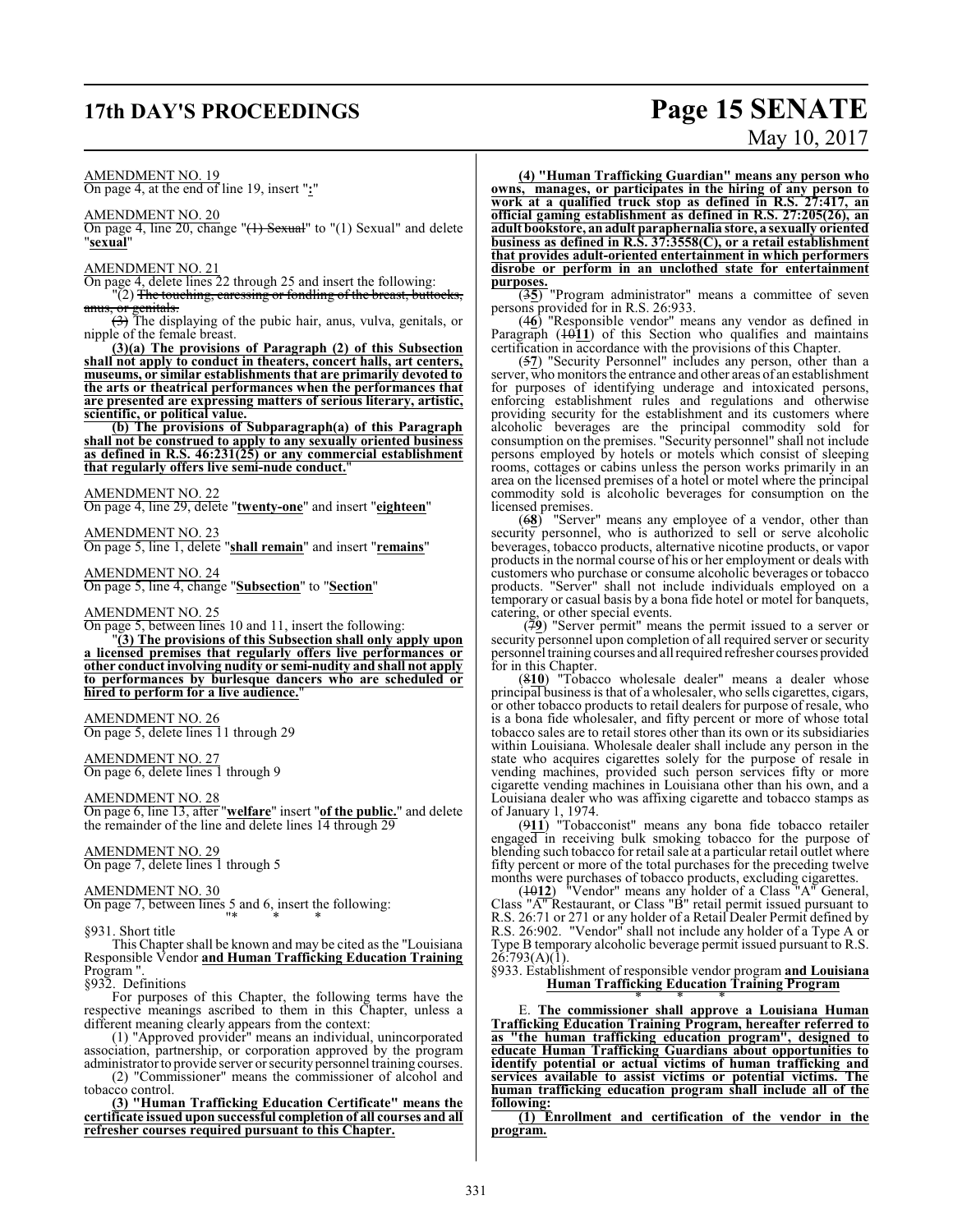AMENDMENT NO. 19

On page 4, at the end of line 19, insert "**:**"

AMENDMENT NO. 20

On page 4, line 20, change "~~(1) Sexual~~" to "(1) Sexual" and delete "**sexual**"

AMENDMENT NO. 21

On page 4, delete lines 22 through 25 and insert the following:

"(2) ~~The touching, caressing or fondling of the breast, buttocks, anus, or genitals.~~

~~(3)~~ The displaying of the pubic hair, anus, vulva, genitals, or nipple of the female breast.

**(3)(a) The provisions of Paragraph (2) of this Subsection shall not apply to conduct in theaters, concert halls, art centers, museums, or similar establishments that are primarily devoted to the arts or theatrical performances when the performances that are presented are expressing matters of serious literary, artistic, scientific, or political value.**

**(b) The provisions of Subparagraph(a) of this Paragraph shall not be construed to apply to any sexually oriented business as defined in R.S. 46:231(25) or any commercial establishment that regularly offers live semi-nude conduct.**"

AMENDMENT NO. 22

On page 4, line 29, delete "**twenty-one**" and insert "**eighteen**"

AMENDMENT NO. 23

On page 5, line 1, delete "**shall remain**" and insert "**remains**"

AMENDMENT NO. 24

On page 5, line 4, change "**Subsection**" to "**Section**"

AMENDMENT NO. 25

On page 5, between lines 10 and 11, insert the following:

"**(3) The provisions of this Subsection shall only apply upon a licensed premises that regularly offers live performances or other conduct involving nudity or semi-nudity and shall not apply to performances by burlesque dancers who are scheduled or hired to perform for a live audience.**"

AMENDMENT NO. 26

On page 5, delete lines 11 through 29

AMENDMENT NO. 27

On page 6, delete lines 1 through 9

AMENDMENT NO. 28

On page 6, line 13, after "**welfare**" insert "**of the public.**" and delete the remainder of the line and delete lines 14 through 29

AMENDMENT NO. 29

On page 7, delete lines 1 through 5

AMENDMENT NO. 30

On page 7, between lines 5 and 6, insert the following:

"* * *

§931. Short title

This Chapter shall be known and may be cited as the "Louisiana Responsible Vendor **and Human Trafficking Education Training** Program ".

§932. Definitions

For purposes of this Chapter, the following terms have the respective meanings ascribed to them in this Chapter, unless a different meaning clearly appears from the context:

(1) "Approved provider" means an individual, unincorporated association, partnership, or corporation approved by the program administrator to provide server or security personnel training courses.

(2) "Commissioner" means the commissioner of alcohol and tobacco control.

**(3) "Human Trafficking Education Certificate" means the certificate issued upon successful completion of all courses and all refresher courses required pursuant to this Chapter.**

**(4) "Human Trafficking Guardian" means any person who owns, manages, or participates in the hiring of any person to work at a qualified truck stop as defined in R.S. 27:417, an official gaming establishment as defined in R.S. 27:205(26), an adult bookstore, an adult paraphernalia store, a sexually oriented business as defined in R.S. 37:3558(C), or a retail establishment that provides adult-oriented entertainment in which performers disrobe or perform in an unclothed state for entertainment purposes.**

(~~3~~**5**) "Program administrator" means a committee of seven persons provided for in R.S. 26:933.

(~~4~~**6**) "Responsible vendor" means any vendor as defined in Paragraph (~~10~~**11**) of this Section who qualifies and maintains certification in accordance with the provisions of this Chapter.

(~~5~~**7**) "Security Personnel" includes any person, other than a server, who monitors the entrance and other areas of an establishment for purposes of identifying underage and intoxicated persons, enforcing establishment rules and regulations and otherwise providing security for the establishment and its customers where alcoholic beverages are the principal commodity sold for consumption on the premises. "Security personnel" shall not include persons employed by hotels or motels which consist of sleeping rooms, cottages or cabins unless the person works primarily in an area on the licensed premises of a hotel or motel where the principal commodity sold is alcoholic beverages for consumption on the licensed premises.

(~~6~~**8**) "Server" means any employee of a vendor, other than security personnel, who is authorized to sell or serve alcoholic beverages, tobacco products, alternative nicotine products, or vapor products in the normal course of his or her employment or deals with customers who purchase or consume alcoholic beverages or tobacco products. "Server" shall not include individuals employed on a temporary or casual basis by a bona fide hotel or motel for banquets, catering, or other special events.

(~~7~~**9**) "Server permit" means the permit issued to a server or security personnel upon completion of all required server or security personnel training courses and all required refresher courses provided for in this Chapter.

(~~8~~**10**) "Tobacco wholesale dealer" means a dealer whose principal business is that of a wholesaler, who sells cigarettes, cigars, or other tobacco products to retail dealers for purpose of resale, who is a bona fide wholesaler, and fifty percent or more of whose total tobacco sales are to retail stores other than its own or its subsidiaries within Louisiana. Wholesale dealer shall include any person in the state who acquires cigarettes solely for the purpose of resale in vending machines, provided such person services fifty or more cigarette vending machines in Louisiana other than his own, and a Louisiana dealer who was affixing cigarette and tobacco stamps as of January 1, 1974.

(~~9~~**11**) "Tobacconist" means any bona fide tobacco retailer engaged in receiving bulk smoking tobacco for the purpose of blending such tobacco for retail sale at a particular retail outlet where fifty percent or more of the total purchases for the preceding twelve months were purchases of tobacco products, excluding cigarettes.

(~~10~~**12**) "Vendor" means any holder of a Class "A" General, Class "A" Restaurant, or Class "B" retail permit issued pursuant to R.S. 26:71 or 271 or any holder of a Retail Dealer Permit defined by R.S. 26:902. "Vendor" shall not include any holder of a Type A or Type B temporary alcoholic beverage permit issued pursuant to R.S. 26:793(A)(1).

§933. Establishment of responsible vendor program **and Louisiana Human Trafficking Education Training Program**

* * *

E. **The commissioner shall approve a Louisiana Human Trafficking Education Training Program, hereafter referred to as "the human trafficking education program", designed to educate Human Trafficking Guardians about opportunities to identify potential or actual victims of human trafficking and services available to assist victims or potential victims. The human trafficking education program shall include all of the following:**

**(1) Enrollment and certification of the vendor in the program.**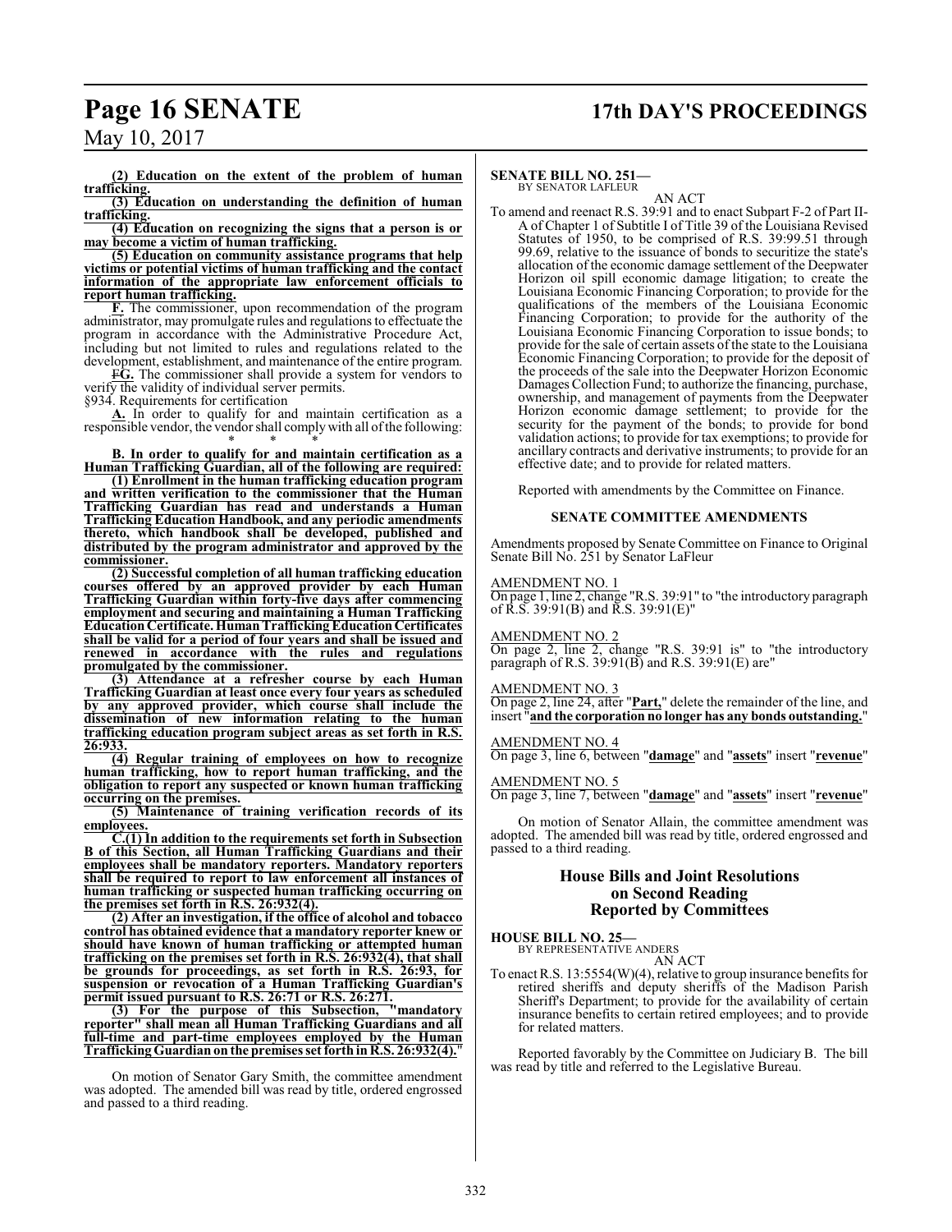**(2) Education on the extent of the problem of human trafficking.**

**(3) Education on understanding the definition of human trafficking.**

**(4) Education on recognizing the signs that a person is or may become a victim of human trafficking.**

**(5) Education on community assistance programs that help victims or potential victims of human trafficking and the contact information of the appropriate law enforcement officials to report human trafficking.**

**F.** The commissioner, upon recommendation of the program administrator, may promulgate rules and regulations to effectuate the program in accordance with the Administrative Procedure Act, including but not limited to rules and regulations related to the development, establishment, and maintenance of the entire program.

~~F~~**G.** The commissioner shall provide a system for vendors to verify the validity of individual server permits.

§934. Requirements for certification

**A.** In order to qualify for and maintain certification as a responsible vendor, the vendor shall comply with all of the following:

\* \* \*

**B. In order to qualify for and maintain certification as a Human Trafficking Guardian, all of the following are required:**

**(1) Enrollment in the human trafficking education program and written verification to the commissioner that the Human Trafficking Guardian has read and understands a Human Trafficking Education Handbook, and any periodic amendments thereto, which handbook shall be developed, published and distributed by the program administrator and approved by the commissioner.**

**(2) Successful completion of all human trafficking education courses offered by an approved provider by each Human Trafficking Guardian within forty-five days after commencing employment and securing and maintaining a Human Trafficking Education Certificate. Human Trafficking Education Certificates shall be valid for a period of four years and shall be issued and renewed in accordance with the rules and regulations promulgated by the commissioner.**

**(3) Attendance at a refresher course by each Human Trafficking Guardian at least once every four years as scheduled by any approved provider, which course shall include the dissemination of new information relating to the human trafficking education program subject areas as set forth in R.S. 26:933.**

**(4) Regular training of employees on how to recognize human trafficking, how to report human trafficking, and the obligation to report any suspected or known human trafficking occurring on the premises.**

**(5) Maintenance of training verification records of its employees.**

**C.(1) In addition to the requirements set forth in Subsection B of this Section, all Human Trafficking Guardians and their employees shall be mandatory reporters. Mandatory reporters shall be required to report to law enforcement all instances of human trafficking or suspected human trafficking occurring on the premises set forth in R.S. 26:932(4).**

**(2) After an investigation, if the office of alcohol and tobacco control has obtained evidence that a mandatory reporter knew or should have known of human trafficking or attempted human trafficking on the premises set forth in R.S. 26:932(4), that shall be grounds for proceedings, as set forth in R.S. 26:93, for suspension or revocation of a Human Trafficking Guardian's permit issued pursuant to R.S. 26:71 or R.S. 26:271.**

**(3) For the purpose of this Subsection, "mandatory reporter" shall mean all Human Trafficking Guardians and all full-time and part-time employees employed by the Human Trafficking Guardian on the premises set forth in R.S. 26:932(4).**"

On motion of Senator Gary Smith, the committee amendment was adopted. The amended bill was read by title, ordered engrossed and passed to a third reading.

**SENATE BILL NO. 251—**
BY SENATOR LAFLEUR

AN ACT

To amend and reenact R.S. 39:91 and to enact Subpart F-2 of Part II-A of Chapter 1 of Subtitle I of Title 39 of the Louisiana Revised Statutes of 1950, to be comprised of R.S. 39:99.51 through 99.69, relative to the issuance of bonds to securitize the state's allocation of the economic damage settlement of the Deepwater Horizon oil spill economic damage litigation; to create the Louisiana Economic Financing Corporation; to provide for the qualifications of the members of the Louisiana Economic Financing Corporation; to provide for the authority of the Louisiana Economic Financing Corporation to issue bonds; to provide for the sale of certain assets of the state to the Louisiana Economic Financing Corporation; to provide for the deposit of the proceeds of the sale into the Deepwater Horizon Economic Damages Collection Fund; to authorize the financing, purchase, ownership, and management of payments from the Deepwater Horizon economic damage settlement; to provide for the security for the payment of the bonds; to provide for bond validation actions; to provide for tax exemptions; to provide for ancillary contracts and derivative instruments; to provide for an effective date; and to provide for related matters.

Reported with amendments by the Committee on Finance.

**SENATE COMMITTEE AMENDMENTS**

Amendments proposed by Senate Committee on Finance to Original Senate Bill No. 251 by Senator LaFleur

AMENDMENT NO. 1
On page 1, line 2, change "R.S. 39:91" to "the introductory paragraph of R.S. 39:91(B) and R.S. 39:91(E)"

AMENDMENT NO. 2
On page 2, line 2, change "R.S. 39:91 is" to "the introductory paragraph of R.S. 39:91(B) and R.S. 39:91(E) are"

AMENDMENT NO. 3
On page 2, line 24, after "**Part,**" delete the remainder of the line, and insert "**and the corporation no longer has any bonds outstanding.**"

AMENDMENT NO. 4
On page 3, line 6, between "**damage**" and "**assets**" insert "**revenue**"

AMENDMENT NO. 5
On page 3, line 7, between "**damage**" and "**assets**" insert "**revenue**"

On motion of Senator Allain, the committee amendment was adopted. The amended bill was read by title, ordered engrossed and passed to a third reading.

## House Bills and Joint Resolutions on Second Reading Reported by Committees

**HOUSE BILL NO. 25—**
BY REPRESENTATIVE ANDERS

AN ACT

To enact R.S. 13:5554(W)(4), relative to group insurance benefits for retired sheriffs and deputy sheriffs of the Madison Parish Sheriff's Department; to provide for the availability of certain insurance benefits to certain retired employees; and to provide for related matters.

Reported favorably by the Committee on Judiciary B. The bill was read by title and referred to the Legislative Bureau.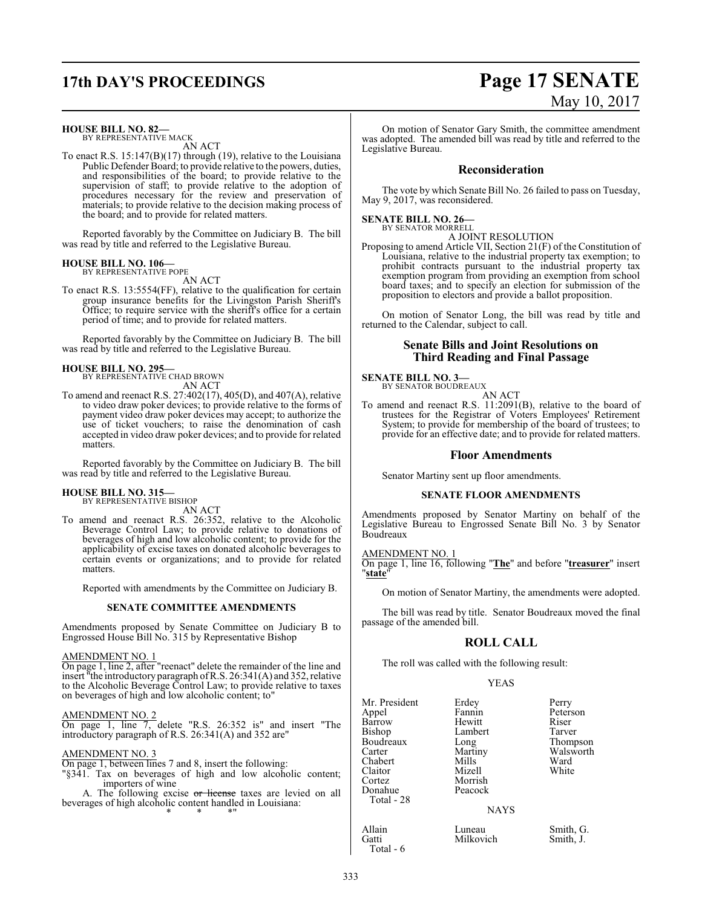**HOUSE BILL NO. 82—**
BY REPRESENTATIVE MACK

AN ACT

To enact R.S. 15:147(B)(17) through (19), relative to the Louisiana Public Defender Board; to provide relative to the powers, duties, and responsibilities of the board; to provide relative to the supervision of staff; to provide relative to the adoption of procedures necessary for the review and preservation of materials; to provide relative to the decision making process of the board; and to provide for related matters.

Reported favorably by the Committee on Judiciary B. The bill was read by title and referred to the Legislative Bureau.

**HOUSE BILL NO. 106—**
BY REPRESENTATIVE POPE

AN ACT

To enact R.S. 13:5554(FF), relative to the qualification for certain group insurance benefits for the Livingston Parish Sheriff's Office; to require service with the sheriff's office for a certain period of time; and to provide for related matters.

Reported favorably by the Committee on Judiciary B. The bill was read by title and referred to the Legislative Bureau.

**HOUSE BILL NO. 295—**
BY REPRESENTATIVE CHAD BROWN

AN ACT

To amend and reenact R.S. 27:402(17), 405(D), and 407(A), relative to video draw poker devices; to provide relative to the forms of payment video draw poker devices may accept; to authorize the use of ticket vouchers; to raise the denomination of cash accepted in video draw poker devices; and to provide for related matters.

Reported favorably by the Committee on Judiciary B. The bill was read by title and referred to the Legislative Bureau.

**HOUSE BILL NO. 315—**
BY REPRESENTATIVE BISHOP

AN ACT

To amend and reenact R.S. 26:352, relative to the Alcoholic Beverage Control Law; to provide relative to donations of beverages of high and low alcoholic content; to provide for the applicability of excise taxes on donated alcoholic beverages to certain events or organizations; and to provide for related matters.

Reported with amendments by the Committee on Judiciary B.

## SENATE COMMITTEE AMENDMENTS

Amendments proposed by Senate Committee on Judiciary B to Engrossed House Bill No. 315 by Representative Bishop

AMENDMENT NO. 1
On page 1, line 2, after "reenact" delete the remainder of the line and insert "the introductory paragraph of R.S. 26:341(A) and 352, relative to the Alcoholic Beverage Control Law; to provide relative to taxes on beverages of high and low alcoholic content; to"

AMENDMENT NO. 2
On page 1, line 7, delete "R.S. 26:352 is" and insert "The introductory paragraph of R.S. 26:341(A) and 352 are"

AMENDMENT NO. 3
On page 1, between lines 7 and 8, insert the following:
"§341. Tax on beverages of high and low alcoholic content; importers of wine

A. The following excise ~~or license~~ taxes are levied on all beverages of high alcoholic content handled in Louisiana:

\* \* \*"

On motion of Senator Gary Smith, the committee amendment was adopted. The amended bill was read by title and referred to the Legislative Bureau.

## Reconsideration

The vote by which Senate Bill No. 26 failed to pass on Tuesday, May 9, 2017, was reconsidered.

**SENATE BILL NO. 26—**
BY SENATOR MORRELL

A JOINT RESOLUTION

Proposing to amend Article VII, Section 21(F) of the Constitution of Louisiana, relative to the industrial property tax exemption; to prohibit contracts pursuant to the industrial property tax exemption program from providing an exemption from school board taxes; and to specify an election for submission of the proposition to electors and provide a ballot proposition.

On motion of Senator Long, the bill was read by title and returned to the Calendar, subject to call.

## Senate Bills and Joint Resolutions on Third Reading and Final Passage

**SENATE BILL NO. 3—**
BY SENATOR BOUDREAUX

AN ACT

To amend and reenact R.S. 11:2091(B), relative to the board of trustees for the Registrar of Voters Employees' Retirement System; to provide for membership of the board of trustees; to provide for an effective date; and to provide for related matters.

## Floor Amendments

Senator Martiny sent up floor amendments.

## SENATE FLOOR AMENDMENTS

Amendments proposed by Senator Martiny on behalf of the Legislative Bureau to Engrossed Senate Bill No. 3 by Senator Boudreaux

AMENDMENT NO. 1
On page 1, line 16, following "**The**" and before "**treasurer**" insert "**state**"

On motion of Senator Martiny, the amendments were adopted.

The bill was read by title. Senator Boudreaux moved the final passage of the amended bill.

## ROLL CALL

The roll was called with the following result:

YEAS

| | | |
|---|---|---|
| Mr. President | Erdey | Perry |
| Appel | Fannin | Peterson |
| Barrow | Hewitt | Riser |
| Bishop | Lambert | Tarver |
| Boudreaux | Long | Thompson |
| Carter | Martiny | Walsworth |
| Chabert | Mills | Ward |
| Claitor | Mizell | White |
| Cortez | Morrish | |
| Donahue | Peacock | |

Total - 28

NAYS

| | | |
|---|---|---|
| Allain | Luneau | Smith, G. |
| Gatti | Milkovich | Smith, J. |

Total - 6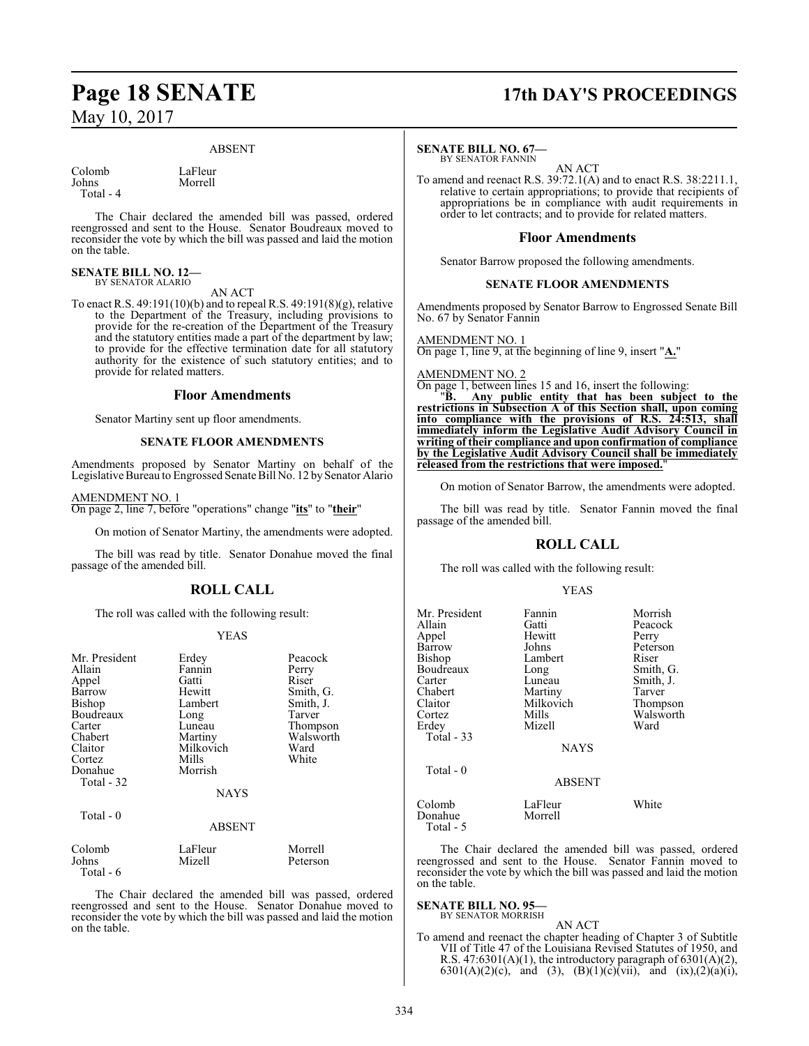ABSENT

| | |
|---|---|
| Colomb | LaFleur |
| Johns | Morrell |
| Total - 4 | |

The Chair declared the amended bill was passed, ordered reengrossed and sent to the House. Senator Boudreaux moved to reconsider the vote by which the bill was passed and laid the motion on the table.

**SENATE BILL NO. 12—**
BY SENATOR ALARIO

AN ACT

To enact R.S. 49:191(10)(b) and to repeal R.S. 49:191(8)(g), relative to the Department of the Treasury, including provisions to provide for the re-creation of the Department of the Treasury and the statutory entities made a part of the department by law; to provide for the effective termination date for all statutory authority for the existence of such statutory entities; and to provide for related matters.

## Floor Amendments

Senator Martiny sent up floor amendments.

### SENATE FLOOR AMENDMENTS

Amendments proposed by Senator Martiny on behalf of the Legislative Bureau to Engrossed Senate Bill No. 12 by Senator Alario

AMENDMENT NO. 1
On page 2, line 7, before "operations" change "**its**" to "**their**"

On motion of Senator Martiny, the amendments were adopted.

The bill was read by title. Senator Donahue moved the final passage of the amended bill.

## ROLL CALL

The roll was called with the following result:

YEAS

| | | |
|---|---|---|
| Mr. President | Erdey | Peacock |
| Allain | Fannin | Perry |
| Appel | Gatti | Riser |
| Barrow | Hewitt | Smith, G. |
| Bishop | Lambert | Smith, J. |
| Boudreaux | Long | Tarver |
| Carter | Luneau | Thompson |
| Chabert | Martiny | Walsworth |
| Claitor | Milkovich | Ward |
| Cortez | Mills | White |
| Donahue | Morrish | |
| Total - 32 | | |

NAYS

Total - 0

ABSENT

| | | |
|---|---|---|
| Colomb | LaFleur | Morrell |
| Johns | Mizell | Peterson |
| Total - 6 | | |

The Chair declared the amended bill was passed, ordered reengrossed and sent to the House. Senator Donahue moved to reconsider the vote by which the bill was passed and laid the motion on the table.

**SENATE BILL NO. 67—**
BY SENATOR FANNIN

AN ACT

To amend and reenact R.S. 39:72.1(A) and to enact R.S. 38:2211.1, relative to certain appropriations; to provide that recipients of appropriations be in compliance with audit requirements in order to let contracts; and to provide for related matters.

## Floor Amendments

Senator Barrow proposed the following amendments.

### SENATE FLOOR AMENDMENTS

Amendments proposed by Senator Barrow to Engrossed Senate Bill No. 67 by Senator Fannin

AMENDMENT NO. 1
On page 1, line 9, at the beginning of line 9, insert "**A.**"

AMENDMENT NO. 2
On page 1, between lines 15 and 16, insert the following:

"**B. Any public entity that has been subject to the restrictions in Subsection A of this Section shall, upon coming into compliance with the provisions of R.S. 24:513, shall immediately inform the Legislative Audit Advisory Council in writing of their compliance and upon confirmation of compliance by the Legislative Audit Advisory Council shall be immediately released from the restrictions that were imposed.**"

On motion of Senator Barrow, the amendments were adopted.

The bill was read by title. Senator Fannin moved the final passage of the amended bill.

## ROLL CALL

The roll was called with the following result:

YEAS

| | | |
|---|---|---|
| Mr. President | Fannin | Morrish |
| Allain | Gatti | Peacock |
| Appel | Hewitt | Perry |
| Barrow | Johns | Peterson |
| Bishop | Lambert | Riser |
| Boudreaux | Long | Smith, G. |
| Carter | Luneau | Smith, J. |
| Chabert | Martiny | Tarver |
| Claitor | Milkovich | Thompson |
| Cortez | Mills | Walsworth |
| Erdey | Mizell | Ward |
| Total - 33 | | |

NAYS

Total - 0

ABSENT

| | | |
|---|---|---|
| Colomb | LaFleur | White |
| Donahue | Morrell | |
| Total - 5 | | |

The Chair declared the amended bill was passed, ordered reengrossed and sent to the House. Senator Fannin moved to reconsider the vote by which the bill was passed and laid the motion on the table.

**SENATE BILL NO. 95—**
BY SENATOR MORRISH

AN ACT

To amend and reenact the chapter heading of Chapter 3 of Subtitle VII of Title 47 of the Louisiana Revised Statutes of 1950, and R.S. 47:6301(A)(1), the introductory paragraph of 6301(A)(2), 6301(A)(2)(c), and (3), (B)(1)(c)(vii), and (ix),(2)(a)(i),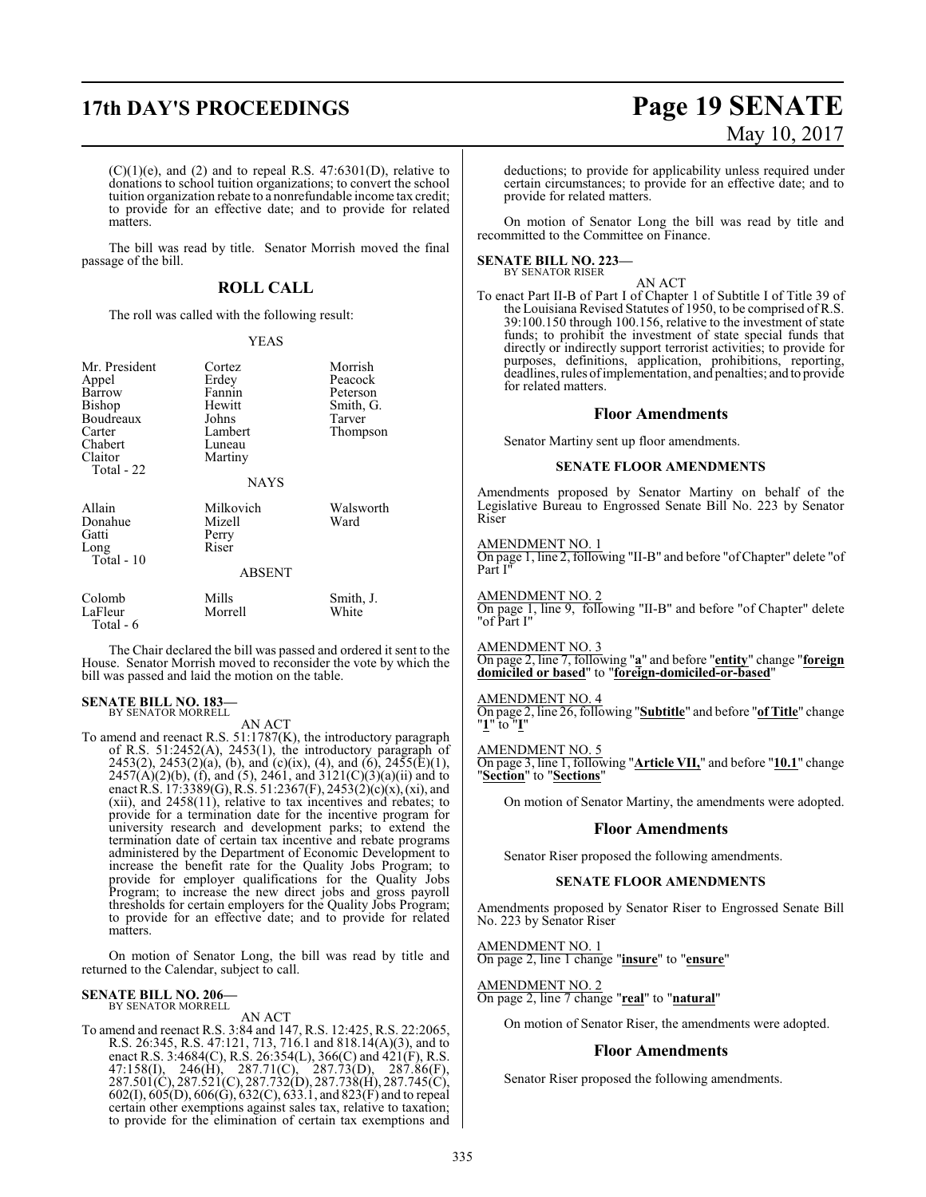(C)(1)(e), and (2) and to repeal R.S. 47:6301(D), relative to donations to school tuition organizations; to convert the school tuition organization rebate to a nonrefundable income tax credit; to provide for an effective date; and to provide for related matters.

The bill was read by title. Senator Morrish moved the final passage of the bill.

## ROLL CALL

The roll was called with the following result:

YEAS

| | | |
|---|---|---|
| Mr. President | Cortez | Morrish |
| Appel | Erdey | Peacock |
| Barrow | Fannin | Peterson |
| Bishop | Hewitt | Smith, G. |
| Boudreaux | Johns | Tarver |
| Carter | Lambert | Thompson |
| Chabert | Luneau | |
| Claitor | Martiny | |
| Total - 22 | | |

NAYS

| | | |
|---|---|---|
| Allain | Milkovich | Walsworth |
| Donahue | Mizell | Ward |
| Gatti | Perry | |
| Long | Riser | |
| Total - 10 | | |

ABSENT

| | | |
|---|---|---|
| Colomb | Mills | Smith, J. |
| LaFleur | Morrell | White |
| Total - 6 | | |

The Chair declared the bill was passed and ordered it sent to the House. Senator Morrish moved to reconsider the vote by which the bill was passed and laid the motion on the table.

**SENATE BILL NO. 183—**
BY SENATOR MORRELL

AN ACT

To amend and reenact R.S. 51:1787(K), the introductory paragraph of R.S. 51:2452(A), 2453(1), the introductory paragraph of 2453(2), 2453(2)(a), (b), and (c)(ix), (4), and (6), 2455(E)(1), 2457(A)(2)(b), (f), and (5), 2461, and 3121(C)(3)(a)(ii) and to enact R.S. 17:3389(G), R.S. 51:2367(F), 2453(2)(c)(x), (xi), and (xii), and 2458(11), relative to tax incentives and rebates; to provide for a termination date for the incentive program for university research and development parks; to extend the termination date of certain tax incentive and rebate programs administered by the Department of Economic Development to increase the benefit rate for the Quality Jobs Program; to provide for employer qualifications for the Quality Jobs Program; to increase the new direct jobs and gross payroll thresholds for certain employers for the Quality Jobs Program; to provide for an effective date; and to provide for related matters.

On motion of Senator Long, the bill was read by title and returned to the Calendar, subject to call.

**SENATE BILL NO. 206—**
BY SENATOR MORRELL

AN ACT

To amend and reenact R.S. 3:84 and 147, R.S. 12:425, R.S. 22:2065, R.S. 26:345, R.S. 47:121, 713, 716.1 and 818.14(A)(3), and to enact R.S. 3:4684(C), R.S. 26:354(L), 366(C) and 421(F), R.S. 47:158(I), 246(H), 287.71(C), 287.73(D), 287.86(F), 287.501(C), 287.521(C), 287.732(D), 287.738(H), 287.745(C), 602(I), 605(D), 606(G), 632(C), 633.1, and 823(F) and to repeal certain other exemptions against sales tax, relative to taxation; to provide for the elimination of certain tax exemptions and deductions; to provide for applicability unless required under certain circumstances; to provide for an effective date; and to provide for related matters.

On motion of Senator Long the bill was read by title and recommitted to the Committee on Finance.

**SENATE BILL NO. 223—**
BY SENATOR RISER

AN ACT

To enact Part II-B of Part I of Chapter 1 of Subtitle I of Title 39 of the Louisiana Revised Statutes of 1950, to be comprised of R.S. 39:100.150 through 100.156, relative to the investment of state funds; to prohibit the investment of state special funds that directly or indirectly support terrorist activities; to provide for purposes, definitions, application, prohibitions, reporting, deadlines, rules of implementation, and penalties; and to provide for related matters.

## Floor Amendments

Senator Martiny sent up floor amendments.

### SENATE FLOOR AMENDMENTS

Amendments proposed by Senator Martiny on behalf of the Legislative Bureau to Engrossed Senate Bill No. 223 by Senator Riser

AMENDMENT NO. 1
On page 1, line 2, following "II-B" and before "of Chapter" delete "of Part I"

AMENDMENT NO. 2
On page 1, line 9, following "II-B" and before "of Chapter" delete "of Part I"

AMENDMENT NO. 3
On page 2, line 7, following "**a**" and before "**entity**" change "**foreign domiciled or based**" to "**foreign-domiciled-or-based**"

AMENDMENT NO. 4
On page 2, line 26, following "**Subtitle**" and before "**of Title**" change "**1**" to "**I**"

AMENDMENT NO. 5
On page 3, line 1, following "**Article VII,**" and before "**10.1**" change "**Section**" to "**Sections**"

On motion of Senator Martiny, the amendments were adopted.

## Floor Amendments

Senator Riser proposed the following amendments.

### SENATE FLOOR AMENDMENTS

Amendments proposed by Senator Riser to Engrossed Senate Bill No. 223 by Senator Riser

AMENDMENT NO. 1
On page 2, line 1 change "**insure**" to "**ensure**"

AMENDMENT NO. 2
On page 2, line 7 change "**real**" to "**natural**"

On motion of Senator Riser, the amendments were adopted.

## Floor Amendments

Senator Riser proposed the following amendments.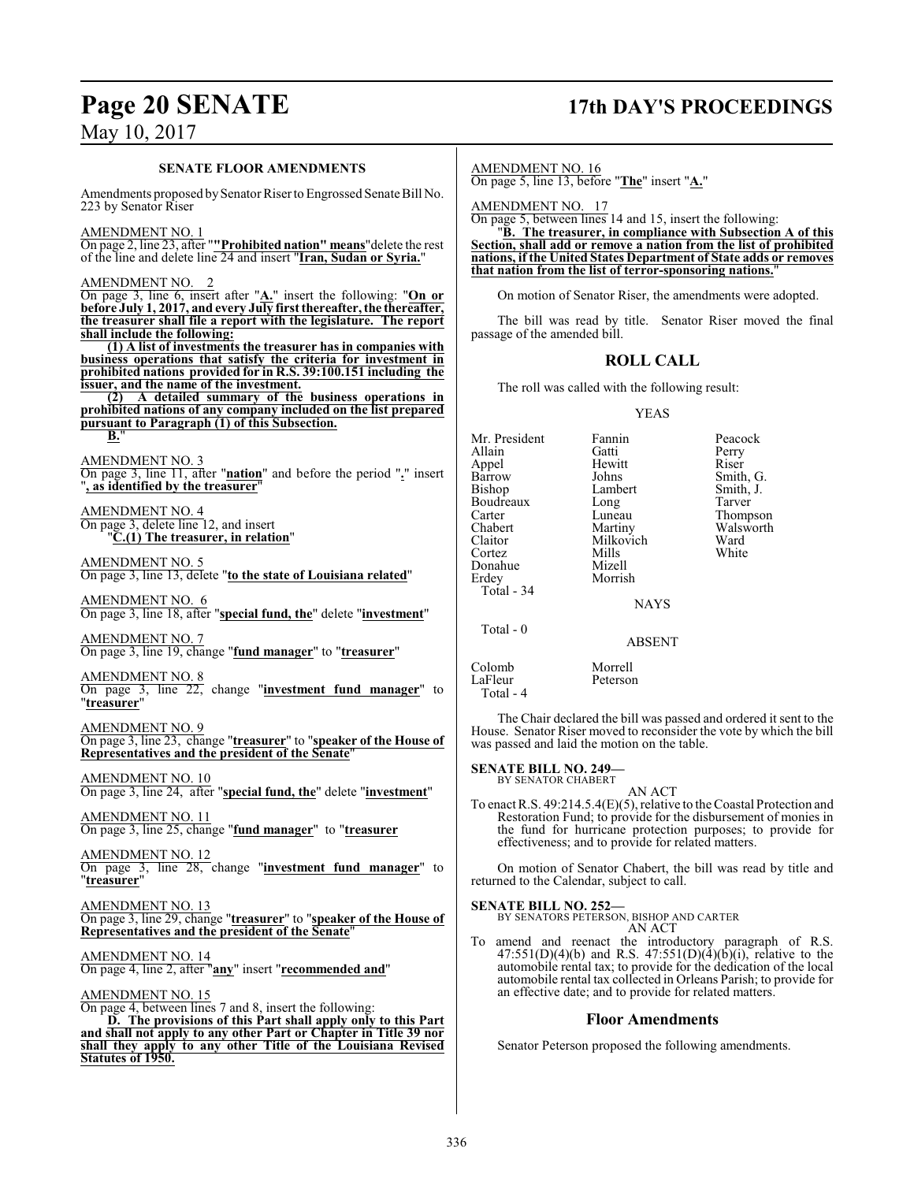### SENATE FLOOR AMENDMENTS

Amendments proposed by Senator Riser to Engrossed Senate Bill No. 223 by Senator Riser

AMENDMENT NO. 1
On page 2, line 23, after ""**Prohibited nation" means**"delete the rest of the line and delete line 24 and insert "**Iran, Sudan or Syria.**"

AMENDMENT NO. 2
On page 3, line 6, insert after "**A.**" insert the following: "**On or before July 1, 2017, and every July first thereafter, the thereafter, the treasurer shall file a report with the legislature. The report shall include the following:**

**(1) A list of investments the treasurer has in companies with business operations that satisfy the criteria for investment in prohibited nations provided for in R.S. 39:100.151 including the issuer, and the name of the investment.**

**(2) A detailed summary of the business operations in prohibited nations of any company included on the list prepared pursuant to Paragraph (1) of this Subsection.**

**B.**"

AMENDMENT NO. 3
On page 3, line 11, after "**nation**" and before the period "**.**" insert "**, as identified by the treasurer**"

AMENDMENT NO. 4
On page 3, delete line 12, and insert
"**C.(1) The treasurer, in relation**"

AMENDMENT NO. 5
On page 3, line 13, delete "**to the state of Louisiana related**"

AMENDMENT NO. 6
On page 3, line 18, after "**special fund, the**" delete "**investment**"

AMENDMENT NO. 7
On page 3, line 19, change "**fund manager**" to "**treasurer**"

AMENDMENT NO. 8
On page 3, line 22, change "**investment fund manager**" to "**treasurer**"

AMENDMENT NO. 9
On page 3, line 23, change "**treasurer**" to "**speaker of the House of Representatives and the president of the Senate**"

AMENDMENT NO. 10
On page 3, line 24, after "**special fund, the**" delete "**investment**"

AMENDMENT NO. 11
On page 3, line 25, change "**fund manager**" to "**treasurer**

AMENDMENT NO. 12
On page 3, line 28, change "**investment fund manager**" to "**treasurer**"

AMENDMENT NO. 13
On page 3, line 29, change "**treasurer**" to "**speaker of the House of Representatives and the president of the Senate**"

AMENDMENT NO. 14
On page 4, line 2, after "**any**" insert "**recommended and**"

AMENDMENT NO. 15
On page 4, between lines 7 and 8, insert the following:

**D. The provisions of this Part shall apply only to this Part and shall not apply to any other Part or Chapter in Title 39 nor shall they apply to any other Title of the Louisiana Revised Statutes of 1950.**

AMENDMENT NO. 16
On page 5, line 13, before "**The**" insert "**A.**"

AMENDMENT NO. 17
On page 5, between lines 14 and 15, insert the following:

"**B. The treasurer, in compliance with Subsection A of this Section, shall add or remove a nation from the list of prohibited nations, if the United States Department of State adds or removes that nation from the list of terror-sponsoring nations.**"

On motion of Senator Riser, the amendments were adopted.

The bill was read by title. Senator Riser moved the final passage of the amended bill.

## ROLL CALL

The roll was called with the following result:

YEAS

| | | |
|---|---|---|
| Mr. President | Fannin | Peacock |
| Allain | Gatti | Perry |
| Appel | Hewitt | Riser |
| Barrow | Johns | Smith, G. |
| Bishop | Lambert | Smith, J. |
| Boudreaux | Long | Tarver |
| Carter | Luneau | Thompson |
| Chabert | Martiny | Walsworth |
| Claitor | Milkovich | Ward |
| Cortez | Mills | White |
| Donahue | Mizell | |
| Erdey | Morrish | |
| Total - 34 | | |

NAYS

Total - 0

ABSENT

| | |
|---|---|
| Colomb | Morrell |
| LaFleur | Peterson |
| Total - 4 | |

The Chair declared the bill was passed and ordered it sent to the House. Senator Riser moved to reconsider the vote by which the bill was passed and laid the motion on the table.

**SENATE BILL NO. 249—**
BY SENATOR CHABERT

AN ACT

To enact R.S. 49:214.5.4(E)(5), relative to the Coastal Protection and Restoration Fund; to provide for the disbursement of monies in the fund for hurricane protection purposes; to provide for effectiveness; and to provide for related matters.

On motion of Senator Chabert, the bill was read by title and returned to the Calendar, subject to call.

**SENATE BILL NO. 252—**
BY SENATORS PETERSON, BISHOP AND CARTER

AN ACT

To amend and reenact the introductory paragraph of R.S. 47:551(D)(4)(b) and R.S. 47:551(D)(4)(b)(i), relative to the automobile rental tax; to provide for the dedication of the local automobile rental tax collected in Orleans Parish; to provide for an effective date; and to provide for related matters.

### Floor Amendments

Senator Peterson proposed the following amendments.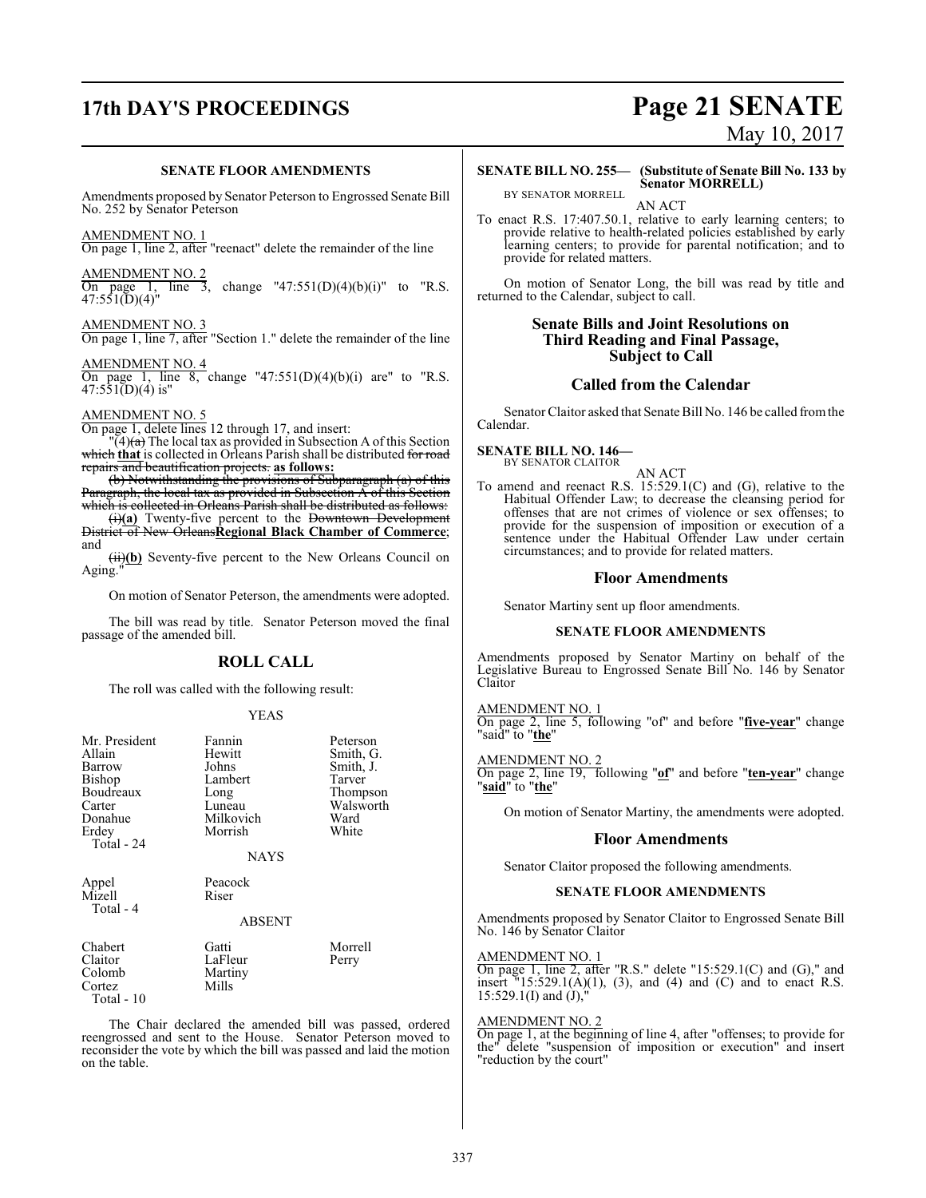## SENATE FLOOR AMENDMENTS

Amendments proposed by Senator Peterson to Engrossed Senate Bill No. 252 by Senator Peterson

AMENDMENT NO. 1
On page 1, line 2, after "reenact" delete the remainder of the line

AMENDMENT NO. 2
On page 1, line 3, change "47:551(D)(4)(b)(i)" to "R.S. 47:551(D)(4)"

AMENDMENT NO. 3
On page 1, line 7, after "Section 1." delete the remainder of the line

AMENDMENT NO. 4
On page 1, line 8, change "47:551(D)(4)(b)(i) are" to "R.S. 47:551(D)(4) is"

AMENDMENT NO. 5
On page 1, delete lines 12 through 17, and insert:

"(4)~~(a)~~ The local tax as provided in Subsection A of this Section ~~which~~ **that** is collected in Orleans Parish shall be distributed ~~for road repairs and beautification projects.~~ **as follows:**

~~(b) Notwithstanding the provisions of Subparagraph (a) of this Paragraph, the local tax as provided in Subsection A of this Section which is collected in Orleans Parish shall be distributed as follows:~~

~~(i)~~**(a)** Twenty-five percent to the ~~Downtown Development District of New Orleans~~**Regional Black Chamber of Commerce**; and

~~(ii)~~**(b)** Seventy-five percent to the New Orleans Council on Aging."

On motion of Senator Peterson, the amendments were adopted.

The bill was read by title. Senator Peterson moved the final passage of the amended bill.

## ROLL CALL

The roll was called with the following result:

YEAS

| | | |
|---|---|---|
| Mr. President | Fannin | Peterson |
| Allain | Hewitt | Smith, G. |
| Barrow | Johns | Smith, J. |
| Bishop | Lambert | Tarver |
| Boudreaux | Long | Thompson |
| Carter | Luneau | Walsworth |
| Donahue | Milkovich | Ward |
| Erdey | Morrish | White |

Total - 24

NAYS

| | |
|---|---|
| Appel | Peacock |
| Mizell | Riser |

Total - 4

ABSENT

| | | |
|---|---|---|
| Chabert | Gatti | Morrell |
| Claitor | LaFleur | Perry |
| Colomb | Martiny | |
| Cortez | Mills | |

Total - 10

The Chair declared the amended bill was passed, ordered reengrossed and sent to the House. Senator Peterson moved to reconsider the vote by which the bill was passed and laid the motion on the table.

**SENATE BILL NO. 255— (Substitute of Senate Bill No. 133 by Senator MORRELL)**
BY SENATOR MORRELL

AN ACT

To enact R.S. 17:407.50.1, relative to early learning centers; to provide relative to health-related policies established by early learning centers; to provide for parental notification; and to provide for related matters.

On motion of Senator Long, the bill was read by title and returned to the Calendar, subject to call.

## Senate Bills and Joint Resolutions on Third Reading and Final Passage, Subject to Call

## Called from the Calendar

Senator Claitor asked that Senate Bill No. 146 be called from the Calendar.

**SENATE BILL NO. 146—**
BY SENATOR CLAITOR

AN ACT

To amend and reenact R.S. 15:529.1(C) and (G), relative to the Habitual Offender Law; to decrease the cleansing period for offenses that are not crimes of violence or sex offenses; to provide for the suspension of imposition or execution of a sentence under the Habitual Offender Law under certain circumstances; and to provide for related matters.

## Floor Amendments

Senator Martiny sent up floor amendments.

## SENATE FLOOR AMENDMENTS

Amendments proposed by Senator Martiny on behalf of the Legislative Bureau to Engrossed Senate Bill No. 146 by Senator Claitor

AMENDMENT NO. 1
On page 2, line 5, following "of" and before "**five-year**" change "said" to "**the**"

AMENDMENT NO. 2
On page 2, line 19, following "**of**" and before "**ten-year**" change "**said**" to "**the**"

On motion of Senator Martiny, the amendments were adopted.

## Floor Amendments

Senator Claitor proposed the following amendments.

## SENATE FLOOR AMENDMENTS

Amendments proposed by Senator Claitor to Engrossed Senate Bill No. 146 by Senator Claitor

AMENDMENT NO. 1
On page 1, line 2, after "R.S." delete "15:529.1(C) and (G)," and insert "15:529.1(A)(1), (3), and (4) and (C) and to enact R.S. 15:529.1(I) and (J),"

AMENDMENT NO. 2
On page 1, at the beginning of line 4, after "offenses; to provide for the" delete "suspension of imposition or execution" and insert "reduction by the court"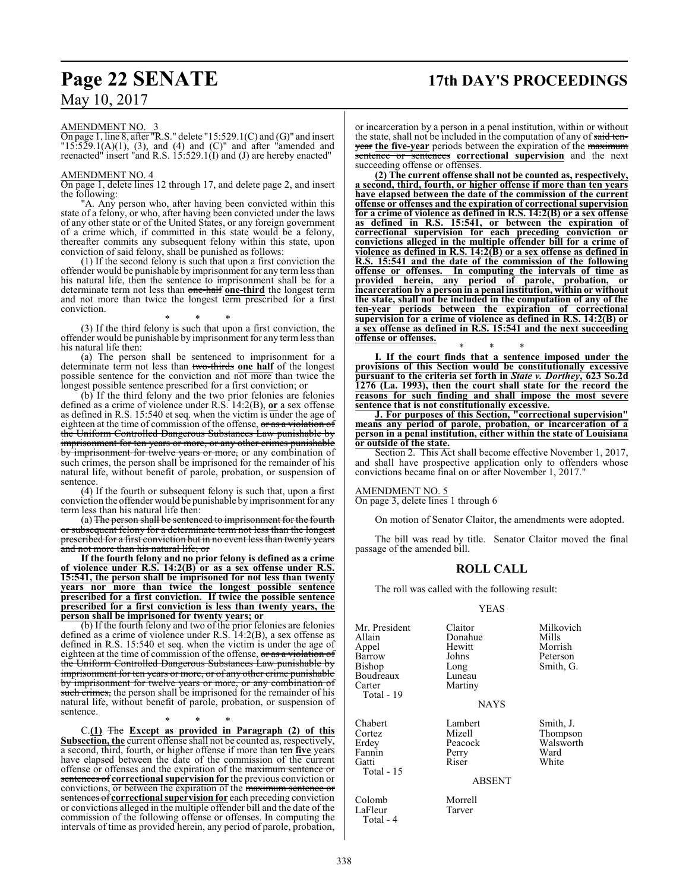AMENDMENT NO. 3

On page 1, line 8, after "R.S." delete "15:529.1(C) and (G)" and insert "15:529.1(A)(1), (3), and (4) and (C)" and after "amended and reenacted" insert "and R.S. 15:529.1(I) and (J) are hereby enacted"

AMENDMENT NO. 4

On page 1, delete lines 12 through 17, and delete page 2, and insert the following:

"A. Any person who, after having been convicted within this state of a felony, or who, after having been convicted under the laws of any other state or of the United States, or any foreign government of a crime which, if committed in this state would be a felony, thereafter commits any subsequent felony within this state, upon conviction of said felony, shall be punished as follows:

(1) If the second felony is such that upon a first conviction the offender would be punishable by imprisonment for any term less than his natural life, then the sentence to imprisonment shall be for a determinate term not less than ~~one-half~~ **one-third** the longest term and not more than twice the longest term prescribed for a first conviction.

\* \* \*

(3) If the third felony is such that upon a first conviction, the offender would be punishable by imprisonment for any term less than his natural life then:

(a) The person shall be sentenced to imprisonment for a determinate term not less than ~~two-thirds~~ **one half** of the longest possible sentence for the conviction and not more than twice the longest possible sentence prescribed for a first conviction; or

(b) If the third felony and the two prior felonies are felonies defined as a crime of violence under R.S. 14:2(B), **or** a sex offense as defined in R.S. 15:540 et seq. when the victim is under the age of eighteen at the time of commission of the offense, ~~or as a violation of the Uniform Controlled Dangerous Substances Law punishable by imprisonment for ten years or more, or any other crimes punishable by imprisonment for twelve years or more,~~ or any combination of such crimes, the person shall be imprisoned for the remainder of his natural life, without benefit of parole, probation, or suspension of sentence.

(4) If the fourth or subsequent felony is such that, upon a first conviction the offender would be punishable by imprisonment for any term less than his natural life then:

(a) ~~The person shall be sentenced to imprisonment for the fourth or subsequent felony for a determinate term not less than the longest prescribed for a first conviction but in no event less than twenty years and not more than his natural life; or~~

**If the fourth felony and no prior felony is defined as a crime of violence under R.S. 14:2(B) or as a sex offense under R.S. 15:541, the person shall be imprisoned for not less than twenty years nor more than twice the longest possible sentence prescribed for a first conviction. If twice the possible sentence prescribed for a first conviction is less than twenty years, the person shall be imprisoned for twenty years; or**

(b) If the fourth felony and two of the prior felonies are felonies defined as a crime of violence under R.S. 14:2(B), a sex offense as defined in R.S. 15:540 et seq. when the victim is under the age of eighteen at the time of commission of the offense, ~~or as a violation of the Uniform Controlled Dangerous Substances Law punishable by imprisonment for ten years or more, or of any other crime punishable by imprisonment for twelve years or more, or any combination of such crimes,~~ the person shall be imprisoned for the remainder of his natural life, without benefit of parole, probation, or suspension of sentence.

\* \* \*

C.**(1)** ~~The~~ **Except as provided in Paragraph (2) of this Subsection, the** current offense shall not be counted as, respectively, a second, third, fourth, or higher offense if more than ~~ten~~ **five** years have elapsed between the date of the commission of the current offense or offenses and the expiration of the ~~maximum sentence or sentences of~~ **correctional supervision for** the previous conviction or convictions, or between the expiration of the ~~maximum sentence or sentences of~~ **correctional supervision for** each preceding conviction or convictions alleged in the multiple offender bill and the date of the commission of the following offense or offenses. In computing the intervals of time as provided herein, any period of parole, probation, or incarceration by a person in a penal institution, within or without the state, shall not be included in the computation of any of ~~said ten-year~~ **the five-year** periods between the expiration of the ~~maximum sentence or sentences~~ **correctional supervision** and the next succeeding offense or offenses.

**(2) The current offense shall not be counted as, respectively, a second, third, fourth, or higher offense if more than ten years have elapsed between the date of the commission of the current offense or offenses and the expiration of correctional supervision for a crime of violence as defined in R.S. 14:2(B) or a sex offense as defined in R.S. 15:541, or between the expiration of correctional supervision for each preceding conviction or convictions alleged in the multiple offender bill for a crime of violence as defined in R.S. 14:2(B) or a sex offense as defined in R.S. 15:541 and the date of the commission of the following offense or offenses. In computing the intervals of time as provided herein, any period of parole, probation, or incarceration by a person in a penal institution, within or without the state, shall not be included in the computation of any of the ten-year periods between the expiration of correctional supervision for a crime of violence as defined in R.S. 14:2(B) or a sex offense as defined in R.S. 15:541 and the next succeeding offense or offenses.**

\* \* \*

**I. If the court finds that a sentence imposed under the provisions of this Section would be constitutionally excessive pursuant to the criteria set forth in *State v. Dorthey*, 623 So.2d 1276 (La. 1993), then the court shall state for the record the reasons for such finding and shall impose the most severe sentence that is not constitutionally excessive.**

**J. For purposes of this Section, "correctional supervision" means any period of parole, probation, or incarceration of a person in a penal institution, either within the state of Louisiana or outside of the state.**

Section 2. This Act shall become effective November 1, 2017, and shall have prospective application only to offenders whose convictions became final on or after November 1, 2017."

AMENDMENT NO. 5

On page 3, delete lines 1 through 6

On motion of Senator Claitor, the amendments were adopted.

The bill was read by title. Senator Claitor moved the final passage of the amended bill.

## ROLL CALL

The roll was called with the following result:

YEAS

| | | |
|---|---|---|
| Mr. President | Claitor | Milkovich |
| Allain | Donahue | Mills |
| Appel | Hewitt | Morrish |
| Barrow | Johns | Peterson |
| Bishop | Long | Smith, G. |
| Boudreaux | Luneau | |
| Carter | Martiny | |
| Total - 19 | | |

NAYS

| | | |
|---|---|---|
| Chabert | Lambert | Smith, J. |
| Cortez | Mizell | Thompson |
| Erdey | Peacock | Walsworth |
| Fannin | Perry | Ward |
| Gatti | Riser | White |
| Total - 15 | | |

ABSENT

| | |
|---|---|
| Colomb | Morrell |
| LaFleur | Tarver |
| Total - 4 | |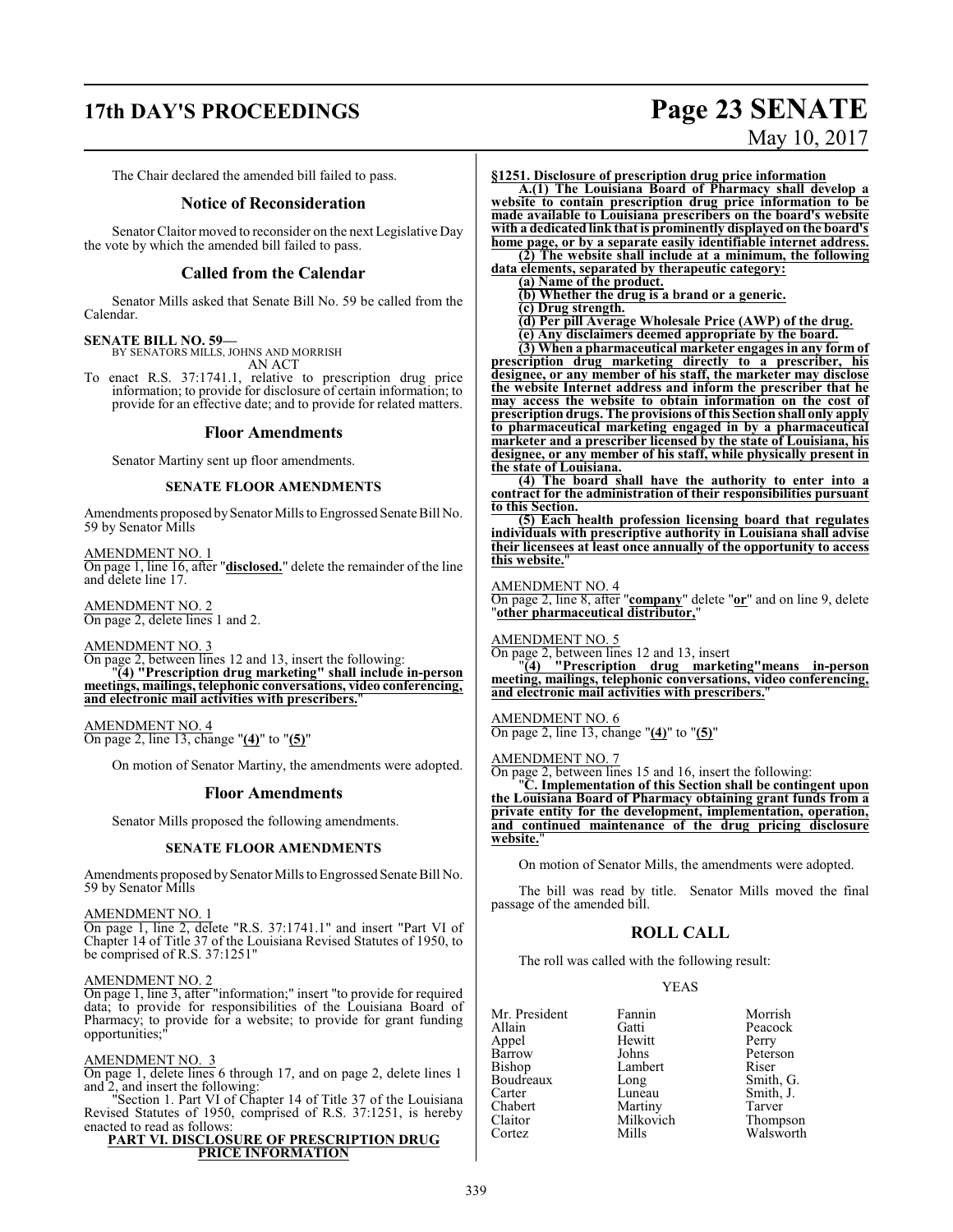The Chair declared the amended bill failed to pass.

## Notice of Reconsideration

Senator Claitor moved to reconsider on the next Legislative Day the vote by which the amended bill failed to pass.

## Called from the Calendar

Senator Mills asked that Senate Bill No. 59 be called from the Calendar.

**SENATE BILL NO. 59—**
BY SENATORS MILLS, JOHNS AND MORRISH
AN ACT

To enact R.S. 37:1741.1, relative to prescription drug price information; to provide for disclosure of certain information; to provide for an effective date; and to provide for related matters.

## Floor Amendments

Senator Martiny sent up floor amendments.

### SENATE FLOOR AMENDMENTS

Amendments proposed by Senator Mills to Engrossed Senate Bill No. 59 by Senator Mills

AMENDMENT NO. 1
On page 1, line 16, after "**disclosed.**" delete the remainder of the line and delete line 17.

AMENDMENT NO. 2
On page 2, delete lines 1 and 2.

AMENDMENT NO. 3
On page 2, between lines 12 and 13, insert the following:
"**(4) "Prescription drug marketing" shall include in-person meetings, mailings, telephonic conversations, video conferencing, and electronic mail activities with prescribers.**"

AMENDMENT NO. 4
On page 2, line 13, change "**(4)**" to "**(5)**"

On motion of Senator Martiny, the amendments were adopted.

## Floor Amendments

Senator Mills proposed the following amendments.

### SENATE FLOOR AMENDMENTS

Amendments proposed by Senator Mills to Engrossed Senate Bill No. 59 by Senator Mills

AMENDMENT NO. 1
On page 1, line 2, delete "R.S. 37:1741.1" and insert "Part VI of Chapter 14 of Title 37 of the Louisiana Revised Statutes of 1950, to be comprised of R.S. 37:1251"

AMENDMENT NO. 2
On page 1, line 3, after "information;" insert "to provide for required data; to provide for responsibilities of the Louisiana Board of Pharmacy; to provide for a website; to provide for grant funding opportunities;"

AMENDMENT NO. 3
On page 1, delete lines 6 through 17, and on page 2, delete lines 1 and 2, and insert the following:

"Section 1. Part VI of Chapter 14 of Title 37 of the Louisiana Revised Statutes of 1950, comprised of R.S. 37:1251, is hereby enacted to read as follows:

**PART VI. DISCLOSURE OF PRESCRIPTION DRUG PRICE INFORMATION**

**§1251. Disclosure of prescription drug price information**

**A.(1) The Louisiana Board of Pharmacy shall develop a website to contain prescription drug price information to be made available to Louisiana prescribers on the board's website with a dedicated link that is prominently displayed on the board's home page, or by a separate easily identifiable internet address.**

**(2) The website shall include at a minimum, the following data elements, separated by therapeutic category:**

**(a) Name of the product.**

**(b) Whether the drug is a brand or a generic.**

**(c) Drug strength.**

**(d) Per pill Average Wholesale Price (AWP) of the drug.**

**(e) Any disclaimers deemed appropriate by the board.**

**(3) When a pharmaceutical marketer engages in any form of prescription drug marketing directly to a prescriber, his designee, or any member of his staff, the marketer may disclose the website Internet address and inform the prescriber that he may access the website to obtain information on the cost of prescription drugs. The provisions of this Section shall only apply to pharmaceutical marketing engaged in by a pharmaceutical marketer and a prescriber licensed by the state of Louisiana, his designee, or any member of his staff, while physically present in the state of Louisiana.**

**(4) The board shall have the authority to enter into a contract for the administration of their responsibilities pursuant to this Section.**

**(5) Each health profession licensing board that regulates individuals with prescriptive authority in Louisiana shall advise their licensees at least once annually of the opportunity to access this website.**"

AMENDMENT NO. 4
On page 2, line 8, after "**company**" delete "**or**" and on line 9, delete "**other pharmaceutical distributor,**"

AMENDMENT NO. 5
On page 2, between lines 12 and 13, insert
"**(4) "Prescription drug marketing"means in-person meeting, mailings, telephonic conversations, video conferencing, and electronic mail activities with prescribers.**"

AMENDMENT NO. 6
On page 2, line 13, change "**(4)**" to "**(5)**"

AMENDMENT NO. 7
On page 2, between lines 15 and 16, insert the following:
"**C. Implementation of this Section shall be contingent upon the Louisiana Board of Pharmacy obtaining grant funds from a private entity for the development, implementation, operation, and continued maintenance of the drug pricing disclosure website.**"

On motion of Senator Mills, the amendments were adopted.

The bill was read by title. Senator Mills moved the final passage of the amended bill.

## ROLL CALL

The roll was called with the following result:

YEAS

| | | |
|---|---|---|
| Mr. President | Fannin | Morrish |
| Allain | Gatti | Peacock |
| Appel | Hewitt | Perry |
| Barrow | Johns | Peterson |
| Bishop | Lambert | Riser |
| Boudreaux | Long | Smith, G. |
| Carter | Luneau | Smith, J. |
| Chabert | Martiny | Tarver |
| Claitor | Milkovich | Thompson |
| Cortez | Mills | Walsworth |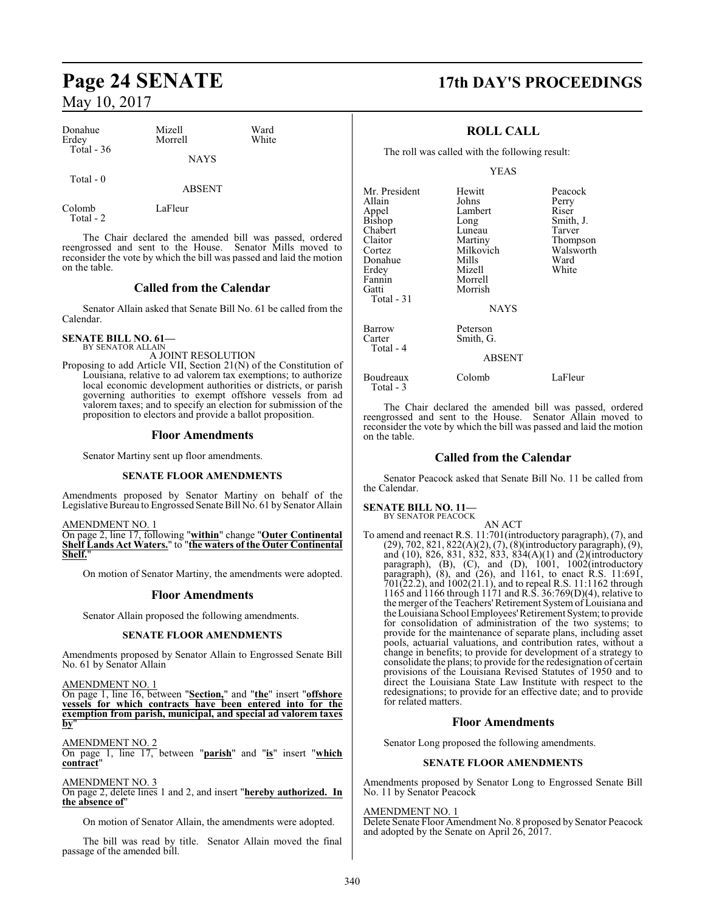| Donahue | Mizell | Ward |
|---|---|---|
| Erdey | Morrell | White |
| Total - 36 | | |

NAYS

Total - 0

ABSENT

| Colomb | LaFleur |
|---|---|
| Total - 2 | |

The Chair declared the amended bill was passed, ordered reengrossed and sent to the House. Senator Mills moved to reconsider the vote by which the bill was passed and laid the motion on the table.

## Called from the Calendar

Senator Allain asked that Senate Bill No. 61 be called from the Calendar.

**SENATE BILL NO. 61—**
BY SENATOR ALLAIN

A JOINT RESOLUTION

Proposing to add Article VII, Section 21(N) of the Constitution of Louisiana, relative to ad valorem tax exemptions; to authorize local economic development authorities or districts, or parish governing authorities to exempt offshore vessels from ad valorem taxes; and to specify an election for submission of the proposition to electors and provide a ballot proposition.

## Floor Amendments

Senator Martiny sent up floor amendments.

### SENATE FLOOR AMENDMENTS

Amendments proposed by Senator Martiny on behalf of the Legislative Bureau to Engrossed Senate Bill No. 61 by Senator Allain

AMENDMENT NO. 1
On page 2, line 17, following "**within**" change "**Outer Continental Shelf Lands Act Waters.**" to "**the waters of the Outer Continental Shelf.**"

On motion of Senator Martiny, the amendments were adopted.

## Floor Amendments

Senator Allain proposed the following amendments.

### SENATE FLOOR AMENDMENTS

Amendments proposed by Senator Allain to Engrossed Senate Bill No. 61 by Senator Allain

AMENDMENT NO. 1
On page 1, line 16, between "**Section,**" and "**the**" insert "**offshore vessels for which contracts have been entered into for the exemption from parish, municipal, and special ad valorem taxes by**"

AMENDMENT NO. 2
On page 1, line 17, between "**parish**" and "**is**" insert "**which contract**"

AMENDMENT NO. 3
On page 2, delete lines 1 and 2, and insert "**hereby authorized. In the absence of**"

On motion of Senator Allain, the amendments were adopted.

The bill was read by title. Senator Allain moved the final passage of the amended bill.

## ROLL CALL

The roll was called with the following result:

YEAS

| Mr. President | Hewitt | Peacock |
|---|---|---|
| Allain | Johns | Perry |
| Appel | Lambert | Riser |
| Bishop | Long | Smith, J. |
| Chabert | Luneau | Tarver |
| Claitor | Martiny | Thompson |
| Cortez | Milkovich | Walsworth |
| Donahue | Mills | Ward |
| Erdey | Mizell | White |
| Fannin | Morrell | |
| Gatti | Morrish | |
| Total - 31 | | |

NAYS

| Barrow | Peterson |
|---|---|
| Carter | Smith, G. |
| Total - 4 | |

ABSENT

| Boudreaux | Colomb | LaFleur |
|---|---|---|
| Total - 3 | | |

The Chair declared the amended bill was passed, ordered reengrossed and sent to the House. Senator Allain moved to reconsider the vote by which the bill was passed and laid the motion on the table.

## Called from the Calendar

Senator Peacock asked that Senate Bill No. 11 be called from the Calendar.

**SENATE BILL NO. 11—**
BY SENATOR PEACOCK

AN ACT

To amend and reenact R.S. 11:701(introductory paragraph), (7), and (29), 702, 821, 822(A)(2), (7), (8)(introductory paragraph), (9), and (10), 826, 831, 832, 833, 834(A)(1) and (2)(introductory paragraph), (B), (C), and (D), 1001, 1002(introductory paragraph), (8), and (26), and 1161, to enact R.S. 11:691, 701(22.2), and 1002(21.1), and to repeal R.S. 11:1162 through 1165 and 1166 through 1171 and R.S. 36:769(D)(4), relative to the merger of the Teachers' Retirement System of Louisiana and the Louisiana School Employees' Retirement System; to provide for consolidation of administration of the two systems; to provide for the maintenance of separate plans, including asset pools, actuarial valuations, and contribution rates, without a change in benefits; to provide for development of a strategy to consolidate the plans; to provide for the redesignation of certain provisions of the Louisiana Revised Statutes of 1950 and to direct the Louisiana State Law Institute with respect to the redesignations; to provide for an effective date; and to provide for related matters.

## Floor Amendments

Senator Long proposed the following amendments.

### SENATE FLOOR AMENDMENTS

Amendments proposed by Senator Long to Engrossed Senate Bill No. 11 by Senator Peacock

AMENDMENT NO. 1
Delete Senate Floor Amendment No. 8 proposed by Senator Peacock and adopted by the Senate on April 26, 2017.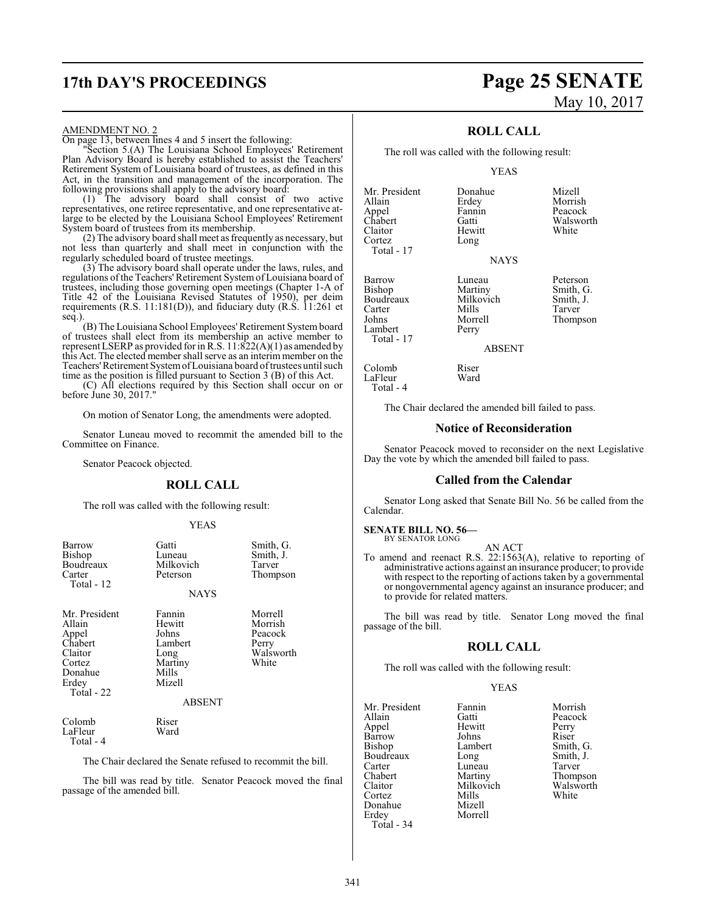AMENDMENT NO. 2

On page 13, between lines 4 and 5 insert the following:

"Section 5.(A) The Louisiana School Employees' Retirement Plan Advisory Board is hereby established to assist the Teachers' Retirement System of Louisiana board of trustees, as defined in this Act, in the transition and management of the incorporation. The following provisions shall apply to the advisory board:

(1) The advisory board shall consist of two active representatives, one retiree representative, and one representative at-large to be elected by the Louisiana School Employees' Retirement System board of trustees from its membership.

(2) The advisory board shall meet as frequently as necessary, but not less than quarterly and shall meet in conjunction with the regularly scheduled board of trustee meetings.

(3) The advisory board shall operate under the laws, rules, and regulations of the Teachers' Retirement System of Louisiana board of trustees, including those governing open meetings (Chapter 1-A of Title 42 of the Louisiana Revised Statutes of 1950), per deim requirements (R.S. 11:181(D)), and fiduciary duty (R.S. 11:261 et seq.).

(B) The Louisiana School Employees' Retirement System board of trustees shall elect from its membership an active member to represent LSERP as provided for in R.S. 11:822(A)(1) as amended by this Act. The elected member shall serve as an interim member on the Teachers' Retirement System of Louisiana board of trustees until such time as the position is filled pursuant to Section 3 (B) of this Act.

(C) All elections required by this Section shall occur on or before June 30, 2017."

On motion of Senator Long, the amendments were adopted.

Senator Luneau moved to recommit the amended bill to the Committee on Finance.

Senator Peacock objected.

## ROLL CALL

The roll was called with the following result:

YEAS

| | | |
|---|---|---|
| Barrow | Gatti | Smith, G. |
| Bishop | Luneau | Smith, J. |
| Boudreaux | Milkovich | Tarver |
| Carter | Peterson | Thompson |
| Total - 12 | | |

NAYS

| | | |
|---|---|---|
| Mr. President | Fannin | Morrell |
| Allain | Hewitt | Morrish |
| Appel | Johns | Peacock |
| Chabert | Lambert | Perry |
| Claitor | Long | Walsworth |
| Cortez | Martiny | White |
| Donahue | Mills | |
| Erdey | Mizell | |
| Total - 22 | | |

ABSENT

| | |
|---|---|
| Colomb | Riser |
| LaFleur | Ward |
| Total - 4 | |

The Chair declared the Senate refused to recommit the bill.

The bill was read by title. Senator Peacock moved the final passage of the amended bill.

## ROLL CALL

The roll was called with the following result:

YEAS

| | | |
|---|---|---|
| Mr. President | Donahue | Mizell |
| Allain | Erdey | Morrish |
| Appel | Fannin | Peacock |
| Chabert | Gatti | Walsworth |
| Claitor | Hewitt | White |
| Cortez | Long | |
| Total - 17 | | |

NAYS

| | | |
|---|---|---|
| Barrow | Luneau | Peterson |
| Bishop | Martiny | Smith, G. |
| Boudreaux | Milkovich | Smith, J. |
| Carter | Mills | Tarver |
| Johns | Morrell | Thompson |
| Lambert | Perry | |
| Total - 17 | | |

ABSENT

| | |
|---|---|
| Colomb | Riser |
| LaFleur | Ward |
| Total - 4 | |

The Chair declared the amended bill failed to pass.

## Notice of Reconsideration

Senator Peacock moved to reconsider on the next Legislative Day the vote by which the amended bill failed to pass.

## Called from the Calendar

Senator Long asked that Senate Bill No. 56 be called from the Calendar.

**SENATE BILL NO. 56—**
BY SENATOR LONG

AN ACT

To amend and reenact R.S. 22:1563(A), relative to reporting of administrative actions against an insurance producer; to provide with respect to the reporting of actions taken by a governmental or nongovernmental agency against an insurance producer; and to provide for related matters.

The bill was read by title. Senator Long moved the final passage of the bill.

## ROLL CALL

The roll was called with the following result:

YEAS

| | | |
|---|---|---|
| Mr. President | Fannin | Morrish |
| Allain | Gatti | Peacock |
| Appel | Hewitt | Perry |
| Barrow | Johns | Riser |
| Bishop | Lambert | Smith, G. |
| Boudreaux | Long | Smith, J. |
| Carter | Luneau | Tarver |
| Chabert | Martiny | Thompson |
| Claitor | Milkovich | Walsworth |
| Cortez | Mills | White |
| Donahue | Mizell | |
| Erdey | Morrell | |
| Total - 34 | | |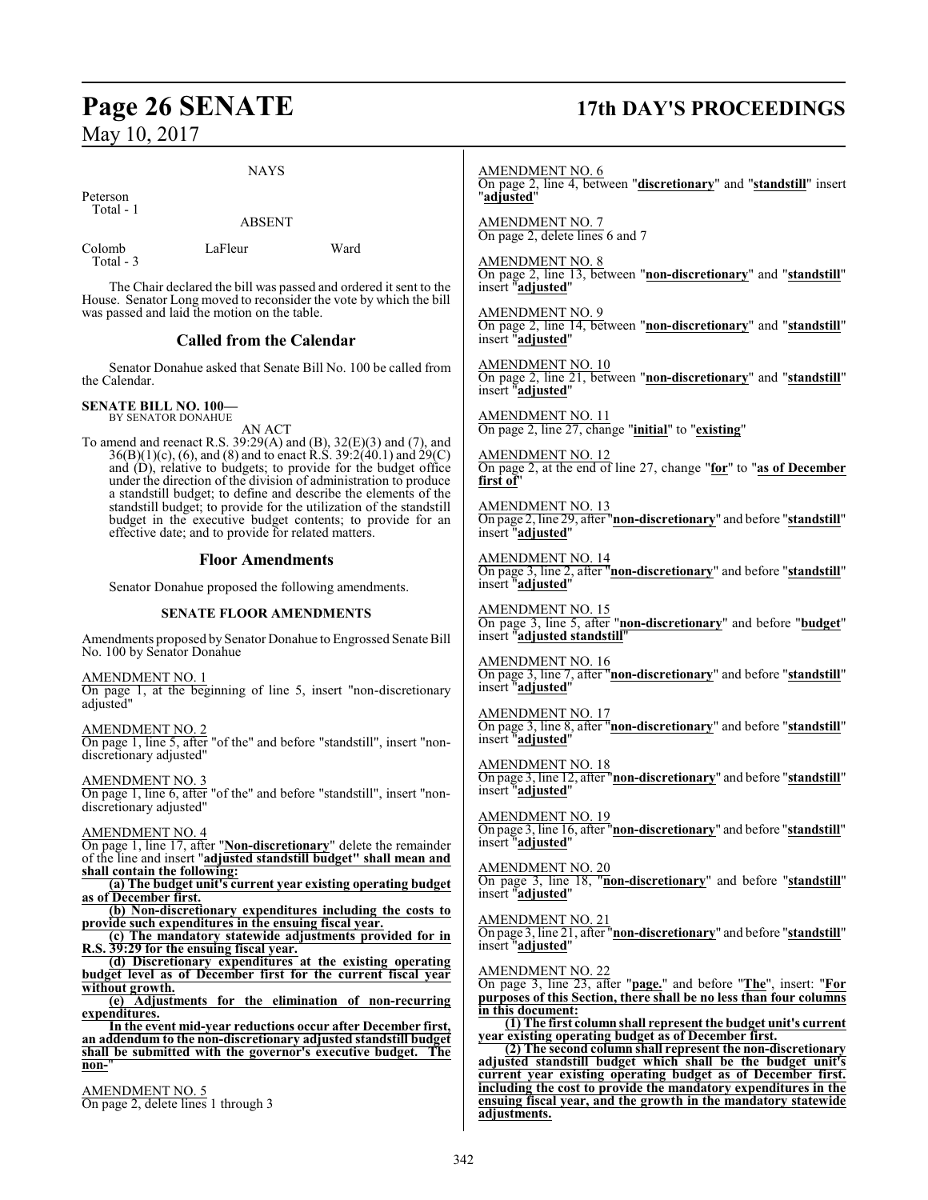NAYS

Peterson
Total - 1

ABSENT

Colomb LaFleur Ward
Total - 3

The Chair declared the bill was passed and ordered it sent to the House. Senator Long moved to reconsider the vote by which the bill was passed and laid the motion on the table.

## Called from the Calendar

Senator Donahue asked that Senate Bill No. 100 be called from the Calendar.

**SENATE BILL NO. 100—**
BY SENATOR DONAHUE

AN ACT

To amend and reenact R.S. 39:29(A) and (B), 32(E)(3) and (7), and 36(B)(1)(c), (6), and (8) and to enact R.S. 39:2(40.1) and 29(C) and (D), relative to budgets; to provide for the budget office under the direction of the division of administration to produce a standstill budget; to define and describe the elements of the standstill budget; to provide for the utilization of the standstill budget in the executive budget contents; to provide for an effective date; and to provide for related matters.

## Floor Amendments

Senator Donahue proposed the following amendments.

### SENATE FLOOR AMENDMENTS

Amendments proposed by Senator Donahue to Engrossed Senate Bill No. 100 by Senator Donahue

AMENDMENT NO. 1
On page 1, at the beginning of line 5, insert "non-discretionary adjusted"

AMENDMENT NO. 2
On page 1, line 5, after "of the" and before "standstill", insert "non-discretionary adjusted"

AMENDMENT NO. 3
On page 1, line 6, after "of the" and before "standstill", insert "non-discretionary adjusted"

AMENDMENT NO. 4
On page 1, line 17, after "**Non-discretionary**" delete the remainder of the line and insert "**adjusted standstill budget" shall mean and shall contain the following:**

**(a) The budget unit's current year existing operating budget as of December first.**

**(b) Non-discretionary expenditures including the costs to provide such expenditures in the ensuing fiscal year.**

**(c) The mandatory statewide adjustments provided for in R.S. 39:29 for the ensuing fiscal year.**

**(d) Discretionary expenditures at the existing operating budget level as of December first for the current fiscal year without growth.**

**(e) Adjustments for the elimination of non-recurring expenditures.**

**In the event mid-year reductions occur after December first, an addendum to the non-discretionary adjusted standstill budget shall be submitted with the governor's executive budget. The non-**"

AMENDMENT NO. 5
On page 2, delete lines 1 through 3

AMENDMENT NO. 6
On page 2, line 4, between "**discretionary**" and "**standstill**" insert "**adjusted**"

AMENDMENT NO. 7
On page 2, delete lines 6 and 7

AMENDMENT NO. 8
On page 2, line 13, between "**non-discretionary**" and "**standstill**" insert "**adjusted**"

AMENDMENT NO. 9
On page 2, line 14, between "**non-discretionary**" and "**standstill**" insert "**adjusted**"

AMENDMENT NO. 10
On page 2, line 21, between "**non-discretionary**" and "**standstill**" insert "**adjusted**"

AMENDMENT NO. 11
On page 2, line 27, change "**initial**" to "**existing**"

AMENDMENT NO. 12
On page 2, at the end of line 27, change "**for**" to "**as of December first of**"

AMENDMENT NO. 13
On page 2, line 29, after "**non-discretionary**" and before "**standstill**" insert "**adjusted**"

AMENDMENT NO. 14
On page 3, line 2, after "**non-discretionary**" and before "**standstill**" insert "**adjusted**"

AMENDMENT NO. 15
On page 3, line 5, after "**non-discretionary**" and before "**budget**" insert "**adjusted standstill**"

AMENDMENT NO. 16
On page 3, line 7, after "**non-discretionary**" and before "**standstill**" insert "**adjusted**"

AMENDMENT NO. 17
On page 3, line 8, after "**non-discretionary**" and before "**standstill**" insert "**adjusted**"

AMENDMENT NO. 18
On page 3, line 12, after "**non-discretionary**" and before "**standstill**" insert "**adjusted**"

AMENDMENT NO. 19
On page 3, line 16, after "**non-discretionary**" and before "**standstill**" insert "**adjusted**"

AMENDMENT NO. 20
On page 3, line 18, "**non-discretionary**" and before "**standstill**" insert "**adjusted**"

AMENDMENT NO. 21
On page 3, line 21, after "**non-discretionary**" and before "**standstill**" insert "**adjusted**"

AMENDMENT NO. 22
On page 3, line 23, after "**page.**" and before "**The**", insert: "**For purposes of this Section, there shall be no less than four columns in this document:**

**(1) The first column shall represent the budget unit's current year existing operating budget as of December first.**

**(2) The second column shall represent the non-discretionary adjusted standstill budget which shall be the budget unit's current year existing operating budget as of December first. including the cost to provide the mandatory expenditures in the ensuing fiscal year, and the growth in the mandatory statewide adjustments.**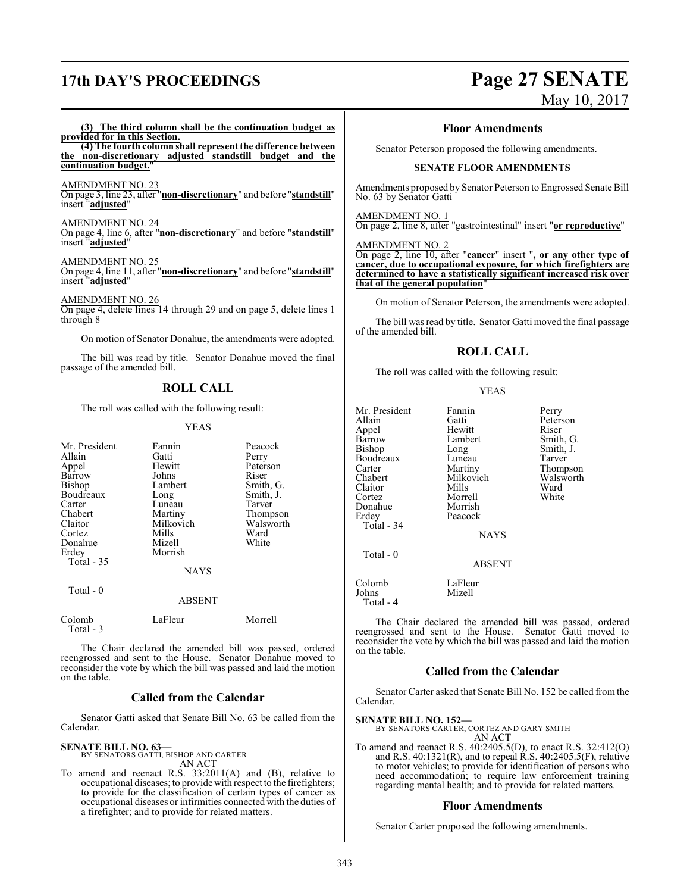**(3) The third column shall be the continuation budget as provided for in this Section.**

**(4) The fourth column shall represent the difference between the non-discretionary adjusted standstill budget and the continuation budget.**"

AMENDMENT NO. 23
On page 3, line 23, after "**non-discretionary**" and before "**standstill**" insert "**adjusted**"

AMENDMENT NO. 24
On page 4, line 6, after "**non-discretionary**" and before "**standstill**" insert "**adjusted**"

AMENDMENT NO. 25
On page 4, line 11, after "**non-discretionary**" and before "**standstill**" insert "**adjusted**"

AMENDMENT NO. 26
On page 4, delete lines 14 through 29 and on page 5, delete lines 1 through 8

On motion of Senator Donahue, the amendments were adopted.

The bill was read by title. Senator Donahue moved the final passage of the amended bill.

## ROLL CALL

The roll was called with the following result:

YEAS

| | | |
|---|---|---|
| Mr. President | Fannin | Peacock |
| Allain | Gatti | Perry |
| Appel | Hewitt | Peterson |
| Barrow | Johns | Riser |
| Bishop | Lambert | Smith, G. |
| Boudreaux | Long | Smith, J. |
| Carter | Luneau | Tarver |
| Chabert | Martiny | Thompson |
| Claitor | Milkovich | Walsworth |
| Cortez | Mills | Ward |
| Donahue | Mizell | White |
| Erdey | Morrish | |

Total - 35

NAYS

Total - 0

ABSENT

| | | |
|---|---|---|
| Colomb | LaFleur | Morrell |

Total - 3

The Chair declared the amended bill was passed, ordered reengrossed and sent to the House. Senator Donahue moved to reconsider the vote by which the bill was passed and laid the motion on the table.

## Called from the Calendar

Senator Gatti asked that Senate Bill No. 63 be called from the Calendar.

**SENATE BILL NO. 63—**
BY SENATORS GATTI, BISHOP AND CARTER
AN ACT

To amend and reenact R.S. 33:2011(A) and (B), relative to occupational diseases; to provide with respect to the firefighters; to provide for the classification of certain types of cancer as occupational diseases or infirmities connected with the duties of a firefighter; and to provide for related matters.

## Floor Amendments

Senator Peterson proposed the following amendments.

**SENATE FLOOR AMENDMENTS**

Amendments proposed by Senator Peterson to Engrossed Senate Bill No. 63 by Senator Gatti

AMENDMENT NO. 1
On page 2, line 8, after "gastrointestinal" insert "**or reproductive**"

AMENDMENT NO. 2
On page 2, line 10, after "**cancer**" insert "**, or any other type of cancer, due to occupational exposure, for which firefighters are determined to have a statistically significant increased risk over that of the general population**"

On motion of Senator Peterson, the amendments were adopted.

The bill was read by title. Senator Gatti moved the final passage of the amended bill.

## ROLL CALL

The roll was called with the following result:

YEAS

| | | |
|---|---|---|
| Mr. President | Fannin | Perry |
| Allain | Gatti | Peterson |
| Appel | Hewitt | Riser |
| Barrow | Lambert | Smith, G. |
| Bishop | Long | Smith, J. |
| Boudreaux | Luneau | Tarver |
| Carter | Martiny | Thompson |
| Chabert | Milkovich | Walsworth |
| Claitor | Mills | Ward |
| Cortez | Morrell | White |
| Donahue | Morrish | |
| Erdey | Peacock | |

Total - 34

NAYS

Total - 0

ABSENT

| | |
|---|---|
| Colomb | LaFleur |
| Johns | Mizell |

Total - 4

The Chair declared the amended bill was passed, ordered reengrossed and sent to the House. Senator Gatti moved to reconsider the vote by which the bill was passed and laid the motion on the table.

## Called from the Calendar

Senator Carter asked that Senate Bill No. 152 be called from the Calendar.

**SENATE BILL NO. 152—**
BY SENATORS CARTER, CORTEZ AND GARY SMITH
AN ACT

To amend and reenact R.S. 40:2405.5(D), to enact R.S. 32:412(O) and R.S. 40:1321(R), and to repeal R.S. 40:2405.5(F), relative to motor vehicles; to provide for identification of persons who need accommodation; to require law enforcement training regarding mental health; and to provide for related matters.

## Floor Amendments

Senator Carter proposed the following amendments.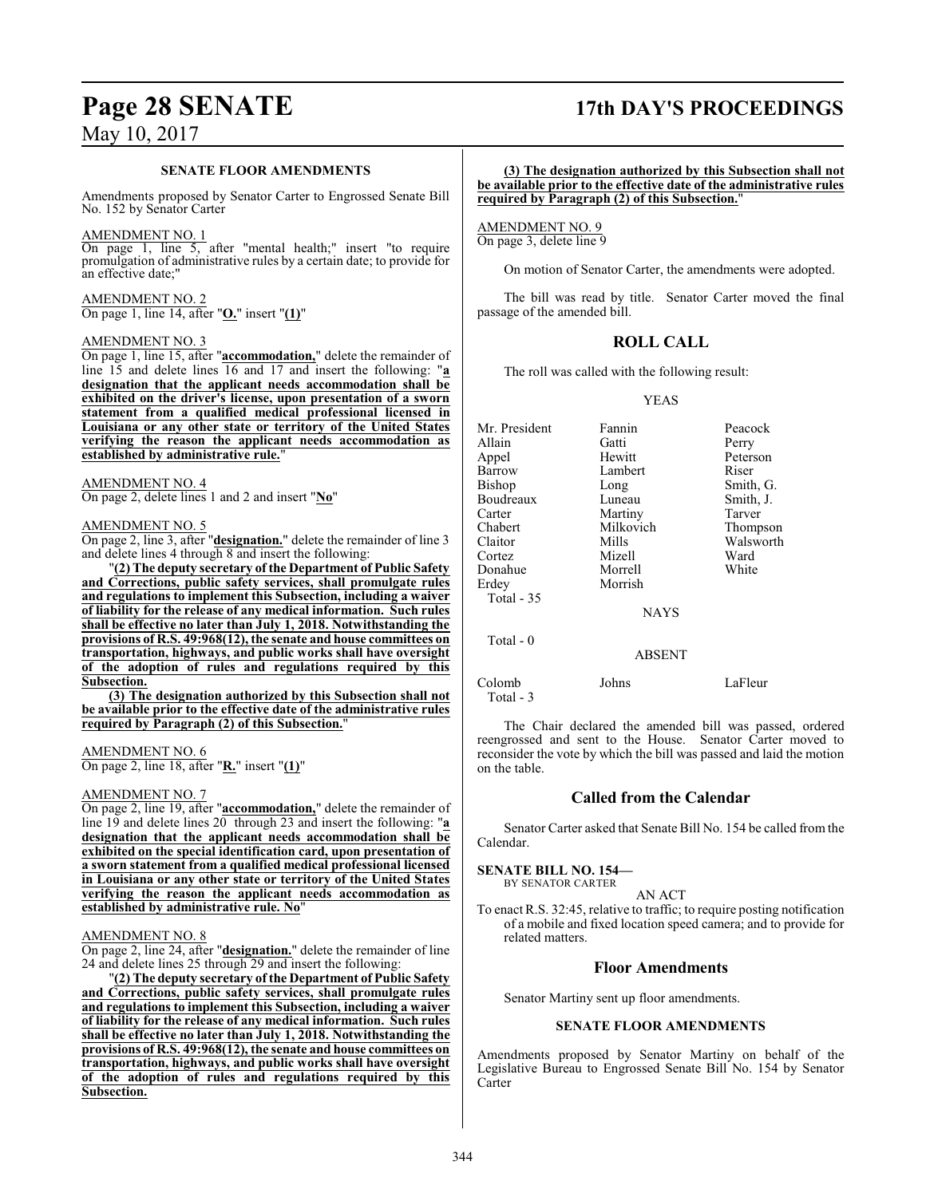### SENATE FLOOR AMENDMENTS

Amendments proposed by Senator Carter to Engrossed Senate Bill No. 152 by Senator Carter

AMENDMENT NO. 1

On page 1, line 5, after "mental health;" insert "to require promulgation of administrative rules by a certain date; to provide for an effective date;"

AMENDMENT NO. 2

On page 1, line 14, after "**O.**" insert "**(1)**"

AMENDMENT NO. 3

On page 1, line 15, after "**accommodation,**" delete the remainder of line 15 and delete lines 16 and 17 and insert the following: "**a designation that the applicant needs accommodation shall be exhibited on the driver's license, upon presentation of a sworn statement from a qualified medical professional licensed in Louisiana or any other state or territory of the United States verifying the reason the applicant needs accommodation as established by administrative rule.**"

AMENDMENT NO. 4

On page 2, delete lines 1 and 2 and insert "**No**"

AMENDMENT NO. 5

On page 2, line 3, after "**designation.**" delete the remainder of line 3 and delete lines 4 through 8 and insert the following:

"**(2) The deputy secretary of the Department of Public Safety and Corrections, public safety services, shall promulgate rules and regulations to implement this Subsection, including a waiver of liability for the release of any medical information. Such rules shall be effective no later than July 1, 2018. Notwithstanding the provisions of R.S. 49:968(12), the senate and house committees on transportation, highways, and public works shall have oversight of the adoption of rules and regulations required by this Subsection.**

**(3) The designation authorized by this Subsection shall not be available prior to the effective date of the administrative rules required by Paragraph (2) of this Subsection.**"

AMENDMENT NO. 6

On page 2, line 18, after "**R.**" insert "**(1)**"

AMENDMENT NO. 7

On page 2, line 19, after "**accommodation,**" delete the remainder of line 19 and delete lines 20 through 23 and insert the following: "**a designation that the applicant needs accommodation shall be exhibited on the special identification card, upon presentation of a sworn statement from a qualified medical professional licensed in Louisiana or any other state or territory of the United States verifying the reason the applicant needs accommodation as established by administrative rule. No**"

AMENDMENT NO. 8

On page 2, line 24, after "**designation.**" delete the remainder of line 24 and delete lines 25 through 29 and insert the following:

"**(2) The deputy secretary of the Department of Public Safety and Corrections, public safety services, shall promulgate rules and regulations to implement this Subsection, including a waiver of liability for the release of any medical information. Such rules shall be effective no later than July 1, 2018. Notwithstanding the provisions of R.S. 49:968(12), the senate and house committees on transportation, highways, and public works shall have oversight of the adoption of rules and regulations required by this Subsection.**

**(3) The designation authorized by this Subsection shall not be available prior to the effective date of the administrative rules required by Paragraph (2) of this Subsection.**"

AMENDMENT NO. 9

On page 3, delete line 9

On motion of Senator Carter, the amendments were adopted.

The bill was read by title. Senator Carter moved the final passage of the amended bill.

## ROLL CALL

The roll was called with the following result:

YEAS

| | | |
|---|---|---|
| Mr. President | Fannin | Peacock |
| Allain | Gatti | Perry |
| Appel | Hewitt | Peterson |
| Barrow | Lambert | Riser |
| Bishop | Long | Smith, G. |
| Boudreaux | Luneau | Smith, J. |
| Carter | Martiny | Tarver |
| Chabert | Milkovich | Thompson |
| Claitor | Mills | Walsworth |
| Cortez | Mizell | Ward |
| Donahue | Morrell | White |
| Erdey | Morrish | |

Total - 35

NAYS

Total - 0

ABSENT

| | | |
|---|---|---|
| Colomb | Johns | LaFleur |

Total - 3

The Chair declared the amended bill was passed, ordered reengrossed and sent to the House. Senator Carter moved to reconsider the vote by which the bill was passed and laid the motion on the table.

## Called from the Calendar

Senator Carter asked that Senate Bill No. 154 be called from the Calendar.

**SENATE BILL NO. 154—**
BY SENATOR CARTER

AN ACT

To enact R.S. 32:45, relative to traffic; to require posting notification of a mobile and fixed location speed camera; and to provide for related matters.

## Floor Amendments

Senator Martiny sent up floor amendments.

### SENATE FLOOR AMENDMENTS

Amendments proposed by Senator Martiny on behalf of the Legislative Bureau to Engrossed Senate Bill No. 154 by Senator Carter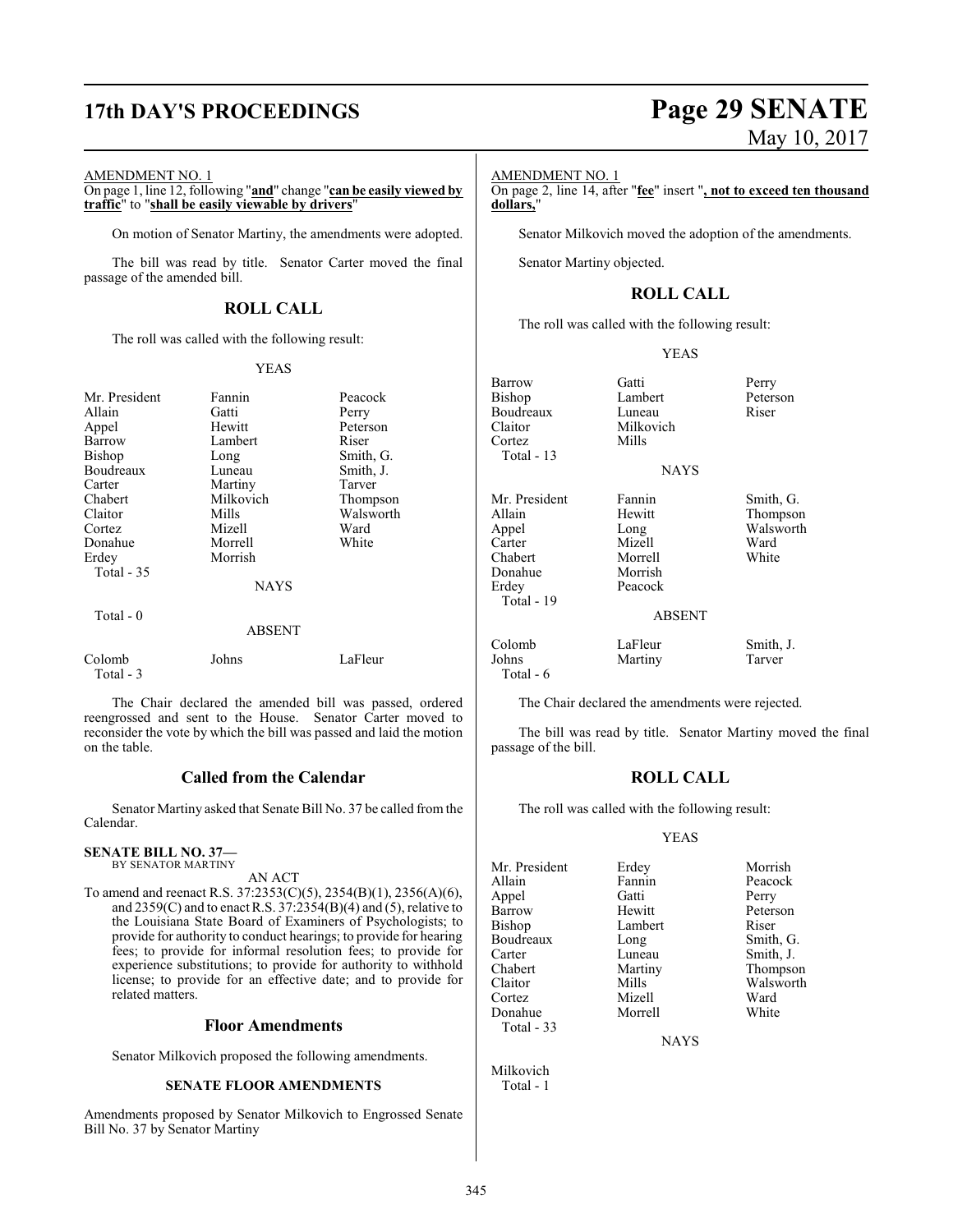AMENDMENT NO. 1

On page 1, line 12, following "**and**" change "**can be easily viewed by traffic**" to "**shall be easily viewable by drivers**"

On motion of Senator Martiny, the amendments were adopted.

The bill was read by title. Senator Carter moved the final passage of the amended bill.

## ROLL CALL

The roll was called with the following result:

YEAS

| | | |
|---|---|---|
| Mr. President | Fannin | Peacock |
| Allain | Gatti | Perry |
| Appel | Hewitt | Peterson |
| Barrow | Lambert | Riser |
| Bishop | Long | Smith, G. |
| Boudreaux | Luneau | Smith, J. |
| Carter | Martiny | Tarver |
| Chabert | Milkovich | Thompson |
| Claitor | Mills | Walsworth |
| Cortez | Mizell | Ward |
| Donahue | Morrell | White |
| Erdey | Morrish | |

Total - 35

NAYS

Total - 0

ABSENT

| | | |
|---|---|---|
| Colomb | Johns | LaFleur |

Total - 3

The Chair declared the amended bill was passed, ordered reengrossed and sent to the House. Senator Carter moved to reconsider the vote by which the bill was passed and laid the motion on the table.

## Called from the Calendar

Senator Martiny asked that Senate Bill No. 37 be called from the Calendar.

**SENATE BILL NO. 37—**
BY SENATOR MARTINY

AN ACT

To amend and reenact R.S. 37:2353(C)(5), 2354(B)(1), 2356(A)(6), and 2359(C) and to enact R.S. 37:2354(B)(4) and (5), relative to the Louisiana State Board of Examiners of Psychologists; to provide for authority to conduct hearings; to provide for hearing fees; to provide for informal resolution fees; to provide for experience substitutions; to provide for authority to withhold license; to provide for an effective date; and to provide for related matters.

## Floor Amendments

Senator Milkovich proposed the following amendments.

### SENATE FLOOR AMENDMENTS

Amendments proposed by Senator Milkovich to Engrossed Senate Bill No. 37 by Senator Martiny

AMENDMENT NO. 1

On page 2, line 14, after "**fee**" insert "**, not to exceed ten thousand dollars,**"

Senator Milkovich moved the adoption of the amendments.

Senator Martiny objected.

## ROLL CALL

The roll was called with the following result:

YEAS

| | | |
|---|---|---|
| Barrow | Gatti | Perry |
| Bishop | Lambert | Peterson |
| Boudreaux | Luneau | Riser |
| Claitor | Milkovich | |
| Cortez | Mills | |

Total - 13

NAYS

| | | |
|---|---|---|
| Mr. President | Fannin | Smith, G. |
| Allain | Hewitt | Thompson |
| Appel | Long | Walsworth |
| Carter | Mizell | Ward |
| Chabert | Morrell | White |
| Donahue | Morrish | |
| Erdey | Peacock | |

Total - 19

ABSENT

| | | |
|---|---|---|
| Colomb | LaFleur | Smith, J. |
| Johns | Martiny | Tarver |

Total - 6

The Chair declared the amendments were rejected.

The bill was read by title. Senator Martiny moved the final passage of the bill.

## ROLL CALL

The roll was called with the following result:

YEAS

| | | |
|---|---|---|
| Mr. President | Erdey | Morrish |
| Allain | Fannin | Peacock |
| Appel | Gatti | Perry |
| Barrow | Hewitt | Peterson |
| Bishop | Lambert | Riser |
| Boudreaux | Long | Smith, G. |
| Carter | Luneau | Smith, J. |
| Chabert | Martiny | Thompson |
| Claitor | Mills | Walsworth |
| Cortez | Mizell | Ward |
| Donahue | Morrell | White |

Total - 33

NAYS

Milkovich

Total - 1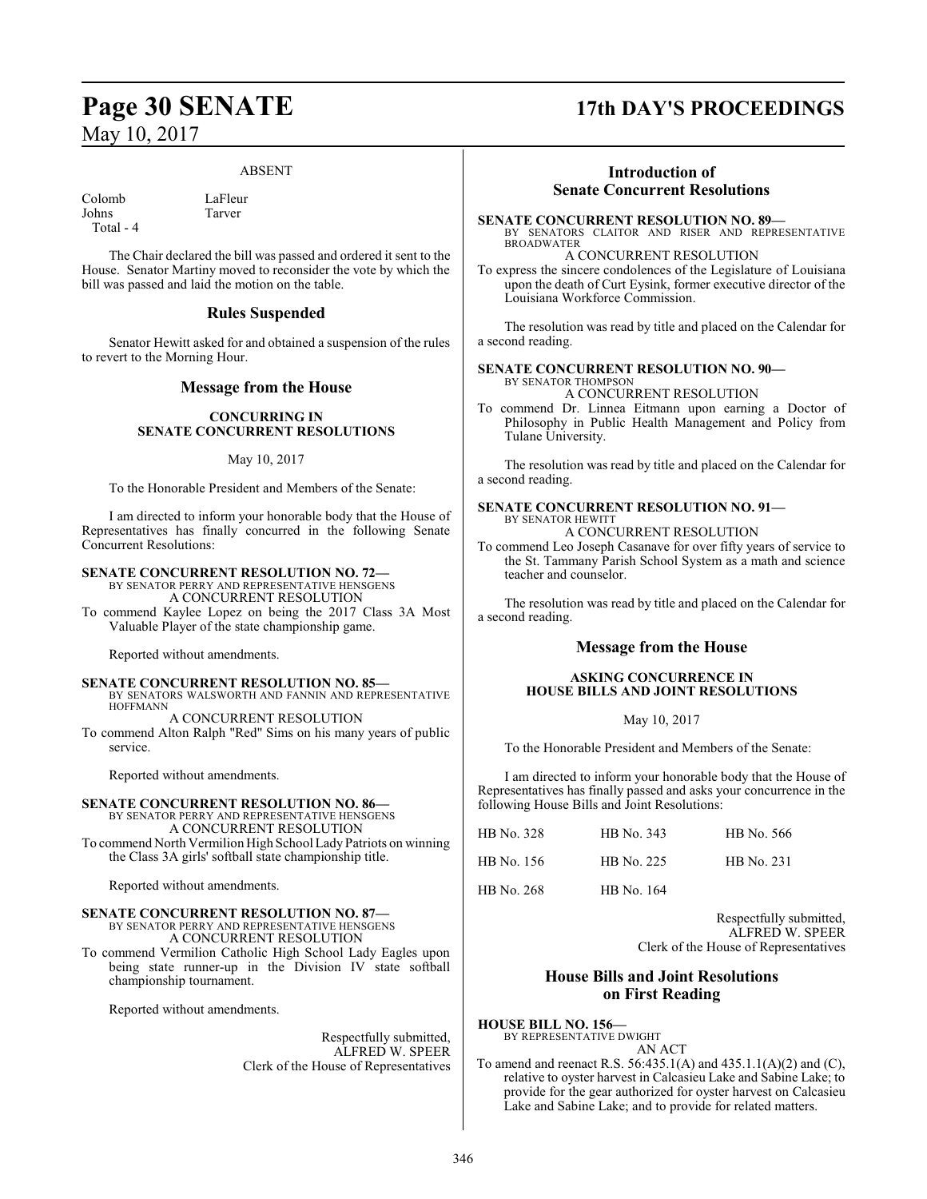ABSENT

| | |
|---|---|
| Colomb | LaFleur |
| Johns | Tarver |
| Total - 4 | |

The Chair declared the bill was passed and ordered it sent to the House. Senator Martiny moved to reconsider the vote by which the bill was passed and laid the motion on the table.

## Rules Suspended

Senator Hewitt asked for and obtained a suspension of the rules to revert to the Morning Hour.

## Message from the House

### CONCURRING IN SENATE CONCURRENT RESOLUTIONS

May 10, 2017

To the Honorable President and Members of the Senate:

I am directed to inform your honorable body that the House of Representatives has finally concurred in the following Senate Concurrent Resolutions:

**SENATE CONCURRENT RESOLUTION NO. 72—**
BY SENATOR PERRY AND REPRESENTATIVE HENSGENS
A CONCURRENT RESOLUTION
To commend Kaylee Lopez on being the 2017 Class 3A Most Valuable Player of the state championship game.

Reported without amendments.

**SENATE CONCURRENT RESOLUTION NO. 85—**
BY SENATORS WALSWORTH AND FANNIN AND REPRESENTATIVE HOFFMANN
A CONCURRENT RESOLUTION
To commend Alton Ralph "Red" Sims on his many years of public service.

Reported without amendments.

**SENATE CONCURRENT RESOLUTION NO. 86—**
BY SENATOR PERRY AND REPRESENTATIVE HENSGENS
A CONCURRENT RESOLUTION
To commend North Vermilion High School Lady Patriots on winning the Class 3A girls' softball state championship title.

Reported without amendments.

**SENATE CONCURRENT RESOLUTION NO. 87—**
BY SENATOR PERRY AND REPRESENTATIVE HENSGENS
A CONCURRENT RESOLUTION
To commend Vermilion Catholic High School Lady Eagles upon being state runner-up in the Division IV state softball championship tournament.

Reported without amendments.

Respectfully submitted,
ALFRED W. SPEER
Clerk of the House of Representatives

## Introduction of Senate Concurrent Resolutions

**SENATE CONCURRENT RESOLUTION NO. 89—**
BY SENATORS CLAITOR AND RISER AND REPRESENTATIVE BROADWATER
A CONCURRENT RESOLUTION
To express the sincere condolences of the Legislature of Louisiana upon the death of Curt Eysink, former executive director of the Louisiana Workforce Commission.

The resolution was read by title and placed on the Calendar for a second reading.

**SENATE CONCURRENT RESOLUTION NO. 90—**
BY SENATOR THOMPSON
A CONCURRENT RESOLUTION
To commend Dr. Linnea Eitmann upon earning a Doctor of Philosophy in Public Health Management and Policy from Tulane University.

The resolution was read by title and placed on the Calendar for a second reading.

**SENATE CONCURRENT RESOLUTION NO. 91—**
BY SENATOR HEWITT
A CONCURRENT RESOLUTION
To commend Leo Joseph Casanave for over fifty years of service to the St. Tammany Parish School System as a math and science teacher and counselor.

The resolution was read by title and placed on the Calendar for a second reading.

## Message from the House

### ASKING CONCURRENCE IN HOUSE BILLS AND JOINT RESOLUTIONS

May 10, 2017

To the Honorable President and Members of the Senate:

I am directed to inform your honorable body that the House of Representatives has finally passed and asks your concurrence in the following House Bills and Joint Resolutions:

| | | |
|---|---|---|
| HB No. 328 | HB No. 343 | HB No. 566 |
| HB No. 156 | HB No. 225 | HB No. 231 |
| HB No. 268 | HB No. 164 | |

Respectfully submitted,
ALFRED W. SPEER
Clerk of the House of Representatives

## House Bills and Joint Resolutions on First Reading

**HOUSE BILL NO. 156—**
BY REPRESENTATIVE DWIGHT
AN ACT
To amend and reenact R.S. 56:435.1(A) and 435.1.1(A)(2) and (C), relative to oyster harvest in Calcasieu Lake and Sabine Lake; to provide for the gear authorized for oyster harvest on Calcasieu Lake and Sabine Lake; and to provide for related matters.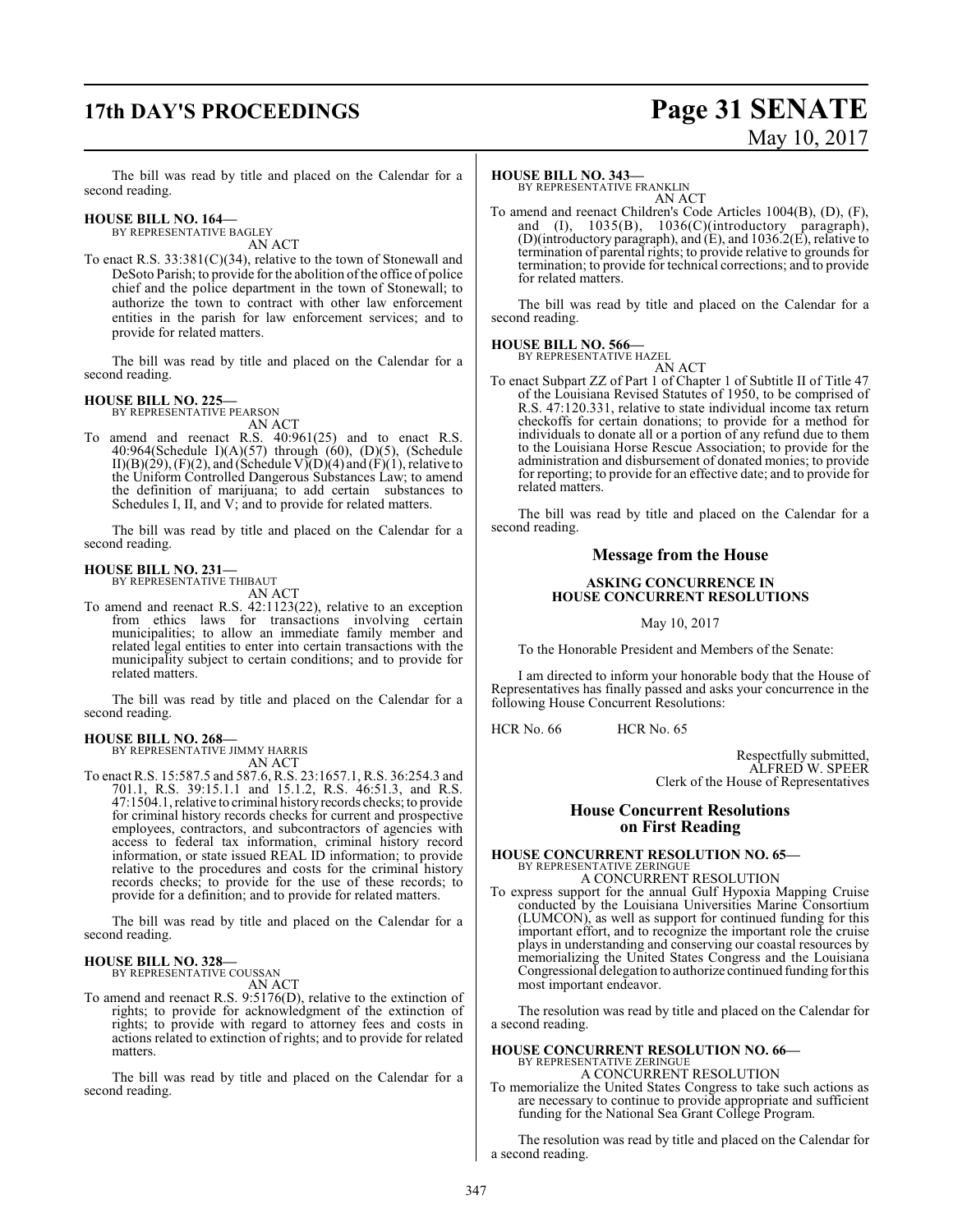The bill was read by title and placed on the Calendar for a second reading.

**HOUSE BILL NO. 164—**
BY REPRESENTATIVE BAGLEY
AN ACT

To enact R.S. 33:381(C)(34), relative to the town of Stonewall and DeSoto Parish; to provide for the abolition of the office of police chief and the police department in the town of Stonewall; to authorize the town to contract with other law enforcement entities in the parish for law enforcement services; and to provide for related matters.

The bill was read by title and placed on the Calendar for a second reading.

**HOUSE BILL NO. 225—**
BY REPRESENTATIVE PEARSON
AN ACT

To amend and reenact R.S. 40:961(25) and to enact R.S. 40:964(Schedule I)(A)(57) through (60), (D)(5), (Schedule II)(B)(29), (F)(2), and (Schedule V)(D)(4) and (F)(1), relative to the Uniform Controlled Dangerous Substances Law; to amend the definition of marijuana; to add certain substances to Schedules I, II, and V; and to provide for related matters.

The bill was read by title and placed on the Calendar for a second reading.

**HOUSE BILL NO. 231—**
BY REPRESENTATIVE THIBAUT
AN ACT

To amend and reenact R.S. 42:1123(22), relative to an exception from ethics laws for transactions involving certain municipalities; to allow an immediate family member and related legal entities to enter into certain transactions with the municipality subject to certain conditions; and to provide for related matters.

The bill was read by title and placed on the Calendar for a second reading.

**HOUSE BILL NO. 268—**
BY REPRESENTATIVE JIMMY HARRIS
AN ACT

To enact R.S. 15:587.5 and 587.6, R.S. 23:1657.1, R.S. 36:254.3 and 701.1, R.S. 39:15.1.1 and 15.1.2, R.S. 46:51.3, and R.S. 47:1504.1, relative to criminal history records checks; to provide for criminal history records checks for current and prospective employees, contractors, and subcontractors of agencies with access to federal tax information, criminal history record information, or state issued REAL ID information; to provide relative to the procedures and costs for the criminal history records checks; to provide for the use of these records; to provide for a definition; and to provide for related matters.

The bill was read by title and placed on the Calendar for a second reading.

**HOUSE BILL NO. 328—**
BY REPRESENTATIVE COUSSAN
AN ACT

To amend and reenact R.S. 9:5176(D), relative to the extinction of rights; to provide for acknowledgment of the extinction of rights; to provide with regard to attorney fees and costs in actions related to extinction of rights; and to provide for related matters.

The bill was read by title and placed on the Calendar for a second reading.

**HOUSE BILL NO. 343—**
BY REPRESENTATIVE FRANKLIN
AN ACT

To amend and reenact Children's Code Articles 1004(B), (D), (F), and (I), 1035(B), 1036(C)(introductory paragraph), (D)(introductory paragraph), and (E), and 1036.2(E), relative to termination of parental rights; to provide relative to grounds for termination; to provide for technical corrections; and to provide for related matters.

The bill was read by title and placed on the Calendar for a second reading.

**HOUSE BILL NO. 566—**
BY REPRESENTATIVE HAZEL
AN ACT

To enact Subpart ZZ of Part 1 of Chapter 1 of Subtitle II of Title 47 of the Louisiana Revised Statutes of 1950, to be comprised of R.S. 47:120.331, relative to state individual income tax return checkoffs for certain donations; to provide for a method for individuals to donate all or a portion of any refund due to them to the Louisiana Horse Rescue Association; to provide for the administration and disbursement of donated monies; to provide for reporting; to provide for an effective date; and to provide for related matters.

The bill was read by title and placed on the Calendar for a second reading.

## Message from the House

**ASKING CONCURRENCE IN HOUSE CONCURRENT RESOLUTIONS**

May 10, 2017

To the Honorable President and Members of the Senate:

I am directed to inform your honorable body that the House of Representatives has finally passed and asks your concurrence in the following House Concurrent Resolutions:

HCR No. 66 HCR No. 65

Respectfully submitted,
ALFRED W. SPEER
Clerk of the House of Representatives

## House Concurrent Resolutions on First Reading

**HOUSE CONCURRENT RESOLUTION NO. 65—**
BY REPRESENTATIVE ZERINGUE
A CONCURRENT RESOLUTION

To express support for the annual Gulf Hypoxia Mapping Cruise conducted by the Louisiana Universities Marine Consortium (LUMCON), as well as support for continued funding for this important effort, and to recognize the important role the cruise plays in understanding and conserving our coastal resources by memorializing the United States Congress and the Louisiana Congressional delegation to authorize continued funding for this most important endeavor.

The resolution was read by title and placed on the Calendar for a second reading.

**HOUSE CONCURRENT RESOLUTION NO. 66—**
BY REPRESENTATIVE ZERINGUE
A CONCURRENT RESOLUTION

To memorialize the United States Congress to take such actions as are necessary to continue to provide appropriate and sufficient funding for the National Sea Grant College Program.

The resolution was read by title and placed on the Calendar for a second reading.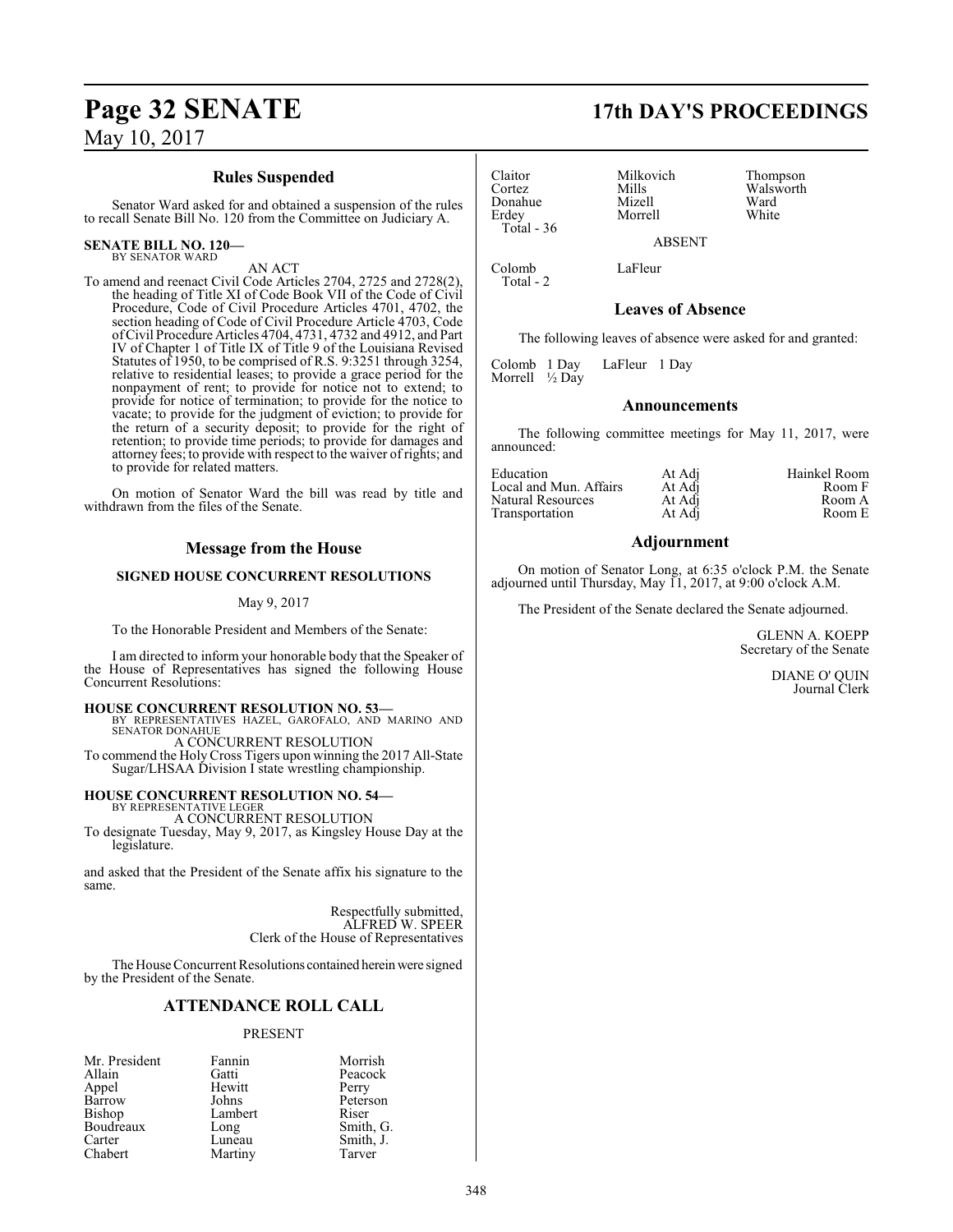## Rules Suspended

Senator Ward asked for and obtained a suspension of the rules to recall Senate Bill No. 120 from the Committee on Judiciary A.

**SENATE BILL NO. 120—**
BY SENATOR WARD

AN ACT

To amend and reenact Civil Code Articles 2704, 2725 and 2728(2), the heading of Title XI of Code Book VII of the Code of Civil Procedure, Code of Civil Procedure Articles 4701, 4702, the section heading of Code of Civil Procedure Article 4703, Code of Civil Procedure Articles 4704, 4731, 4732 and 4912, and Part IV of Chapter 1 of Title IX of Title 9 of the Louisiana Revised Statutes of 1950, to be comprised of R.S. 9:3251 through 3254, relative to residential leases; to provide a grace period for the nonpayment of rent; to provide for notice not to extend; to provide for notice of termination; to provide for the notice to vacate; to provide for the judgment of eviction; to provide for the return of a security deposit; to provide for the right of retention; to provide time periods; to provide for damages and attorney fees; to provide with respect to the waiver of rights; and to provide for related matters.

On motion of Senator Ward the bill was read by title and withdrawn from the files of the Senate.

## Message from the House

### SIGNED HOUSE CONCURRENT RESOLUTIONS

May 9, 2017

To the Honorable President and Members of the Senate:

I am directed to inform your honorable body that the Speaker of the House of Representatives has signed the following House Concurrent Resolutions:

**HOUSE CONCURRENT RESOLUTION NO. 53—**
BY REPRESENTATIVES HAZEL, GAROFALO, AND MARINO AND SENATOR DONAHUE

A CONCURRENT RESOLUTION

To commend the Holy Cross Tigers upon winning the 2017 All-State Sugar/LHSAA Division I state wrestling championship.

**HOUSE CONCURRENT RESOLUTION NO. 54—**
BY REPRESENTATIVE LEGER

A CONCURRENT RESOLUTION

To designate Tuesday, May 9, 2017, as Kingsley House Day at the legislature.

and asked that the President of the Senate affix his signature to the same.

Respectfully submitted,
ALFRED W. SPEER
Clerk of the House of Representatives

The House Concurrent Resolutions contained herein were signed by the President of the Senate.

## ATTENDANCE ROLL CALL

PRESENT

| | | |
|---|---|---|
| Mr. President | Fannin | Morrish |
| Allain | Gatti | Peacock |
| Appel | Hewitt | Perry |
| Barrow | Johns | Peterson |
| Bishop | Lambert | Riser |
| Boudreaux | Long | Smith, G. |
| Carter | Luneau | Smith, J. |
| Chabert | Martiny | Tarver |
| Claitor | Milkovich | Thompson |
| Cortez | Mills | Walsworth |
| Donahue | Mizell | Ward |
| Erdey | Morrell | White |

Total - 36

ABSENT

| | |
|---|---|
| Colomb | LaFleur |

Total - 2

## Leaves of Absence

The following leaves of absence were asked for and granted:

Colomb 1 Day LaFleur 1 Day
Morrell ½ Day

## Announcements

The following committee meetings for May 11, 2017, were announced:

| | | |
|---|---|---|
| Education | At Adj | Hainkel Room |
| Local and Mun. Affairs | At Adj | Room F |
| Natural Resources | At Adj | Room A |
| Transportation | At Adj | Room E |

## Adjournment

On motion of Senator Long, at 6:35 o'clock P.M. the Senate adjourned until Thursday, May 11, 2017, at 9:00 o'clock A.M.

The President of the Senate declared the Senate adjourned.

GLENN A. KOEPP
Secretary of the Senate

DIANE O' QUIN
Journal Clerk